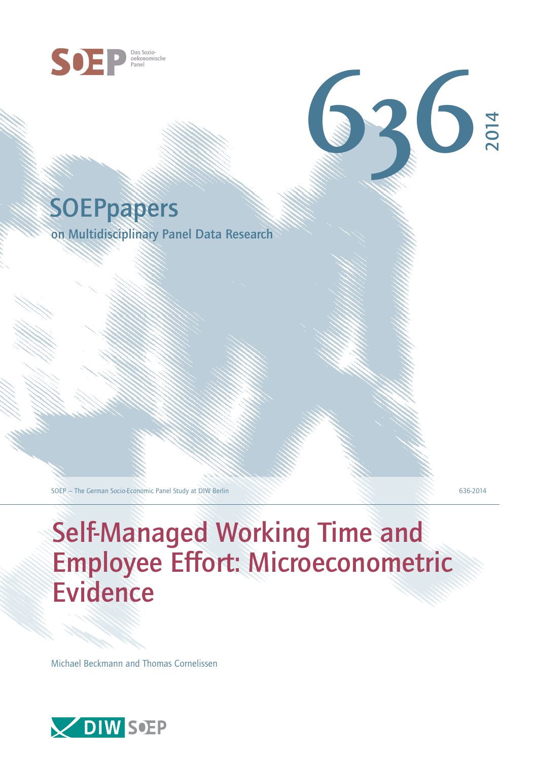SOEP Das Sozio-oekonomische Panel

# 636

2014

## SOEPpapers

on Multidisciplinary Panel Data Research

SOEP — The German Socio-Economic Panel Study at DIW Berlin

636-2014

# Self-Managed Working Time and Employee Effort: Microeconometric Evidence

Michael Beckmann and Thomas Cornelissen

DIW SOEP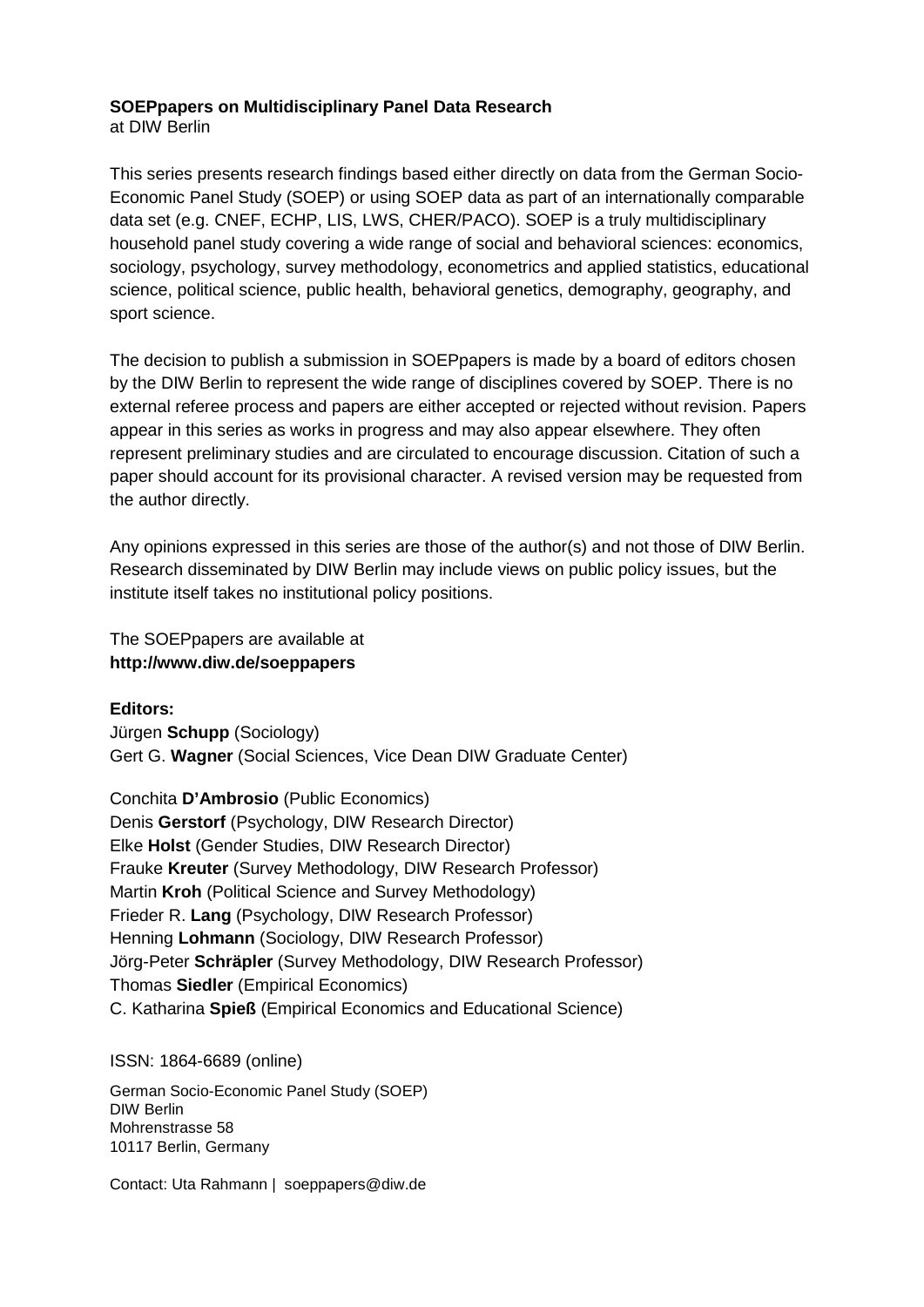**SOEPpapers on Multidisciplinary Panel Data Research**
at DIW Berlin

This series presents research findings based either directly on data from the German Socio-Economic Panel Study (SOEP) or using SOEP data as part of an internationally comparable data set (e.g. CNEF, ECHP, LIS, LWS, CHER/PACO). SOEP is a truly multidisciplinary household panel study covering a wide range of social and behavioral sciences: economics, sociology, psychology, survey methodology, econometrics and applied statistics, educational science, political science, public health, behavioral genetics, demography, geography, and sport science.

The decision to publish a submission in SOEPpapers is made by a board of editors chosen by the DIW Berlin to represent the wide range of disciplines covered by SOEP. There is no external referee process and papers are either accepted or rejected without revision. Papers appear in this series as works in progress and may also appear elsewhere. They often represent preliminary studies and are circulated to encourage discussion. Citation of such a paper should account for its provisional character. A revised version may be requested from the author directly.

Any opinions expressed in this series are those of the author(s) and not those of DIW Berlin. Research disseminated by DIW Berlin may include views on public policy issues, but the institute itself takes no institutional policy positions.

The SOEPpapers are available at
**http://www.diw.de/soeppapers**

**Editors:**
Jürgen **Schupp** (Sociology)
Gert G. **Wagner** (Social Sciences, Vice Dean DIW Graduate Center)

Conchita **D'Ambrosio** (Public Economics)
Denis **Gerstorf** (Psychology, DIW Research Director)
Elke **Holst** (Gender Studies, DIW Research Director)
Frauke **Kreuter** (Survey Methodology, DIW Research Professor)
Martin **Kroh** (Political Science and Survey Methodology)
Frieder R. **Lang** (Psychology, DIW Research Professor)
Henning **Lohmann** (Sociology, DIW Research Professor)
Jörg-Peter **Schräpler** (Survey Methodology, DIW Research Professor)
Thomas **Siedler** (Empirical Economics)
C. Katharina **Spieß** (Empirical Economics and Educational Science)

ISSN: 1864-6689 (online)

German Socio-Economic Panel Study (SOEP)
DIW Berlin
Mohrenstrasse 58
10117 Berlin, Germany

Contact: Uta Rahmann | soeppapers@diw.de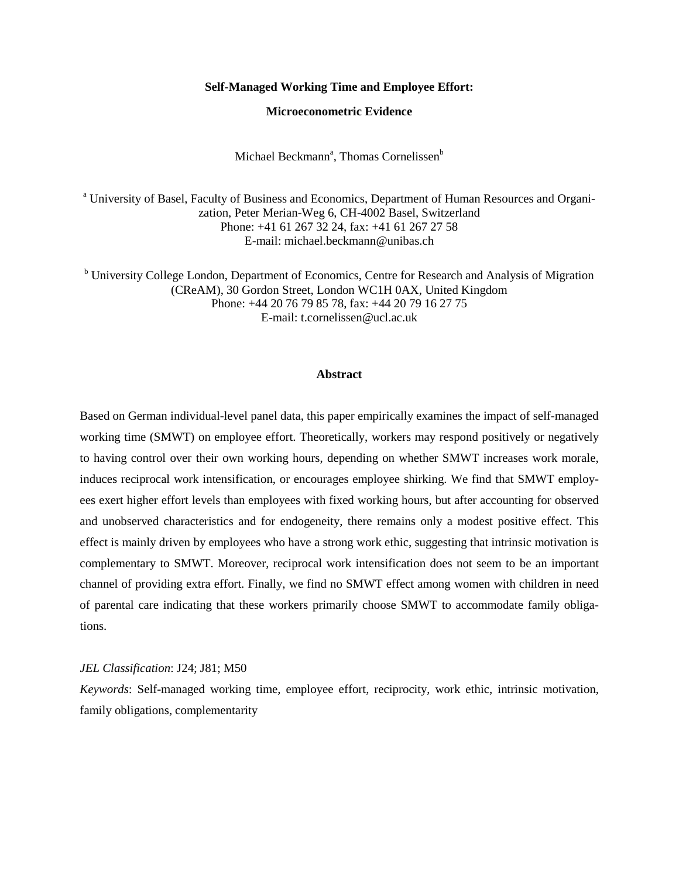**Self-Managed Working Time and Employee Effort:**

**Microeconometric Evidence**

Michael Beckmann[a], Thomas Cornelissen[b]

[a] University of Basel, Faculty of Business and Economics, Department of Human Resources and Organization, Peter Merian-Weg 6, CH-4002 Basel, Switzerland
Phone: +41 61 267 32 24, fax: +41 61 267 27 58
E-mail: michael.beckmann@unibas.ch

[b] University College London, Department of Economics, Centre for Research and Analysis of Migration (CReAM), 30 Gordon Street, London WC1H 0AX, United Kingdom
Phone: +44 20 76 79 85 78, fax: +44 20 79 16 27 75
E-mail: t.cornelissen@ucl.ac.uk

**Abstract**

Based on German individual-level panel data, this paper empirically examines the impact of self-managed working time (SMWT) on employee effort. Theoretically, workers may respond positively or negatively to having control over their own working hours, depending on whether SMWT increases work morale, induces reciprocal work intensification, or encourages employee shirking. We find that SMWT employees exert higher effort levels than employees with fixed working hours, but after accounting for observed and unobserved characteristics and for endogeneity, there remains only a modest positive effect. This effect is mainly driven by employees who have a strong work ethic, suggesting that intrinsic motivation is complementary to SMWT. Moreover, reciprocal work intensification does not seem to be an important channel of providing extra effort. Finally, we find no SMWT effect among women with children in need of parental care indicating that these workers primarily choose SMWT to accommodate family obligations.

*JEL Classification*: J24; J81; M50

*Keywords*: Self-managed working time, employee effort, reciprocity, work ethic, intrinsic motivation, family obligations, complementarity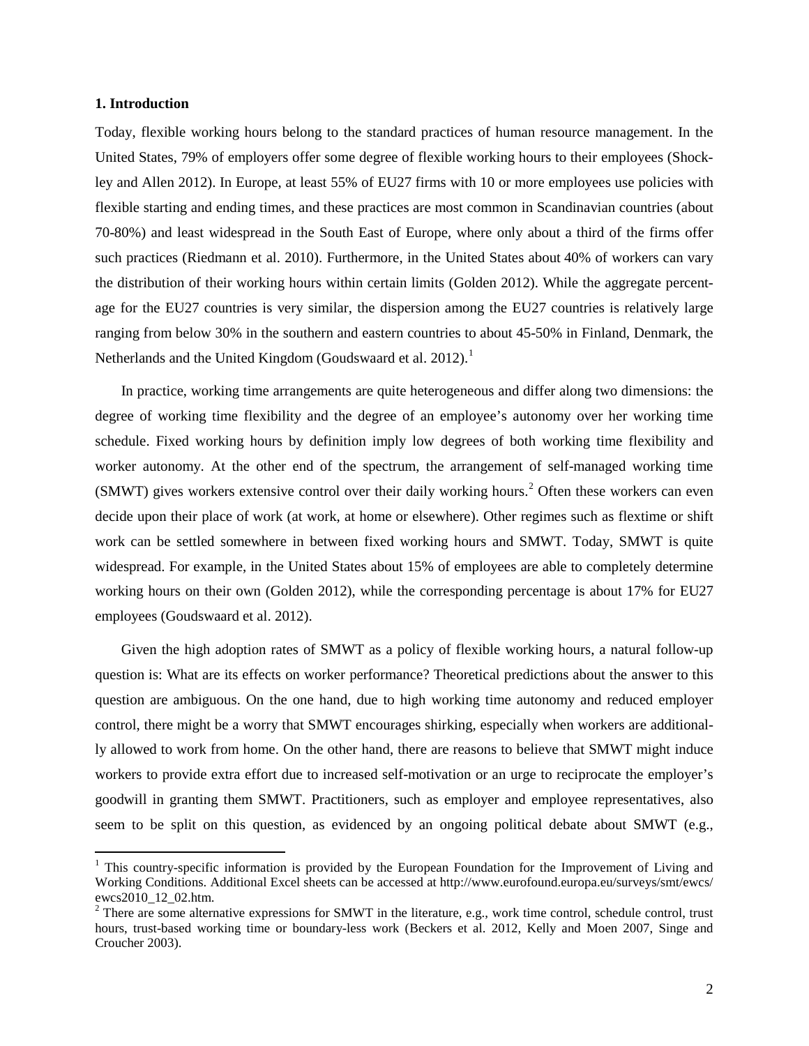## 1. Introduction

Today, flexible working hours belong to the standard practices of human resource management. In the United States, 79% of employers offer some degree of flexible working hours to their employees (Shockley and Allen 2012). In Europe, at least 55% of EU27 firms with 10 or more employees use policies with flexible starting and ending times, and these practices are most common in Scandinavian countries (about 70-80%) and least widespread in the South East of Europe, where only about a third of the firms offer such practices (Riedmann et al. 2010). Furthermore, in the United States about 40% of workers can vary the distribution of their working hours within certain limits (Golden 2012). While the aggregate percentage for the EU27 countries is very similar, the dispersion among the EU27 countries is relatively large ranging from below 30% in the southern and eastern countries to about 45-50% in Finland, Denmark, the Netherlands and the United Kingdom (Goudswaard et al. 2012).[1]

In practice, working time arrangements are quite heterogeneous and differ along two dimensions: the degree of working time flexibility and the degree of an employee's autonomy over her working time schedule. Fixed working hours by definition imply low degrees of both working time flexibility and worker autonomy. At the other end of the spectrum, the arrangement of self-managed working time (SMWT) gives workers extensive control over their daily working hours.[2] Often these workers can even decide upon their place of work (at work, at home or elsewhere). Other regimes such as flextime or shift work can be settled somewhere in between fixed working hours and SMWT. Today, SMWT is quite widespread. For example, in the United States about 15% of employees are able to completely determine working hours on their own (Golden 2012), while the corresponding percentage is about 17% for EU27 employees (Goudswaard et al. 2012).

Given the high adoption rates of SMWT as a policy of flexible working hours, a natural follow-up question is: What are its effects on worker performance? Theoretical predictions about the answer to this question are ambiguous. On the one hand, due to high working time autonomy and reduced employer control, there might be a worry that SMWT encourages shirking, especially when workers are additionally allowed to work from home. On the other hand, there are reasons to believe that SMWT might induce workers to provide extra effort due to increased self-motivation or an urge to reciprocate the employer's goodwill in granting them SMWT. Practitioners, such as employer and employee representatives, also seem to be split on this question, as evidenced by an ongoing political debate about SMWT (e.g.,

[1] This country-specific information is provided by the European Foundation for the Improvement of Living and Working Conditions. Additional Excel sheets can be accessed at http://www.eurofound.europa.eu/surveys/smt/ewcs/ewcs2010_12_02.htm.

[2] There are some alternative expressions for SMWT in the literature, e.g., work time control, schedule control, trust hours, trust-based working time or boundary-less work (Beckers et al. 2012, Kelly and Moen 2007, Singe and Croucher 2003).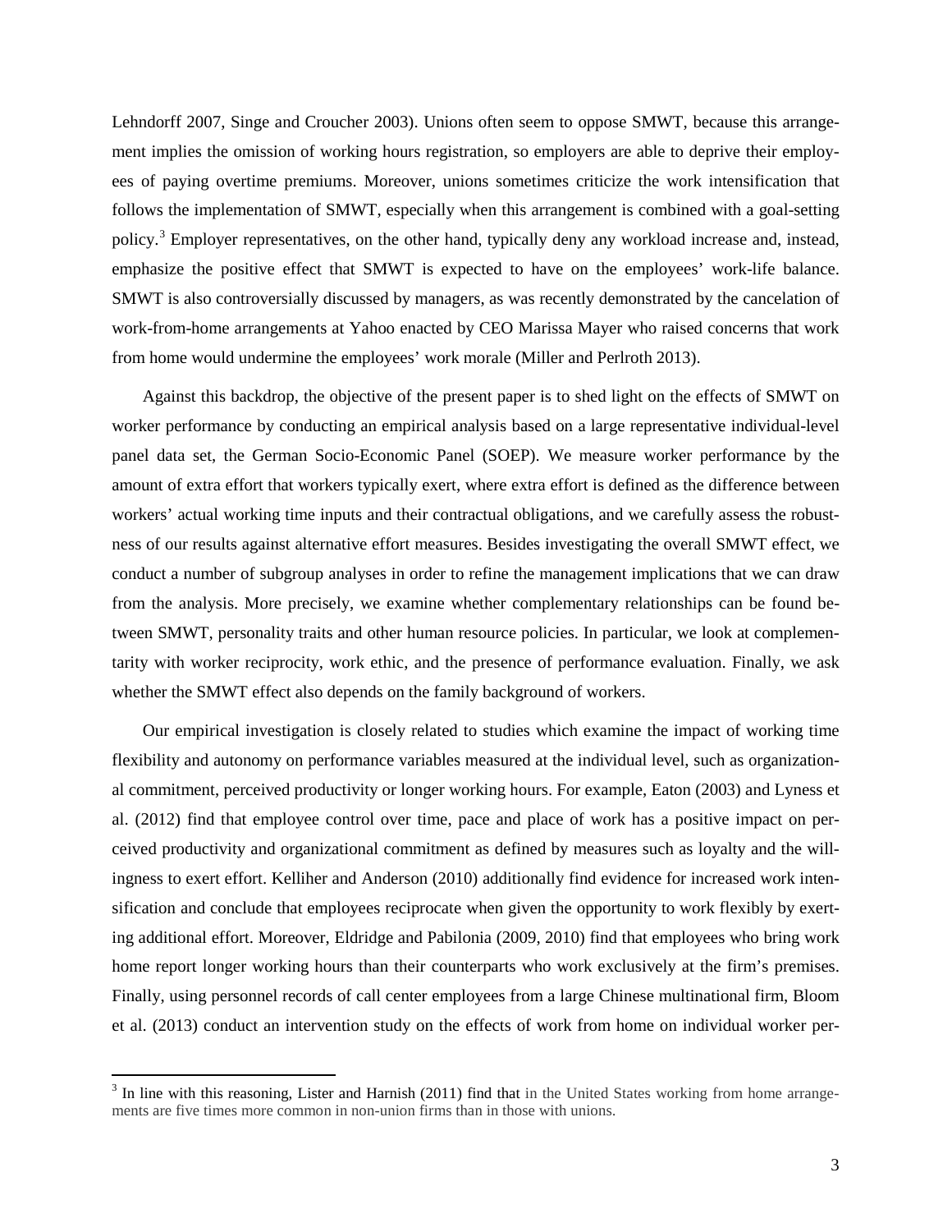Lehndorff 2007, Singe and Croucher 2003). Unions often seem to oppose SMWT, because this arrangement implies the omission of working hours registration, so employers are able to deprive their employees of paying overtime premiums. Moreover, unions sometimes criticize the work intensification that follows the implementation of SMWT, especially when this arrangement is combined with a goal-setting policy.[3] Employer representatives, on the other hand, typically deny any workload increase and, instead, emphasize the positive effect that SMWT is expected to have on the employees' work-life balance. SMWT is also controversially discussed by managers, as was recently demonstrated by the cancelation of work-from-home arrangements at Yahoo enacted by CEO Marissa Mayer who raised concerns that work from home would undermine the employees' work morale (Miller and Perlroth 2013).

Against this backdrop, the objective of the present paper is to shed light on the effects of SMWT on worker performance by conducting an empirical analysis based on a large representative individual-level panel data set, the German Socio-Economic Panel (SOEP). We measure worker performance by the amount of extra effort that workers typically exert, where extra effort is defined as the difference between workers' actual working time inputs and their contractual obligations, and we carefully assess the robustness of our results against alternative effort measures. Besides investigating the overall SMWT effect, we conduct a number of subgroup analyses in order to refine the management implications that we can draw from the analysis. More precisely, we examine whether complementary relationships can be found between SMWT, personality traits and other human resource policies. In particular, we look at complementarity with worker reciprocity, work ethic, and the presence of performance evaluation. Finally, we ask whether the SMWT effect also depends on the family background of workers.

Our empirical investigation is closely related to studies which examine the impact of working time flexibility and autonomy on performance variables measured at the individual level, such as organizational commitment, perceived productivity or longer working hours. For example, Eaton (2003) and Lyness et al. (2012) find that employee control over time, pace and place of work has a positive impact on perceived productivity and organizational commitment as defined by measures such as loyalty and the willingness to exert effort. Kelliher and Anderson (2010) additionally find evidence for increased work intensification and conclude that employees reciprocate when given the opportunity to work flexibly by exerting additional effort. Moreover, Eldridge and Pabilonia (2009, 2010) find that employees who bring work home report longer working hours than their counterparts who work exclusively at the firm's premises. Finally, using personnel records of call center employees from a large Chinese multinational firm, Bloom et al. (2013) conduct an intervention study on the effects of work from home on individual worker per-

[3] In line with this reasoning, Lister and Harnish (2011) find that in the United States working from home arrangements are five times more common in non-union firms than in those with unions.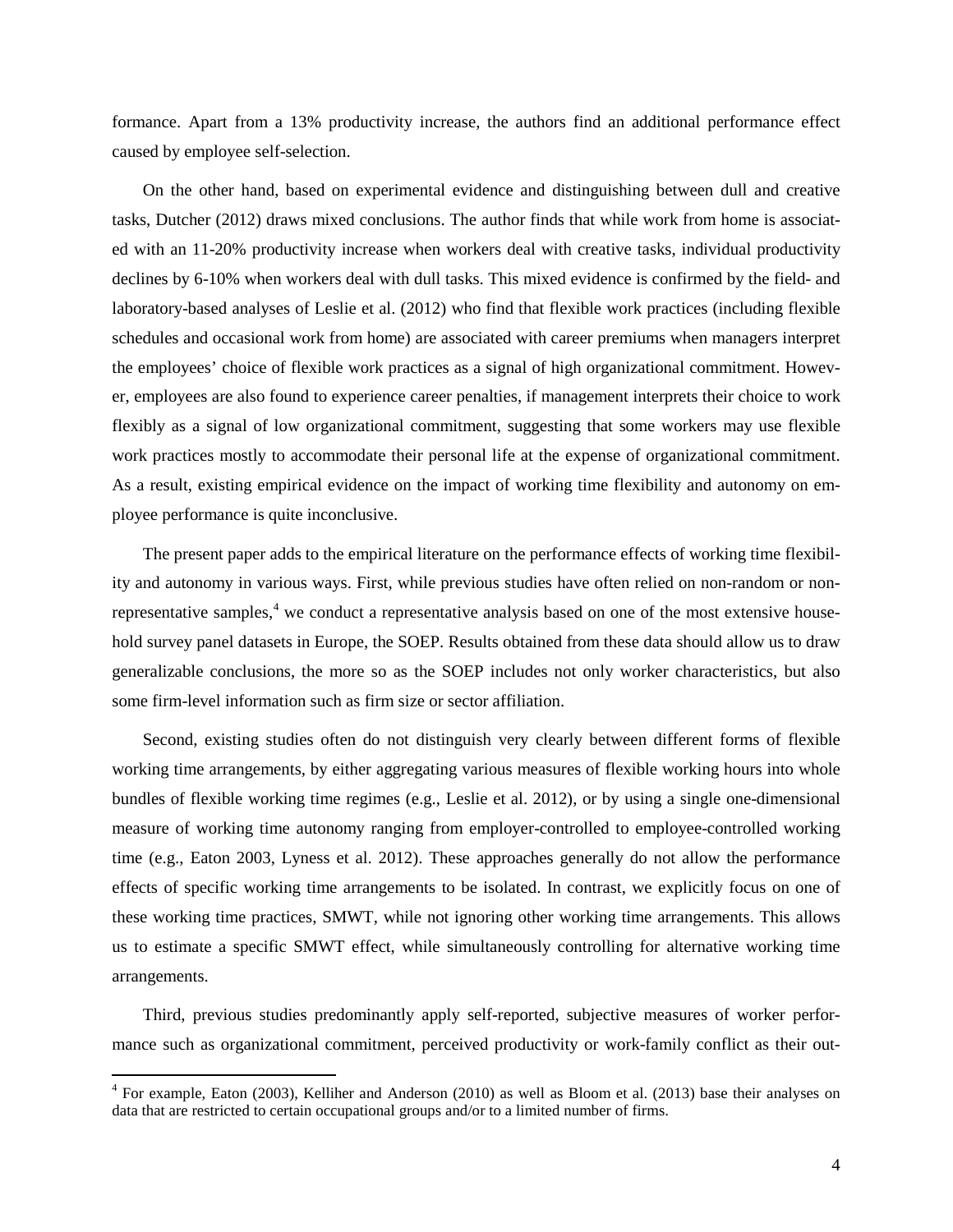formance. Apart from a 13% productivity increase, the authors find an additional performance effect caused by employee self-selection.

On the other hand, based on experimental evidence and distinguishing between dull and creative tasks, Dutcher (2012) draws mixed conclusions. The author finds that while work from home is associated with an 11-20% productivity increase when workers deal with creative tasks, individual productivity declines by 6-10% when workers deal with dull tasks. This mixed evidence is confirmed by the field- and laboratory-based analyses of Leslie et al. (2012) who find that flexible work practices (including flexible schedules and occasional work from home) are associated with career premiums when managers interpret the employees' choice of flexible work practices as a signal of high organizational commitment. However, employees are also found to experience career penalties, if management interprets their choice to work flexibly as a signal of low organizational commitment, suggesting that some workers may use flexible work practices mostly to accommodate their personal life at the expense of organizational commitment. As a result, existing empirical evidence on the impact of working time flexibility and autonomy on employee performance is quite inconclusive.

The present paper adds to the empirical literature on the performance effects of working time flexibility and autonomy in various ways. First, while previous studies have often relied on non-random or non-representative samples,[4] we conduct a representative analysis based on one of the most extensive household survey panel datasets in Europe, the SOEP. Results obtained from these data should allow us to draw generalizable conclusions, the more so as the SOEP includes not only worker characteristics, but also some firm-level information such as firm size or sector affiliation.

Second, existing studies often do not distinguish very clearly between different forms of flexible working time arrangements, by either aggregating various measures of flexible working hours into whole bundles of flexible working time regimes (e.g., Leslie et al. 2012), or by using a single one-dimensional measure of working time autonomy ranging from employer-controlled to employee-controlled working time (e.g., Eaton 2003, Lyness et al. 2012). These approaches generally do not allow the performance effects of specific working time arrangements to be isolated. In contrast, we explicitly focus on one of these working time practices, SMWT, while not ignoring other working time arrangements. This allows us to estimate a specific SMWT effect, while simultaneously controlling for alternative working time arrangements.

Third, previous studies predominantly apply self-reported, subjective measures of worker performance such as organizational commitment, perceived productivity or work-family conflict as their out-

[4] For example, Eaton (2003), Kelliher and Anderson (2010) as well as Bloom et al. (2013) base their analyses on data that are restricted to certain occupational groups and/or to a limited number of firms.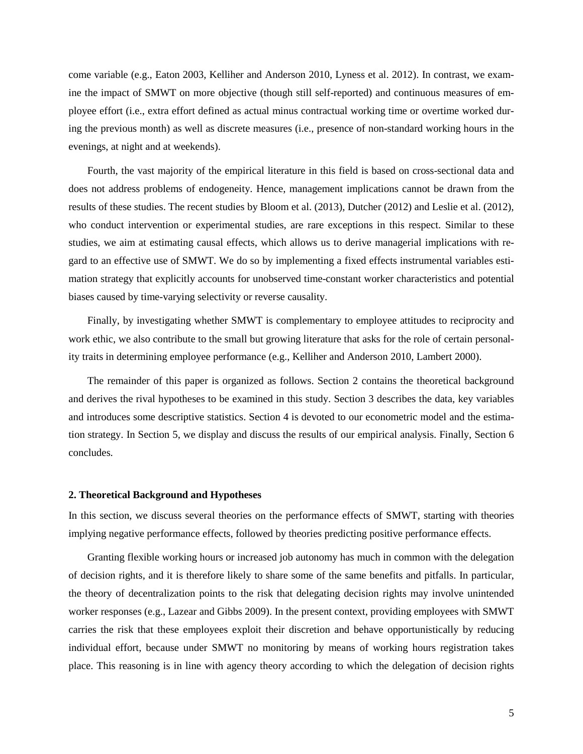come variable (e.g., Eaton 2003, Kelliher and Anderson 2010, Lyness et al. 2012). In contrast, we examine the impact of SMWT on more objective (though still self-reported) and continuous measures of employee effort (i.e., extra effort defined as actual minus contractual working time or overtime worked during the previous month) as well as discrete measures (i.e., presence of non-standard working hours in the evenings, at night and at weekends).

Fourth, the vast majority of the empirical literature in this field is based on cross-sectional data and does not address problems of endogeneity. Hence, management implications cannot be drawn from the results of these studies. The recent studies by Bloom et al. (2013), Dutcher (2012) and Leslie et al. (2012), who conduct intervention or experimental studies, are rare exceptions in this respect. Similar to these studies, we aim at estimating causal effects, which allows us to derive managerial implications with regard to an effective use of SMWT. We do so by implementing a fixed effects instrumental variables estimation strategy that explicitly accounts for unobserved time-constant worker characteristics and potential biases caused by time-varying selectivity or reverse causality.

Finally, by investigating whether SMWT is complementary to employee attitudes to reciprocity and work ethic, we also contribute to the small but growing literature that asks for the role of certain personality traits in determining employee performance (e.g., Kelliher and Anderson 2010, Lambert 2000).

The remainder of this paper is organized as follows. Section 2 contains the theoretical background and derives the rival hypotheses to be examined in this study. Section 3 describes the data, key variables and introduces some descriptive statistics. Section 4 is devoted to our econometric model and the estimation strategy. In Section 5, we display and discuss the results of our empirical analysis. Finally, Section 6 concludes.

## 2. Theoretical Background and Hypotheses

In this section, we discuss several theories on the performance effects of SMWT, starting with theories implying negative performance effects, followed by theories predicting positive performance effects.

Granting flexible working hours or increased job autonomy has much in common with the delegation of decision rights, and it is therefore likely to share some of the same benefits and pitfalls. In particular, the theory of decentralization points to the risk that delegating decision rights may involve unintended worker responses (e.g., Lazear and Gibbs 2009). In the present context, providing employees with SMWT carries the risk that these employees exploit their discretion and behave opportunistically by reducing individual effort, because under SMWT no monitoring by means of working hours registration takes place. This reasoning is in line with agency theory according to which the delegation of decision rights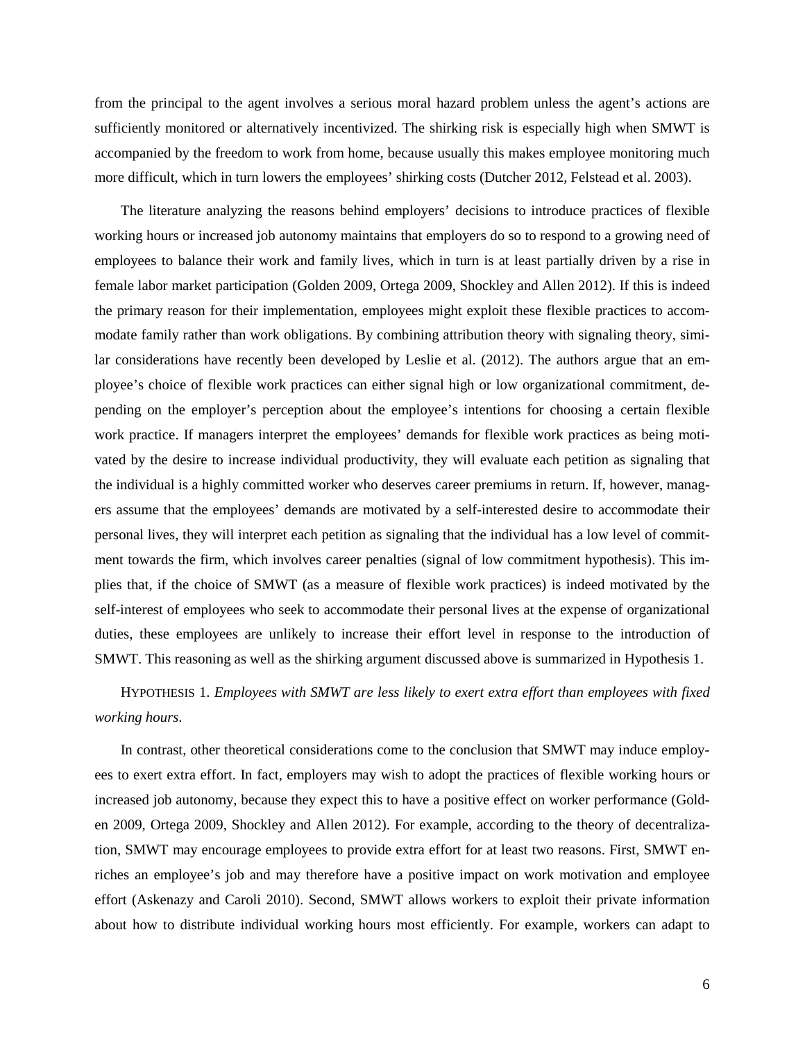from the principal to the agent involves a serious moral hazard problem unless the agent's actions are sufficiently monitored or alternatively incentivized. The shirking risk is especially high when SMWT is accompanied by the freedom to work from home, because usually this makes employee monitoring much more difficult, which in turn lowers the employees' shirking costs (Dutcher 2012, Felstead et al. 2003).

The literature analyzing the reasons behind employers' decisions to introduce practices of flexible working hours or increased job autonomy maintains that employers do so to respond to a growing need of employees to balance their work and family lives, which in turn is at least partially driven by a rise in female labor market participation (Golden 2009, Ortega 2009, Shockley and Allen 2012). If this is indeed the primary reason for their implementation, employees might exploit these flexible practices to accommodate family rather than work obligations. By combining attribution theory with signaling theory, similar considerations have recently been developed by Leslie et al. (2012). The authors argue that an employee's choice of flexible work practices can either signal high or low organizational commitment, depending on the employer's perception about the employee's intentions for choosing a certain flexible work practice. If managers interpret the employees' demands for flexible work practices as being motivated by the desire to increase individual productivity, they will evaluate each petition as signaling that the individual is a highly committed worker who deserves career premiums in return. If, however, managers assume that the employees' demands are motivated by a self-interested desire to accommodate their personal lives, they will interpret each petition as signaling that the individual has a low level of commitment towards the firm, which involves career penalties (signal of low commitment hypothesis). This implies that, if the choice of SMWT (as a measure of flexible work practices) is indeed motivated by the self-interest of employees who seek to accommodate their personal lives at the expense of organizational duties, these employees are unlikely to increase their effort level in response to the introduction of SMWT. This reasoning as well as the shirking argument discussed above is summarized in Hypothesis 1.

HYPOTHESIS 1. *Employees with SMWT are less likely to exert extra effort than employees with fixed working hours*.

In contrast, other theoretical considerations come to the conclusion that SMWT may induce employees to exert extra effort. In fact, employers may wish to adopt the practices of flexible working hours or increased job autonomy, because they expect this to have a positive effect on worker performance (Golden 2009, Ortega 2009, Shockley and Allen 2012). For example, according to the theory of decentralization, SMWT may encourage employees to provide extra effort for at least two reasons. First, SMWT enriches an employee's job and may therefore have a positive impact on work motivation and employee effort (Askenazy and Caroli 2010). Second, SMWT allows workers to exploit their private information about how to distribute individual working hours most efficiently. For example, workers can adapt to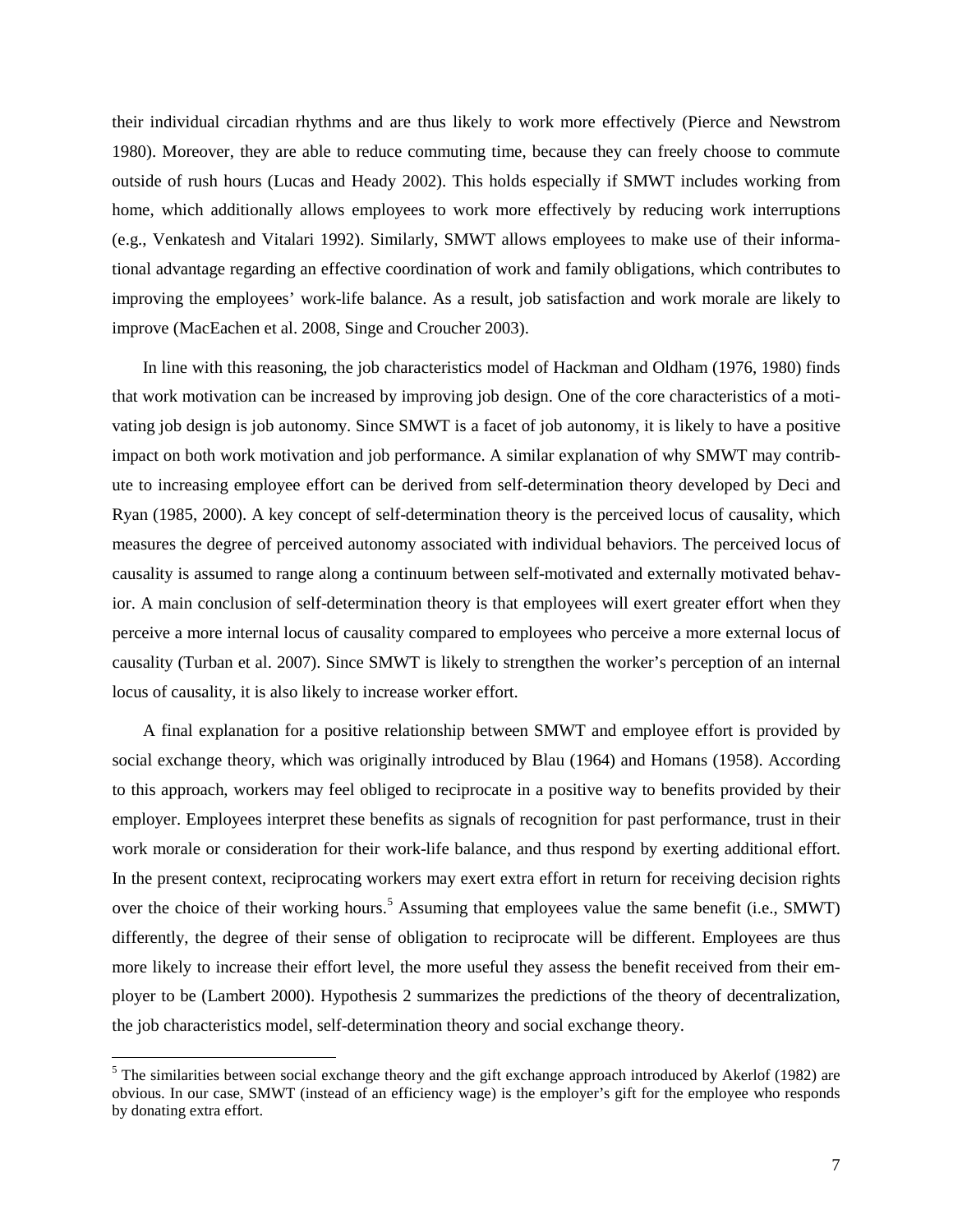their individual circadian rhythms and are thus likely to work more effectively (Pierce and Newstrom 1980). Moreover, they are able to reduce commuting time, because they can freely choose to commute outside of rush hours (Lucas and Heady 2002). This holds especially if SMWT includes working from home, which additionally allows employees to work more effectively by reducing work interruptions (e.g., Venkatesh and Vitalari 1992). Similarly, SMWT allows employees to make use of their informational advantage regarding an effective coordination of work and family obligations, which contributes to improving the employees' work-life balance. As a result, job satisfaction and work morale are likely to improve (MacEachen et al. 2008, Singe and Croucher 2003).

In line with this reasoning, the job characteristics model of Hackman and Oldham (1976, 1980) finds that work motivation can be increased by improving job design. One of the core characteristics of a motivating job design is job autonomy. Since SMWT is a facet of job autonomy, it is likely to have a positive impact on both work motivation and job performance. A similar explanation of why SMWT may contribute to increasing employee effort can be derived from self-determination theory developed by Deci and Ryan (1985, 2000). A key concept of self-determination theory is the perceived locus of causality, which measures the degree of perceived autonomy associated with individual behaviors. The perceived locus of causality is assumed to range along a continuum between self-motivated and externally motivated behavior. A main conclusion of self-determination theory is that employees will exert greater effort when they perceive a more internal locus of causality compared to employees who perceive a more external locus of causality (Turban et al. 2007). Since SMWT is likely to strengthen the worker's perception of an internal locus of causality, it is also likely to increase worker effort.

A final explanation for a positive relationship between SMWT and employee effort is provided by social exchange theory, which was originally introduced by Blau (1964) and Homans (1958). According to this approach, workers may feel obliged to reciprocate in a positive way to benefits provided by their employer. Employees interpret these benefits as signals of recognition for past performance, trust in their work morale or consideration for their work-life balance, and thus respond by exerting additional effort. In the present context, reciprocating workers may exert extra effort in return for receiving decision rights over the choice of their working hours.[5] Assuming that employees value the same benefit (i.e., SMWT) differently, the degree of their sense of obligation to reciprocate will be different. Employees are thus more likely to increase their effort level, the more useful they assess the benefit received from their employer to be (Lambert 2000). Hypothesis 2 summarizes the predictions of the theory of decentralization, the job characteristics model, self-determination theory and social exchange theory.

[5] The similarities between social exchange theory and the gift exchange approach introduced by Akerlof (1982) are obvious. In our case, SMWT (instead of an efficiency wage) is the employer's gift for the employee who responds by donating extra effort.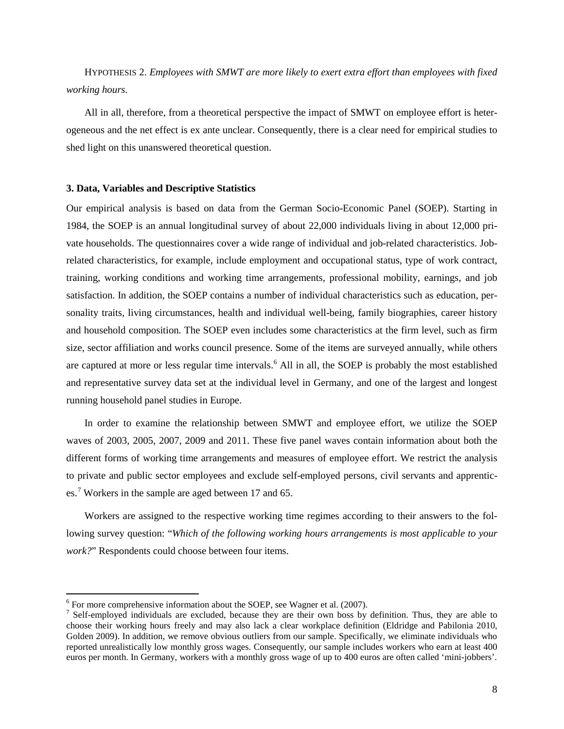HYPOTHESIS 2. *Employees with SMWT are more likely to exert extra effort than employees with fixed working hours*.

All in all, therefore, from a theoretical perspective the impact of SMWT on employee effort is heterogeneous and the net effect is ex ante unclear. Consequently, there is a clear need for empirical studies to shed light on this unanswered theoretical question.

### 3. Data, Variables and Descriptive Statistics

Our empirical analysis is based on data from the German Socio-Economic Panel (SOEP). Starting in 1984, the SOEP is an annual longitudinal survey of about 22,000 individuals living in about 12,000 private households. The questionnaires cover a wide range of individual and job-related characteristics. Job-related characteristics, for example, include employment and occupational status, type of work contract, training, working conditions and working time arrangements, professional mobility, earnings, and job satisfaction. In addition, the SOEP contains a number of individual characteristics such as education, personality traits, living circumstances, health and individual well-being, family biographies, career history and household composition. The SOEP even includes some characteristics at the firm level, such as firm size, sector affiliation and works council presence. Some of the items are surveyed annually, while others are captured at more or less regular time intervals.[6] All in all, the SOEP is probably the most established and representative survey data set at the individual level in Germany, and one of the largest and longest running household panel studies in Europe.

In order to examine the relationship between SMWT and employee effort, we utilize the SOEP waves of 2003, 2005, 2007, 2009 and 2011. These five panel waves contain information about both the different forms of working time arrangements and measures of employee effort. We restrict the analysis to private and public sector employees and exclude self-employed persons, civil servants and apprentices.[7] Workers in the sample are aged between 17 and 65.

Workers are assigned to the respective working time regimes according to their answers to the following survey question: "*Which of the following working hours arrangements is most applicable to your work?*" Respondents could choose between four items.

---

[6] For more comprehensive information about the SOEP, see Wagner et al. (2007).

[7] Self-employed individuals are excluded, because they are their own boss by definition. Thus, they are able to choose their working hours freely and may also lack a clear workplace definition (Eldridge and Pabilonia 2010, Golden 2009). In addition, we remove obvious outliers from our sample. Specifically, we eliminate individuals who reported unrealistically low monthly gross wages. Consequently, our sample includes workers who earn at least 400 euros per month. In Germany, workers with a monthly gross wage of up to 400 euros are often called 'mini-jobbers'.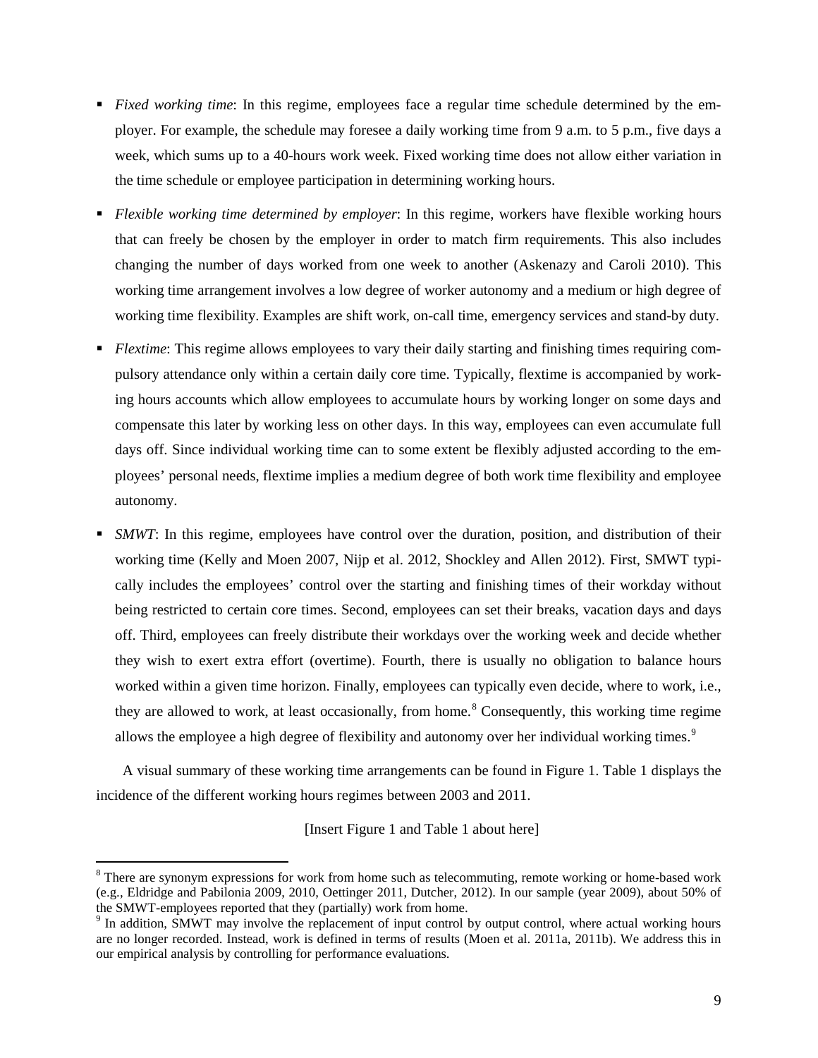- *Fixed working time*: In this regime, employees face a regular time schedule determined by the employer. For example, the schedule may foresee a daily working time from 9 a.m. to 5 p.m., five days a week, which sums up to a 40-hours work week. Fixed working time does not allow either variation in the time schedule or employee participation in determining working hours.

- *Flexible working time determined by employer*: In this regime, workers have flexible working hours that can freely be chosen by the employer in order to match firm requirements. This also includes changing the number of days worked from one week to another (Askenazy and Caroli 2010). This working time arrangement involves a low degree of worker autonomy and a medium or high degree of working time flexibility. Examples are shift work, on-call time, emergency services and stand-by duty.

- *Flextime*: This regime allows employees to vary their daily starting and finishing times requiring compulsory attendance only within a certain daily core time. Typically, flextime is accompanied by working hours accounts which allow employees to accumulate hours by working longer on some days and compensate this later by working less on other days. In this way, employees can even accumulate full days off. Since individual working time can to some extent be flexibly adjusted according to the employees' personal needs, flextime implies a medium degree of both work time flexibility and employee autonomy.

- *SMWT*: In this regime, employees have control over the duration, position, and distribution of their working time (Kelly and Moen 2007, Nijp et al. 2012, Shockley and Allen 2012). First, SMWT typically includes the employees' control over the starting and finishing times of their workday without being restricted to certain core times. Second, employees can set their breaks, vacation days and days off. Third, employees can freely distribute their workdays over the working week and decide whether they wish to exert extra effort (overtime). Fourth, there is usually no obligation to balance hours worked within a given time horizon. Finally, employees can typically even decide, where to work, i.e., they are allowed to work, at least occasionally, from home.[8] Consequently, this working time regime allows the employee a high degree of flexibility and autonomy over her individual working times.[9]

A visual summary of these working time arrangements can be found in Figure 1. Table 1 displays the incidence of the different working hours regimes between 2003 and 2011.

[Insert Figure 1 and Table 1 about here]

[8] There are synonym expressions for work from home such as telecommuting, remote working or home-based work (e.g., Eldridge and Pabilonia 2009, 2010, Oettinger 2011, Dutcher, 2012). In our sample (year 2009), about 50% of the SMWT-employees reported that they (partially) work from home.

[9] In addition, SMWT may involve the replacement of input control by output control, where actual working hours are no longer recorded. Instead, work is defined in terms of results (Moen et al. 2011a, 2011b). We address this in our empirical analysis by controlling for performance evaluations.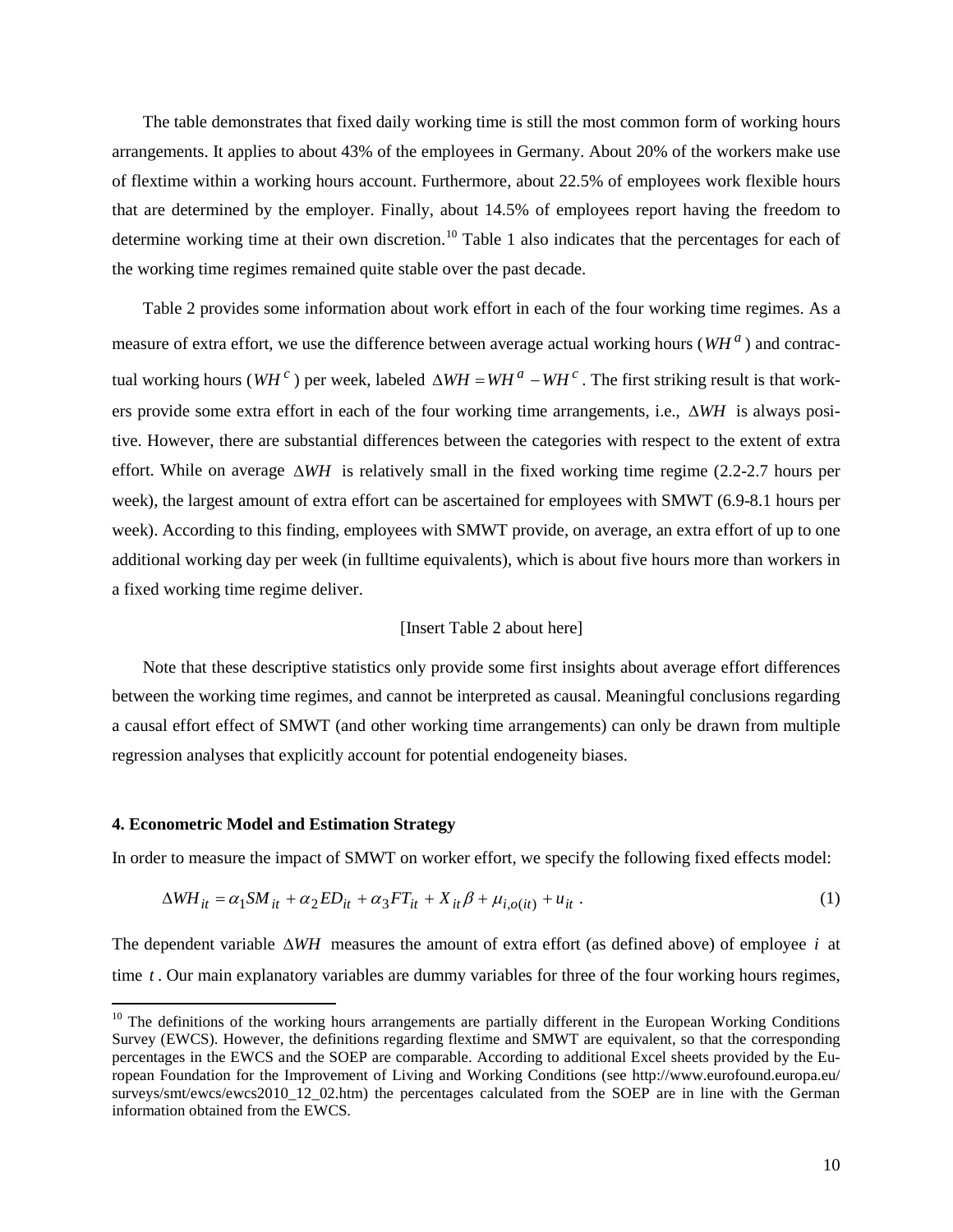The table demonstrates that fixed daily working time is still the most common form of working hours arrangements. It applies to about 43% of the employees in Germany. About 20% of the workers make use of flextime within a working hours account. Furthermore, about 22.5% of employees work flexible hours that are determined by the employer. Finally, about 14.5% of employees report having the freedom to determine working time at their own discretion.[10] Table 1 also indicates that the percentages for each of the working time regimes remained quite stable over the past decade.

Table 2 provides some information about work effort in each of the four working time regimes. As a measure of extra effort, we use the difference between average actual working hours ($WH^a$) and contractual working hours ($WH^c$) per week, labeled $\Delta WH = WH^a - WH^c$. The first striking result is that workers provide some extra effort in each of the four working time arrangements, i.e., $\Delta WH$ is always positive. However, there are substantial differences between the categories with respect to the extent of extra effort. While on average $\Delta WH$ is relatively small in the fixed working time regime (2.2-2.7 hours per week), the largest amount of extra effort can be ascertained for employees with SMWT (6.9-8.1 hours per week). According to this finding, employees with SMWT provide, on average, an extra effort of up to one additional working day per week (in fulltime equivalents), which is about five hours more than workers in a fixed working time regime deliver.

[Insert Table 2 about here]

Note that these descriptive statistics only provide some first insights about average effort differences between the working time regimes, and cannot be interpreted as causal. Meaningful conclusions regarding a causal effort effect of SMWT (and other working time arrangements) can only be drawn from multiple regression analyses that explicitly account for potential endogeneity biases.

**4. Econometric Model and Estimation Strategy**

In order to measure the impact of SMWT on worker effort, we specify the following fixed effects model:

$$\Delta WH_{it} = \alpha_1 SM_{it} + \alpha_2 ED_{it} + \alpha_3 FT_{it} + X_{it}\beta + \mu_{i,o(it)} + u_{it} \,. \tag{1}$$

The dependent variable $\Delta WH$ measures the amount of extra effort (as defined above) of employee $i$ at time $t$. Our main explanatory variables are dummy variables for three of the four working hours regimes,

[10] The definitions of the working hours arrangements are partially different in the European Working Conditions Survey (EWCS). However, the definitions regarding flextime and SMWT are equivalent, so that the corresponding percentages in the EWCS and the SOEP are comparable. According to additional Excel sheets provided by the European Foundation for the Improvement of Living and Working Conditions (see http://www.eurofound.europa.eu/surveys/smt/ewcs/ewcs2010_12_02.htm) the percentages calculated from the SOEP are in line with the German information obtained from the EWCS.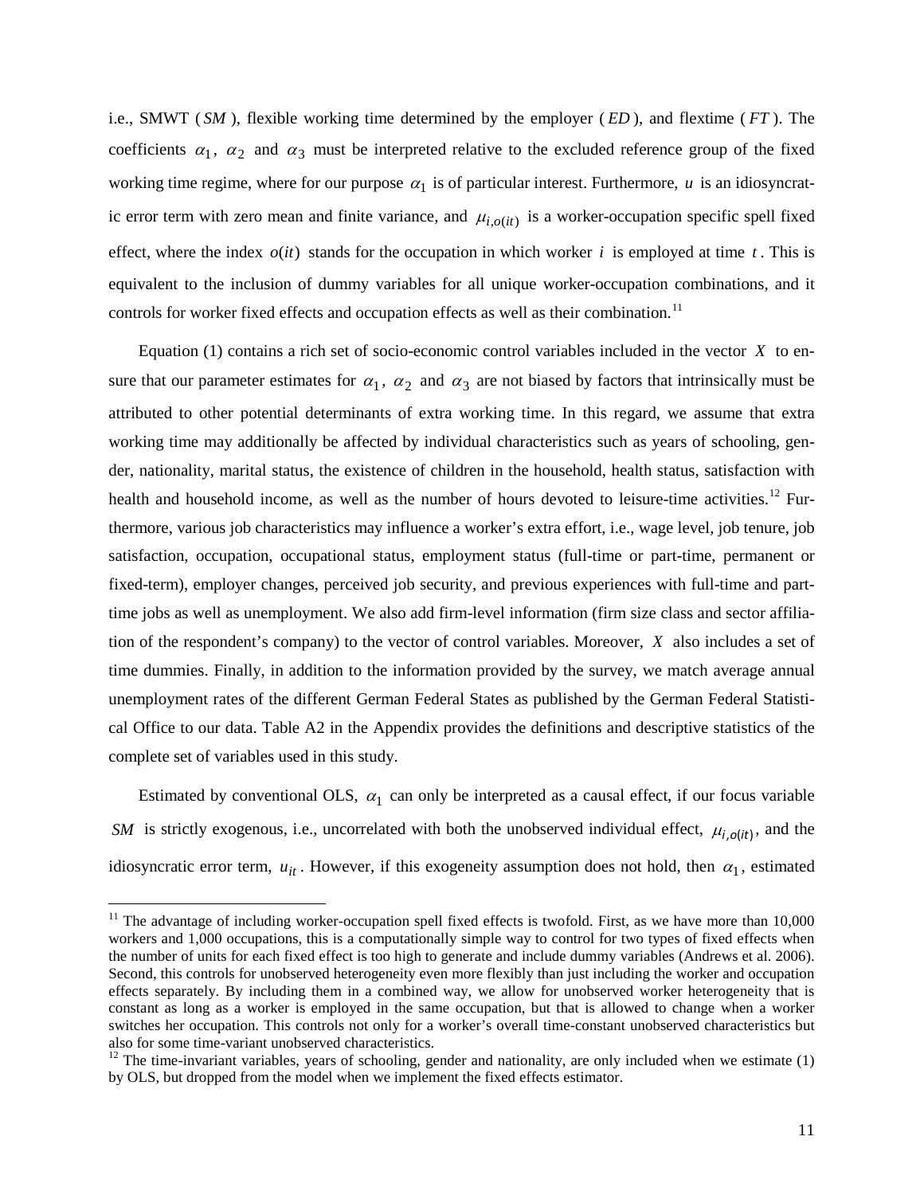i.e., SMWT ($SM$), flexible working time determined by the employer ($ED$), and flextime ($FT$). The coefficients $\alpha_1$, $\alpha_2$ and $\alpha_3$ must be interpreted relative to the excluded reference group of the fixed working time regime, where for our purpose $\alpha_1$ is of particular interest. Furthermore, $u$ is an idiosyncratic error term with zero mean and finite variance, and $\mu_{i,o(it)}$ is a worker-occupation specific spell fixed effect, where the index $o(it)$ stands for the occupation in which worker $i$ is employed at time $t$. This is equivalent to the inclusion of dummy variables for all unique worker-occupation combinations, and it controls for worker fixed effects and occupation effects as well as their combination.[11]

Equation (1) contains a rich set of socio-economic control variables included in the vector $X$ to ensure that our parameter estimates for $\alpha_1$, $\alpha_2$ and $\alpha_3$ are not biased by factors that intrinsically must be attributed to other potential determinants of extra working time. In this regard, we assume that extra working time may additionally be affected by individual characteristics such as years of schooling, gender, nationality, marital status, the existence of children in the household, health status, satisfaction with health and household income, as well as the number of hours devoted to leisure-time activities.[12] Furthermore, various job characteristics may influence a worker's extra effort, i.e., wage level, job tenure, job satisfaction, occupation, occupational status, employment status (full-time or part-time, permanent or fixed-term), employer changes, perceived job security, and previous experiences with full-time and part-time jobs as well as unemployment. We also add firm-level information (firm size class and sector affiliation of the respondent's company) to the vector of control variables. Moreover, $X$ also includes a set of time dummies. Finally, in addition to the information provided by the survey, we match average annual unemployment rates of the different German Federal States as published by the German Federal Statistical Office to our data. Table A2 in the Appendix provides the definitions and descriptive statistics of the complete set of variables used in this study.

Estimated by conventional OLS, $\alpha_1$ can only be interpreted as a causal effect, if our focus variable $SM$ is strictly exogenous, i.e., uncorrelated with both the unobserved individual effect, $\mu_{i,o(it)}$, and the idiosyncratic error term, $u_{it}$. However, if this exogeneity assumption does not hold, then $\alpha_1$, estimated

[11] The advantage of including worker-occupation spell fixed effects is twofold. First, as we have more than 10,000 workers and 1,000 occupations, this is a computationally simple way to control for two types of fixed effects when the number of units for each fixed effect is too high to generate and include dummy variables (Andrews et al. 2006). Second, this controls for unobserved heterogeneity even more flexibly than just including the worker and occupation effects separately. By including them in a combined way, we allow for unobserved worker heterogeneity that is constant as long as a worker is employed in the same occupation, but that is allowed to change when a worker switches her occupation. This controls not only for a worker's overall time-constant unobserved characteristics but also for some time-variant unobserved characteristics.

[12] The time-invariant variables, years of schooling, gender and nationality, are only included when we estimate (1) by OLS, but dropped from the model when we implement the fixed effects estimator.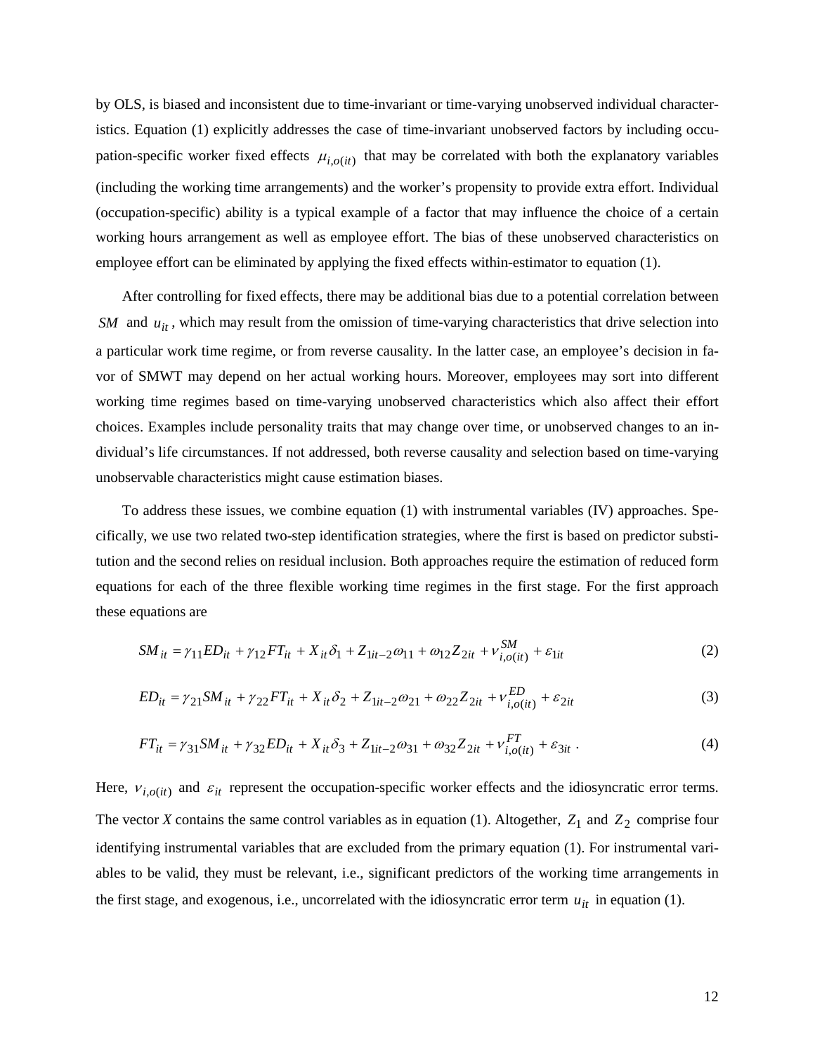by OLS, is biased and inconsistent due to time-invariant or time-varying unobserved individual characteristics. Equation (1) explicitly addresses the case of time-invariant unobserved factors by including occupation-specific worker fixed effects $\mu_{i,o(it)}$ that may be correlated with both the explanatory variables (including the working time arrangements) and the worker's propensity to provide extra effort. Individual (occupation-specific) ability is a typical example of a factor that may influence the choice of a certain working hours arrangement as well as employee effort. The bias of these unobserved characteristics on employee effort can be eliminated by applying the fixed effects within-estimator to equation (1).

After controlling for fixed effects, there may be additional bias due to a potential correlation between $SM$ and $u_{it}$, which may result from the omission of time-varying characteristics that drive selection into a particular work time regime, or from reverse causality. In the latter case, an employee's decision in favor of SMWT may depend on her actual working hours. Moreover, employees may sort into different working time regimes based on time-varying unobserved characteristics which also affect their effort choices. Examples include personality traits that may change over time, or unobserved changes to an individual's life circumstances. If not addressed, both reverse causality and selection based on time-varying unobservable characteristics might cause estimation biases.

To address these issues, we combine equation (1) with instrumental variables (IV) approaches. Specifically, we use two related two-step identification strategies, where the first is based on predictor substitution and the second relies on residual inclusion. Both approaches require the estimation of reduced form equations for each of the three flexible working time regimes in the first stage. For the first approach these equations are

$$SM_{it} = \gamma_{11} ED_{it} + \gamma_{12} FT_{it} + X_{it}\delta_1 + Z_{1it-2}\omega_{11} + \omega_{12} Z_{2it} + \nu^{SM}_{i,o(it)} + \varepsilon_{1it} \tag{2}$$

$$ED_{it} = \gamma_{21} SM_{it} + \gamma_{22} FT_{it} + X_{it}\delta_2 + Z_{1it-2}\omega_{21} + \omega_{22} Z_{2it} + \nu^{ED}_{i,o(it)} + \varepsilon_{2it} \tag{3}$$

$$FT_{it} = \gamma_{31} SM_{it} + \gamma_{32} ED_{it} + X_{it}\delta_3 + Z_{1it-2}\omega_{31} + \omega_{32} Z_{2it} + \nu^{FT}_{i,o(it)} + \varepsilon_{3it} \;. \tag{4}$$

Here, $\nu_{i,o(it)}$ and $\varepsilon_{it}$ represent the occupation-specific worker effects and the idiosyncratic error terms. The vector *X* contains the same control variables as in equation (1). Altogether, $Z_1$ and $Z_2$ comprise four identifying instrumental variables that are excluded from the primary equation (1). For instrumental variables to be valid, they must be relevant, i.e., significant predictors of the working time arrangements in the first stage, and exogenous, i.e., uncorrelated with the idiosyncratic error term $u_{it}$ in equation (1).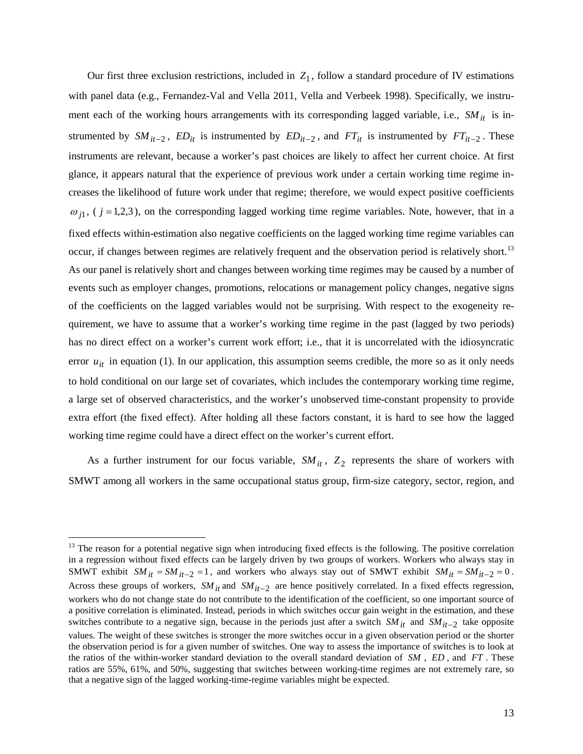Our first three exclusion restrictions, included in $Z_1$, follow a standard procedure of IV estimations with panel data (e.g., Fernandez-Val and Vella 2011, Vella and Verbeek 1998). Specifically, we instrument each of the working hours arrangements with its corresponding lagged variable, i.e., $SM_{it}$ is instrumented by $SM_{it-2}$, $ED_{it}$ is instrumented by $ED_{it-2}$, and $FT_{it}$ is instrumented by $FT_{it-2}$. These instruments are relevant, because a worker's past choices are likely to affect her current choice. At first glance, it appears natural that the experience of previous work under a certain working time regime increases the likelihood of future work under that regime; therefore, we would expect positive coefficients $\omega_{j1}$, ($j = 1,2,3$), on the corresponding lagged working time regime variables. Note, however, that in a fixed effects within-estimation also negative coefficients on the lagged working time regime variables can occur, if changes between regimes are relatively frequent and the observation period is relatively short.[13] As our panel is relatively short and changes between working time regimes may be caused by a number of events such as employer changes, promotions, relocations or management policy changes, negative signs of the coefficients on the lagged variables would not be surprising. With respect to the exogeneity requirement, we have to assume that a worker's working time regime in the past (lagged by two periods) has no direct effect on a worker's current work effort; i.e., that it is uncorrelated with the idiosyncratic error $u_{it}$ in equation (1). In our application, this assumption seems credible, the more so as it only needs to hold conditional on our large set of covariates, which includes the contemporary working time regime, a large set of observed characteristics, and the worker's unobserved time-constant propensity to provide extra effort (the fixed effect). After holding all these factors constant, it is hard to see how the lagged working time regime could have a direct effect on the worker's current effort.

As a further instrument for our focus variable, $SM_{it}$, $Z_2$ represents the share of workers with SMWT among all workers in the same occupational status group, firm-size category, sector, region, and

[13] The reason for a potential negative sign when introducing fixed effects is the following. The positive correlation in a regression without fixed effects can be largely driven by two groups of workers. Workers who always stay in SMWT exhibit $SM_{it} = SM_{it-2} = 1$, and workers who always stay out of SMWT exhibit $SM_{it} = SM_{it-2} = 0$. Across these groups of workers, $SM_{it}$ and $SM_{it-2}$ are hence positively correlated. In a fixed effects regression, workers who do not change state do not contribute to the identification of the coefficient, so one important source of a positive correlation is eliminated. Instead, periods in which switches occur gain weight in the estimation, and these switches contribute to a negative sign, because in the periods just after a switch $SM_{it}$ and $SM_{it-2}$ take opposite values. The weight of these switches is stronger the more switches occur in a given observation period or the shorter the observation period is for a given number of switches. One way to assess the importance of switches is to look at the ratios of the within-worker standard deviation to the overall standard deviation of $SM$, $ED$, and $FT$. These ratios are 55%, 61%, and 50%, suggesting that switches between working-time regimes are not extremely rare, so that a negative sign of the lagged working-time-regime variables might be expected.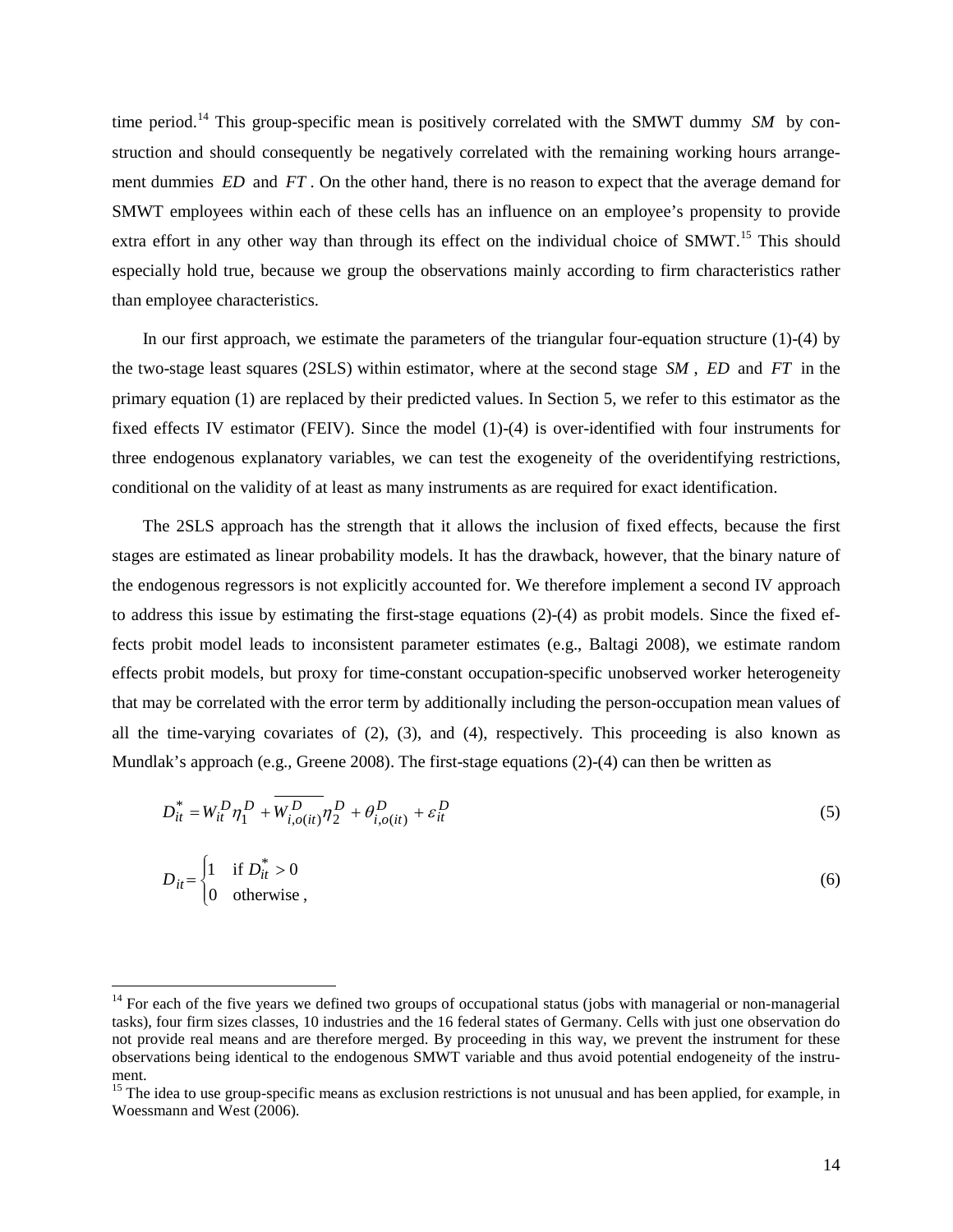time period.[14] This group-specific mean is positively correlated with the SMWT dummy $SM$ by construction and should consequently be negatively correlated with the remaining working hours arrangement dummies $ED$ and $FT$. On the other hand, there is no reason to expect that the average demand for SMWT employees within each of these cells has an influence on an employee's propensity to provide extra effort in any other way than through its effect on the individual choice of SMWT.[15] This should especially hold true, because we group the observations mainly according to firm characteristics rather than employee characteristics.

In our first approach, we estimate the parameters of the triangular four-equation structure (1)-(4) by the two-stage least squares (2SLS) within estimator, where at the second stage $SM$, $ED$ and $FT$ in the primary equation (1) are replaced by their predicted values. In Section 5, we refer to this estimator as the fixed effects IV estimator (FEIV). Since the model (1)-(4) is over-identified with four instruments for three endogenous explanatory variables, we can test the exogeneity of the overidentifying restrictions, conditional on the validity of at least as many instruments as are required for exact identification.

The 2SLS approach has the strength that it allows the inclusion of fixed effects, because the first stages are estimated as linear probability models. It has the drawback, however, that the binary nature of the endogenous regressors is not explicitly accounted for. We therefore implement a second IV approach to address this issue by estimating the first-stage equations (2)-(4) as probit models. Since the fixed effects probit model leads to inconsistent parameter estimates (e.g., Baltagi 2008), we estimate random effects probit models, but proxy for time-constant occupation-specific unobserved worker heterogeneity that may be correlated with the error term by additionally including the person-occupation mean values of all the time-varying covariates of (2), (3), and (4), respectively. This proceeding is also known as Mundlak's approach (e.g., Greene 2008). The first-stage equations (2)-(4) can then be written as

$$D_{it}^{*} = W_{it}^{D}\eta_1^{D} + \overline{W_{i,o(it)}^{D}}\eta_2^{D} + \theta_{i,o(it)}^{D} + \varepsilon_{it}^{D} \tag{5}$$

$$D_{it} = \begin{cases} 1 & \text{if } D_{it}^{*} > 0 \\ 0 & \text{otherwise}, \end{cases} \tag{6}$$

---

[14] For each of the five years we defined two groups of occupational status (jobs with managerial or non-managerial tasks), four firm sizes classes, 10 industries and the 16 federal states of Germany. Cells with just one observation do not provide real means and are therefore merged. By proceeding in this way, we prevent the instrument for these observations being identical to the endogenous SMWT variable and thus avoid potential endogeneity of the instrument.

[15] The idea to use group-specific means as exclusion restrictions is not unusual and has been applied, for example, in Woessmann and West (2006).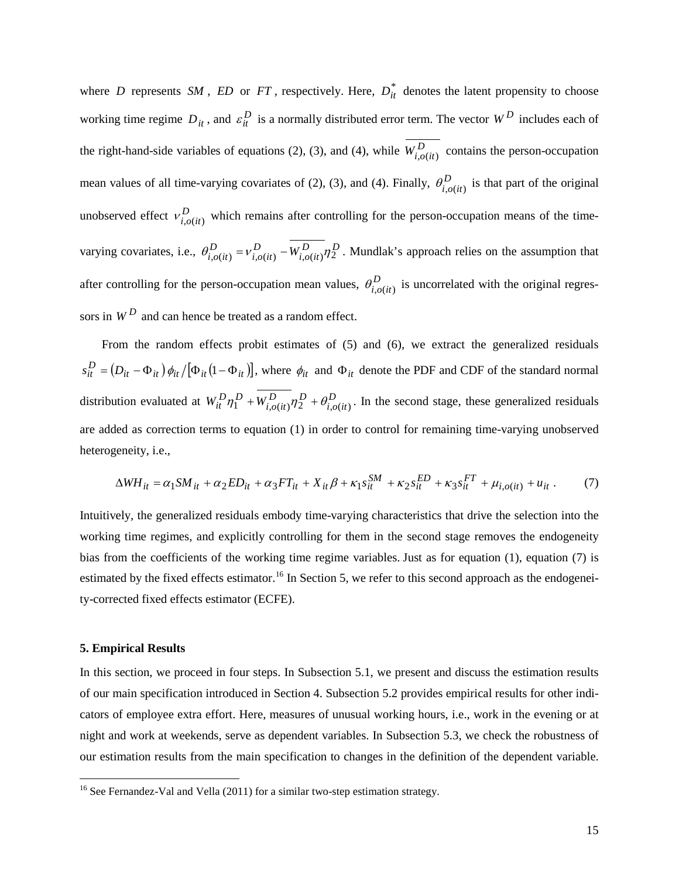where $D$ represents $SM$, $ED$ or $FT$, respectively. Here, $D_{it}^{*}$ denotes the latent propensity to choose working time regime $D_{it}$, and $\varepsilon_{it}^{D}$ is a normally distributed error term. The vector $W^{D}$ includes each of the right-hand-side variables of equations (2), (3), and (4), while $\overline{W_{i,o(it)}^{D}}$ contains the person-occupation mean values of all time-varying covariates of (2), (3), and (4). Finally, $\theta_{i,o(it)}^{D}$ is that part of the original unobserved effect $\nu_{i,o(it)}^{D}$ which remains after controlling for the person-occupation means of the time-varying covariates, i.e., $\theta_{i,o(it)}^{D} = \nu_{i,o(it)}^{D} - \overline{W_{i,o(it)}^{D}}\eta_{2}^{D}$. Mundlak's approach relies on the assumption that after controlling for the person-occupation mean values, $\theta_{i,o(it)}^{D}$ is uncorrelated with the original regressors in $W^{D}$ and can hence be treated as a random effect.

From the random effects probit estimates of (5) and (6), we extract the generalized residuals $s_{it}^{D} = (D_{it} - \Phi_{it})\phi_{it} / [\Phi_{it}(1-\Phi_{it})]$, where $\phi_{it}$ and $\Phi_{it}$ denote the PDF and CDF of the standard normal distribution evaluated at $W_{it}^{D}\eta_{1}^{D} + \overline{W_{i,o(it)}^{D}}\eta_{2}^{D} + \theta_{i,o(it)}^{D}$. In the second stage, these generalized residuals are added as correction terms to equation (1) in order to control for remaining time-varying unobserved heterogeneity, i.e.,

$$\Delta WH_{it} = \alpha_1 SM_{it} + \alpha_2 ED_{it} + \alpha_3 FT_{it} + X_{it}\beta + \kappa_1 s_{it}^{SM} + \kappa_2 s_{it}^{ED} + \kappa_3 s_{it}^{FT} + \mu_{i,o(it)} + u_{it}\,. \qquad (7)$$

Intuitively, the generalized residuals embody time-varying characteristics that drive the selection into the working time regimes, and explicitly controlling for them in the second stage removes the endogeneity bias from the coefficients of the working time regime variables. Just as for equation (1), equation (7) is estimated by the fixed effects estimator.[16] In Section 5, we refer to this second approach as the endogeneity-corrected fixed effects estimator (ECFE).

## 5. Empirical Results

In this section, we proceed in four steps. In Subsection 5.1, we present and discuss the estimation results of our main specification introduced in Section 4. Subsection 5.2 provides empirical results for other indicators of employee extra effort. Here, measures of unusual working hours, i.e., work in the evening or at night and work at weekends, serve as dependent variables. In Subsection 5.3, we check the robustness of our estimation results from the main specification to changes in the definition of the dependent variable.

[16] See Fernandez-Val and Vella (2011) for a similar two-step estimation strategy.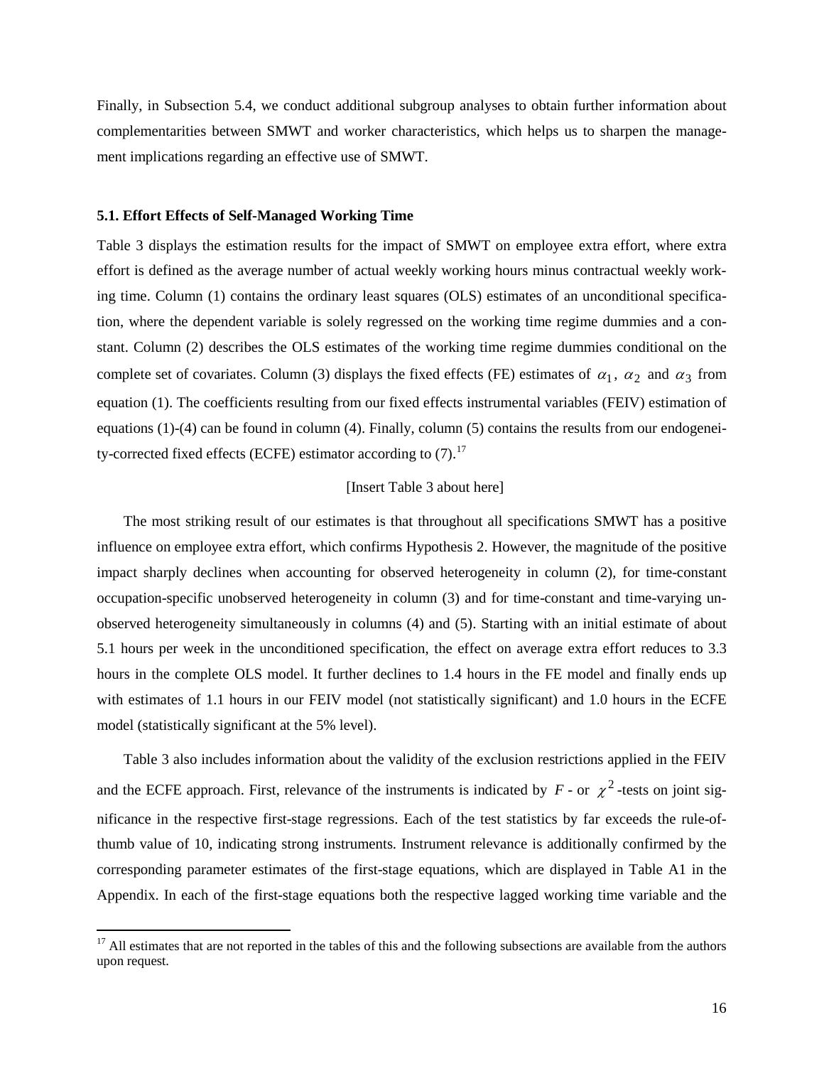Finally, in Subsection 5.4, we conduct additional subgroup analyses to obtain further information about complementarities between SMWT and worker characteristics, which helps us to sharpen the management implications regarding an effective use of SMWT.

### 5.1. Effort Effects of Self-Managed Working Time

Table 3 displays the estimation results for the impact of SMWT on employee extra effort, where extra effort is defined as the average number of actual weekly working hours minus contractual weekly working time. Column (1) contains the ordinary least squares (OLS) estimates of an unconditional specification, where the dependent variable is solely regressed on the working time regime dummies and a constant. Column (2) describes the OLS estimates of the working time regime dummies conditional on the complete set of covariates. Column (3) displays the fixed effects (FE) estimates of $\alpha_1$, $\alpha_2$ and $\alpha_3$ from equation (1). The coefficients resulting from our fixed effects instrumental variables (FEIV) estimation of equations (1)-(4) can be found in column (4). Finally, column (5) contains the results from our endogeneity-corrected fixed effects (ECFE) estimator according to (7).[17]

[Insert Table 3 about here]

The most striking result of our estimates is that throughout all specifications SMWT has a positive influence on employee extra effort, which confirms Hypothesis 2. However, the magnitude of the positive impact sharply declines when accounting for observed heterogeneity in column (2), for time-constant occupation-specific unobserved heterogeneity in column (3) and for time-constant and time-varying unobserved heterogeneity simultaneously in columns (4) and (5). Starting with an initial estimate of about 5.1 hours per week in the unconditioned specification, the effect on average extra effort reduces to 3.3 hours in the complete OLS model. It further declines to 1.4 hours in the FE model and finally ends up with estimates of 1.1 hours in our FEIV model (not statistically significant) and 1.0 hours in the ECFE model (statistically significant at the 5% level).

Table 3 also includes information about the validity of the exclusion restrictions applied in the FEIV and the ECFE approach. First, relevance of the instruments is indicated by $F$ - or $\chi^2$-tests on joint significance in the respective first-stage regressions. Each of the test statistics by far exceeds the rule-of-thumb value of 10, indicating strong instruments. Instrument relevance is additionally confirmed by the corresponding parameter estimates of the first-stage equations, which are displayed in Table A1 in the Appendix. In each of the first-stage equations both the respective lagged working time variable and the

[17] All estimates that are not reported in the tables of this and the following subsections are available from the authors upon request.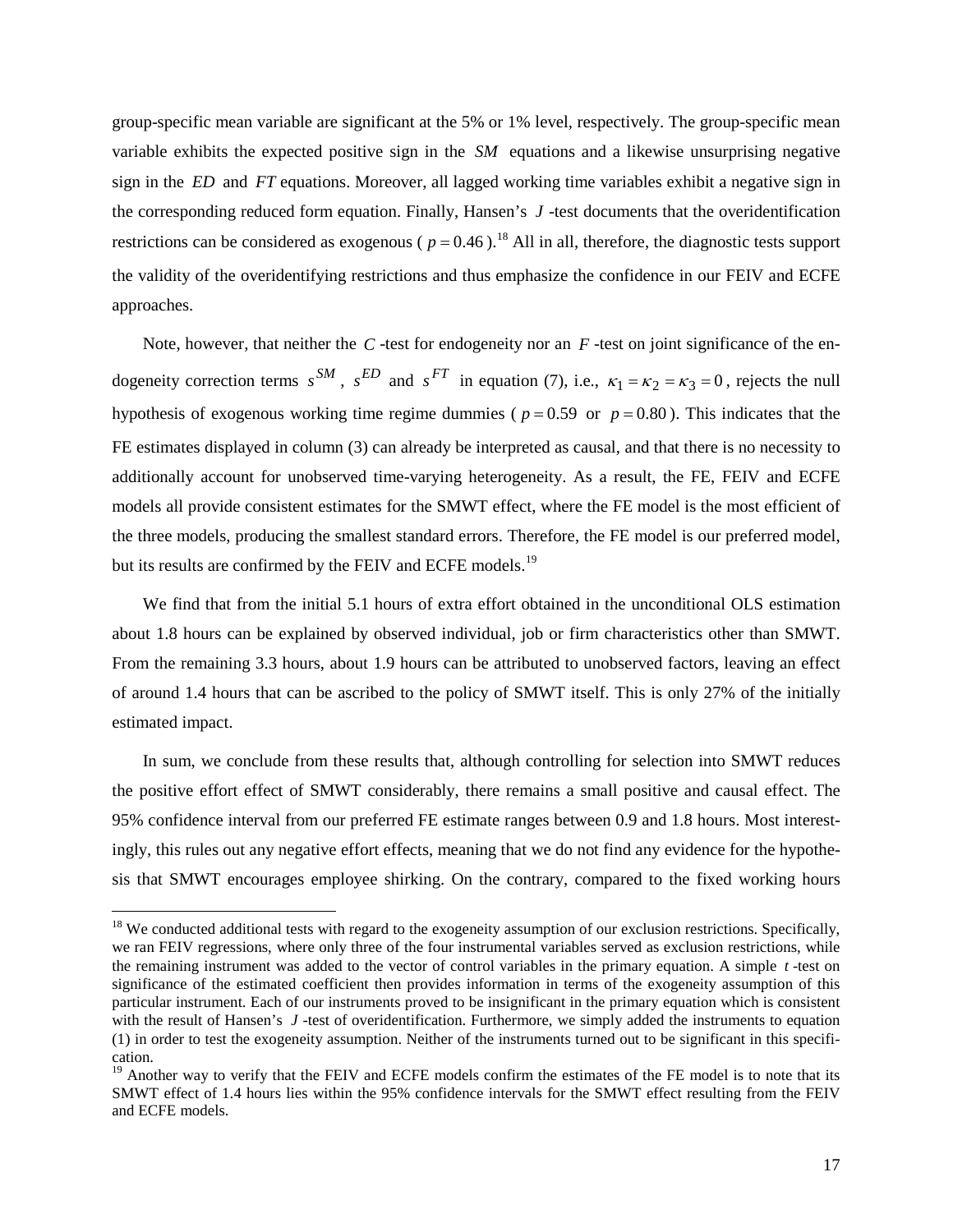group-specific mean variable are significant at the 5% or 1% level, respectively. The group-specific mean variable exhibits the expected positive sign in the $SM$ equations and a likewise unsurprising negative sign in the $ED$ and $FT$ equations. Moreover, all lagged working time variables exhibit a negative sign in the corresponding reduced form equation. Finally, Hansen's $J$-test documents that the overidentification restrictions can be considered as exogenous ($p = 0.46$).[18] All in all, therefore, the diagnostic tests support the validity of the overidentifying restrictions and thus emphasize the confidence in our FEIV and ECFE approaches.

Note, however, that neither the $C$-test for endogeneity nor an $F$-test on joint significance of the endogeneity correction terms $s^{SM}$, $s^{ED}$ and $s^{FT}$ in equation (7), i.e., $\kappa_1 = \kappa_2 = \kappa_3 = 0$, rejects the null hypothesis of exogenous working time regime dummies ($p = 0.59$ or $p = 0.80$). This indicates that the FE estimates displayed in column (3) can already be interpreted as causal, and that there is no necessity to additionally account for unobserved time-varying heterogeneity. As a result, the FE, FEIV and ECFE models all provide consistent estimates for the SMWT effect, where the FE model is the most efficient of the three models, producing the smallest standard errors. Therefore, the FE model is our preferred model, but its results are confirmed by the FEIV and ECFE models.[19]

We find that from the initial 5.1 hours of extra effort obtained in the unconditional OLS estimation about 1.8 hours can be explained by observed individual, job or firm characteristics other than SMWT. From the remaining 3.3 hours, about 1.9 hours can be attributed to unobserved factors, leaving an effect of around 1.4 hours that can be ascribed to the policy of SMWT itself. This is only 27% of the initially estimated impact.

In sum, we conclude from these results that, although controlling for selection into SMWT reduces the positive effort effect of SMWT considerably, there remains a small positive and causal effect. The 95% confidence interval from our preferred FE estimate ranges between 0.9 and 1.8 hours. Most interestingly, this rules out any negative effort effects, meaning that we do not find any evidence for the hypothesis that SMWT encourages employee shirking. On the contrary, compared to the fixed working hours

---

[18] We conducted additional tests with regard to the exogeneity assumption of our exclusion restrictions. Specifically, we ran FEIV regressions, where only three of the four instrumental variables served as exclusion restrictions, while the remaining instrument was added to the vector of control variables in the primary equation. A simple $t$-test on significance of the estimated coefficient then provides information in terms of the exogeneity assumption of this particular instrument. Each of our instruments proved to be insignificant in the primary equation which is consistent with the result of Hansen's $J$-test of overidentification. Furthermore, we simply added the instruments to equation (1) in order to test the exogeneity assumption. Neither of the instruments turned out to be significant in this specification.

[19] Another way to verify that the FEIV and ECFE models confirm the estimates of the FE model is to note that its SMWT effect of 1.4 hours lies within the 95% confidence intervals for the SMWT effect resulting from the FEIV and ECFE models.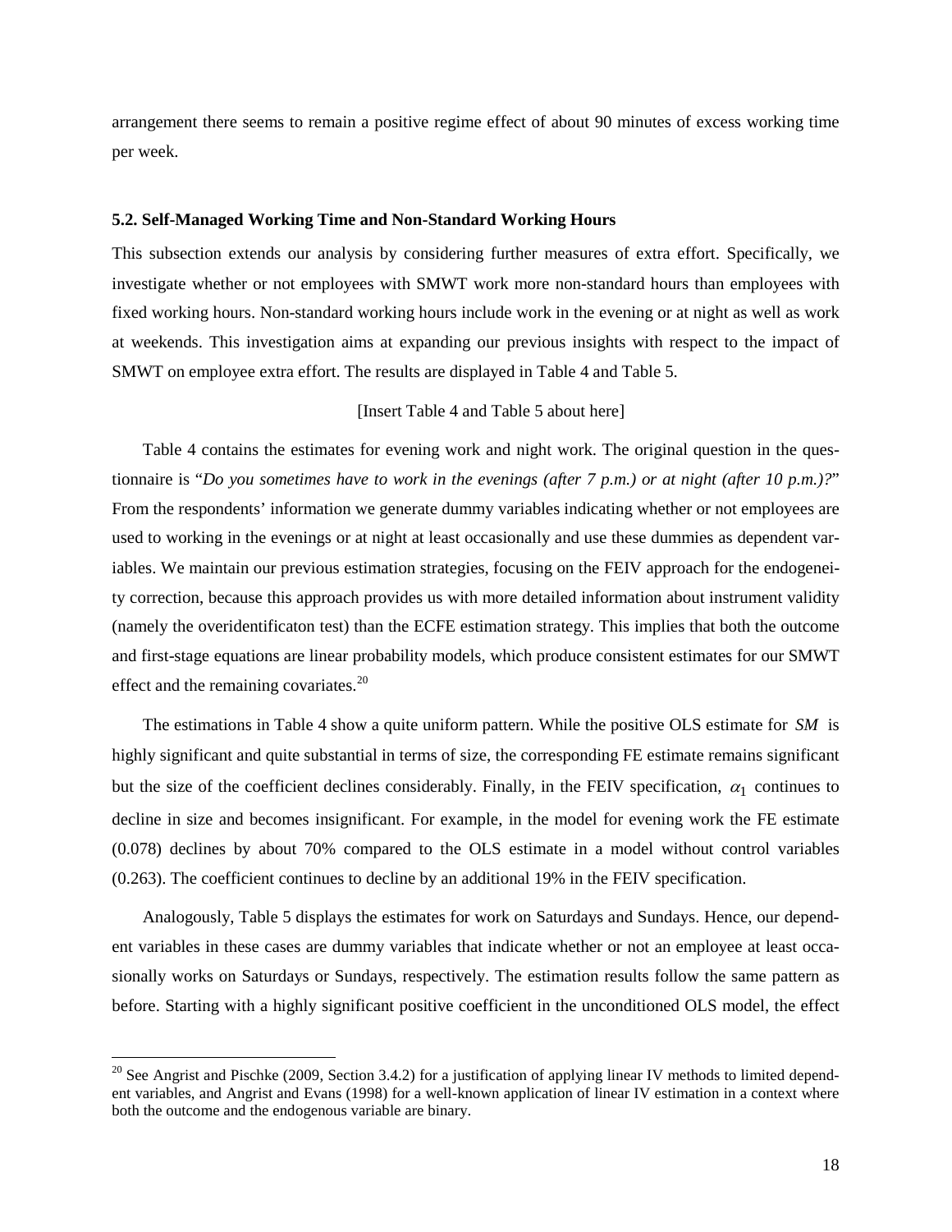arrangement there seems to remain a positive regime effect of about 90 minutes of excess working time per week.

### 5.2. Self-Managed Working Time and Non-Standard Working Hours

This subsection extends our analysis by considering further measures of extra effort. Specifically, we investigate whether or not employees with SMWT work more non-standard hours than employees with fixed working hours. Non-standard working hours include work in the evening or at night as well as work at weekends. This investigation aims at expanding our previous insights with respect to the impact of SMWT on employee extra effort. The results are displayed in Table 4 and Table 5.

[Insert Table 4 and Table 5 about here]

Table 4 contains the estimates for evening work and night work. The original question in the questionnaire is "*Do you sometimes have to work in the evenings (after 7 p.m.) or at night (after 10 p.m.)?*" From the respondents' information we generate dummy variables indicating whether or not employees are used to working in the evenings or at night at least occasionally and use these dummies as dependent variables. We maintain our previous estimation strategies, focusing on the FEIV approach for the endogeneity correction, because this approach provides us with more detailed information about instrument validity (namely the overidentificaton test) than the ECFE estimation strategy. This implies that both the outcome and first-stage equations are linear probability models, which produce consistent estimates for our SMWT effect and the remaining covariates.[20]

The estimations in Table 4 show a quite uniform pattern. While the positive OLS estimate for $SM$ is highly significant and quite substantial in terms of size, the corresponding FE estimate remains significant but the size of the coefficient declines considerably. Finally, in the FEIV specification, $\alpha_1$ continues to decline in size and becomes insignificant. For example, in the model for evening work the FE estimate (0.078) declines by about 70% compared to the OLS estimate in a model without control variables (0.263). The coefficient continues to decline by an additional 19% in the FEIV specification.

Analogously, Table 5 displays the estimates for work on Saturdays and Sundays. Hence, our dependent variables in these cases are dummy variables that indicate whether or not an employee at least occasionally works on Saturdays or Sundays, respectively. The estimation results follow the same pattern as before. Starting with a highly significant positive coefficient in the unconditioned OLS model, the effect

[20] See Angrist and Pischke (2009, Section 3.4.2) for a justification of applying linear IV methods to limited dependent variables, and Angrist and Evans (1998) for a well-known application of linear IV estimation in a context where both the outcome and the endogenous variable are binary.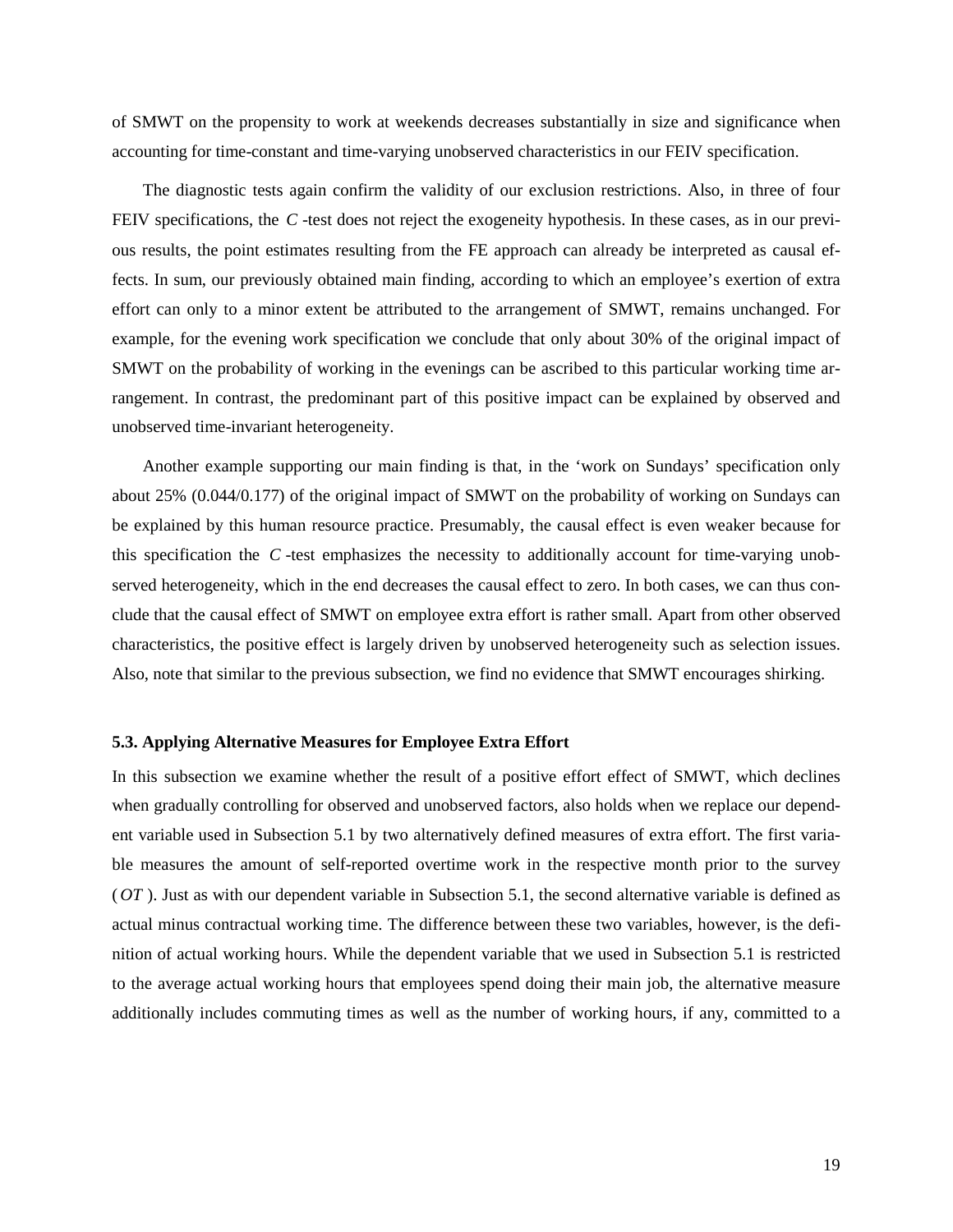of SMWT on the propensity to work at weekends decreases substantially in size and significance when accounting for time-constant and time-varying unobserved characteristics in our FEIV specification.

The diagnostic tests again confirm the validity of our exclusion restrictions. Also, in three of four FEIV specifications, the $C$-test does not reject the exogeneity hypothesis. In these cases, as in our previous results, the point estimates resulting from the FE approach can already be interpreted as causal effects. In sum, our previously obtained main finding, according to which an employee's exertion of extra effort can only to a minor extent be attributed to the arrangement of SMWT, remains unchanged. For example, for the evening work specification we conclude that only about 30% of the original impact of SMWT on the probability of working in the evenings can be ascribed to this particular working time arrangement. In contrast, the predominant part of this positive impact can be explained by observed and unobserved time-invariant heterogeneity.

Another example supporting our main finding is that, in the 'work on Sundays' specification only about 25% (0.044/0.177) of the original impact of SMWT on the probability of working on Sundays can be explained by this human resource practice. Presumably, the causal effect is even weaker because for this specification the $C$-test emphasizes the necessity to additionally account for time-varying unobserved heterogeneity, which in the end decreases the causal effect to zero. In both cases, we can thus conclude that the causal effect of SMWT on employee extra effort is rather small. Apart from other observed characteristics, the positive effect is largely driven by unobserved heterogeneity such as selection issues. Also, note that similar to the previous subsection, we find no evidence that SMWT encourages shirking.

### 5.3. Applying Alternative Measures for Employee Extra Effort

In this subsection we examine whether the result of a positive effort effect of SMWT, which declines when gradually controlling for observed and unobserved factors, also holds when we replace our dependent variable used in Subsection 5.1 by two alternatively defined measures of extra effort. The first variable measures the amount of self-reported overtime work in the respective month prior to the survey ($OT$). Just as with our dependent variable in Subsection 5.1, the second alternative variable is defined as actual minus contractual working time. The difference between these two variables, however, is the definition of actual working hours. While the dependent variable that we used in Subsection 5.1 is restricted to the average actual working hours that employees spend doing their main job, the alternative measure additionally includes commuting times as well as the number of working hours, if any, committed to a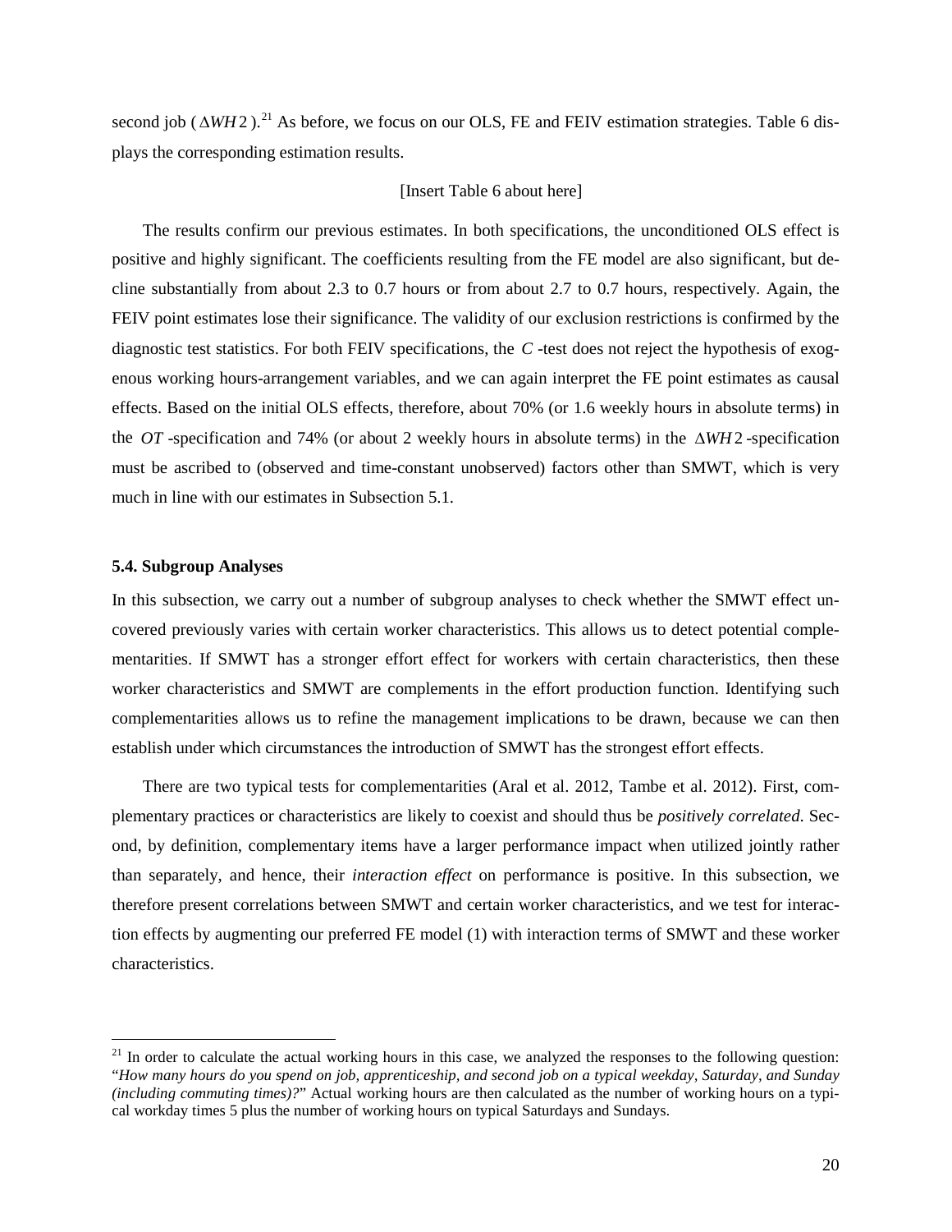second job ($\Delta WH2$).[21] As before, we focus on our OLS, FE and FEIV estimation strategies. Table 6 displays the corresponding estimation results.

[Insert Table 6 about here]

The results confirm our previous estimates. In both specifications, the unconditioned OLS effect is positive and highly significant. The coefficients resulting from the FE model are also significant, but decline substantially from about 2.3 to 0.7 hours or from about 2.7 to 0.7 hours, respectively. Again, the FEIV point estimates lose their significance. The validity of our exclusion restrictions is confirmed by the diagnostic test statistics. For both FEIV specifications, the $C$-test does not reject the hypothesis of exogenous working hours-arrangement variables, and we can again interpret the FE point estimates as causal effects. Based on the initial OLS effects, therefore, about 70% (or 1.6 weekly hours in absolute terms) in the $OT$-specification and 74% (or about 2 weekly hours in absolute terms) in the $\Delta WH2$-specification must be ascribed to (observed and time-constant unobserved) factors other than SMWT, which is very much in line with our estimates in Subsection 5.1.

### 5.4. Subgroup Analyses

In this subsection, we carry out a number of subgroup analyses to check whether the SMWT effect uncovered previously varies with certain worker characteristics. This allows us to detect potential complementarities. If SMWT has a stronger effort effect for workers with certain characteristics, then these worker characteristics and SMWT are complements in the effort production function. Identifying such complementarities allows us to refine the management implications to be drawn, because we can then establish under which circumstances the introduction of SMWT has the strongest effort effects.

There are two typical tests for complementarities (Aral et al. 2012, Tambe et al. 2012). First, complementary practices or characteristics are likely to coexist and should thus be *positively correlated*. Second, by definition, complementary items have a larger performance impact when utilized jointly rather than separately, and hence, their *interaction effect* on performance is positive. In this subsection, we therefore present correlations between SMWT and certain worker characteristics, and we test for interaction effects by augmenting our preferred FE model (1) with interaction terms of SMWT and these worker characteristics.

[21] In order to calculate the actual working hours in this case, we analyzed the responses to the following question: "*How many hours do you spend on job, apprenticeship, and second job on a typical weekday, Saturday, and Sunday (including commuting times)?*" Actual working hours are then calculated as the number of working hours on a typical workday times 5 plus the number of working hours on typical Saturdays and Sundays.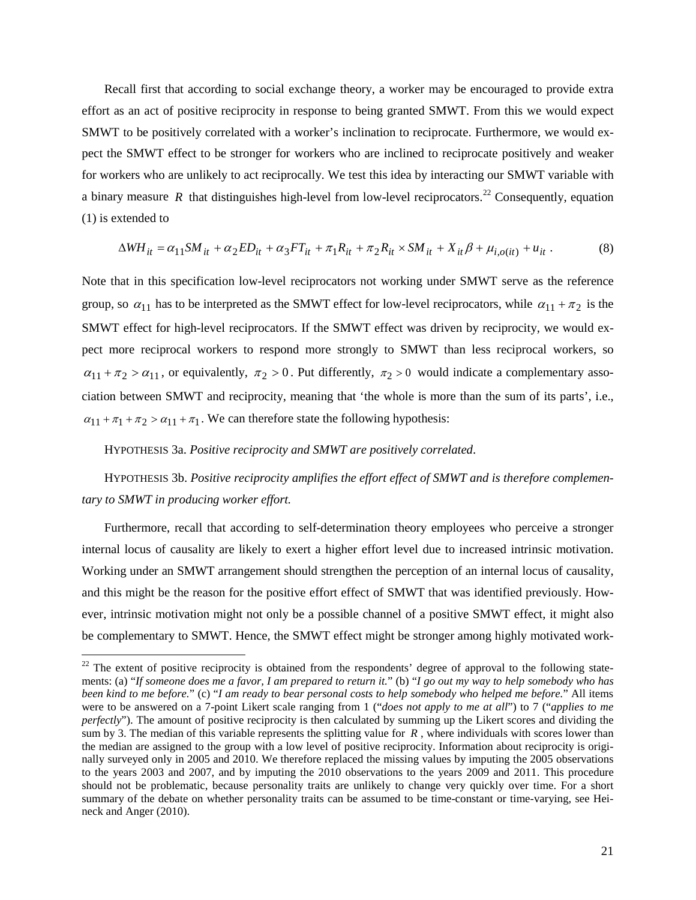Recall first that according to social exchange theory, a worker may be encouraged to provide extra effort as an act of positive reciprocity in response to being granted SMWT. From this we would expect SMWT to be positively correlated with a worker's inclination to reciprocate. Furthermore, we would expect the SMWT effect to be stronger for workers who are inclined to reciprocate positively and weaker for workers who are unlikely to act reciprocally. We test this idea by interacting our SMWT variable with a binary measure $R$ that distinguishes high-level from low-level reciprocators.[22] Consequently, equation (1) is extended to

$$\Delta WH_{it} = \alpha_{11} SM_{it} + \alpha_2 ED_{it} + \alpha_3 FT_{it} + \pi_1 R_{it} + \pi_2 R_{it} \times SM_{it} + X_{it}\beta + \mu_{i,o(it)} + u_{it} \,. \tag{8}$$

Note that in this specification low-level reciprocators not working under SMWT serve as the reference group, so $\alpha_{11}$ has to be interpreted as the SMWT effect for low-level reciprocators, while $\alpha_{11} + \pi_2$ is the SMWT effect for high-level reciprocators. If the SMWT effect was driven by reciprocity, we would expect more reciprocal workers to respond more strongly to SMWT than less reciprocal workers, so $\alpha_{11} + \pi_2 > \alpha_{11}$, or equivalently, $\pi_2 > 0$. Put differently, $\pi_2 > 0$ would indicate a complementary association between SMWT and reciprocity, meaning that 'the whole is more than the sum of its parts', i.e., $\alpha_{11} + \pi_1 + \pi_2 > \alpha_{11} + \pi_1$. We can therefore state the following hypothesis:

HYPOTHESIS 3a. *Positive reciprocity and SMWT are positively correlated.*

HYPOTHESIS 3b. *Positive reciprocity amplifies the effort effect of SMWT and is therefore complementary to SMWT in producing worker effort.*

Furthermore, recall that according to self-determination theory employees who perceive a stronger internal locus of causality are likely to exert a higher effort level due to increased intrinsic motivation. Working under an SMWT arrangement should strengthen the perception of an internal locus of causality, and this might be the reason for the positive effort effect of SMWT that was identified previously. However, intrinsic motivation might not only be a possible channel of a positive SMWT effect, it might also be complementary to SMWT. Hence, the SMWT effect might be stronger among highly motivated work-

[22] The extent of positive reciprocity is obtained from the respondents' degree of approval to the following statements: (a) "*If someone does me a favor, I am prepared to return it.*" (b) "*I go out my way to help somebody who has been kind to me before.*" (c) "*I am ready to bear personal costs to help somebody who helped me before.*" All items were to be answered on a 7-point Likert scale ranging from 1 ("*does not apply to me at all*") to 7 ("*applies to me perfectly*"). The amount of positive reciprocity is then calculated by summing up the Likert scores and dividing the sum by 3. The median of this variable represents the splitting value for $R$, where individuals with scores lower than the median are assigned to the group with a low level of positive reciprocity. Information about reciprocity is originally surveyed only in 2005 and 2010. We therefore replaced the missing values by imputing the 2005 observations to the years 2003 and 2007, and by imputing the 2010 observations to the years 2009 and 2011. This procedure should not be problematic, because personality traits are unlikely to change very quickly over time. For a short summary of the debate on whether personality traits can be assumed to be time-constant or time-varying, see Heineck and Anger (2010).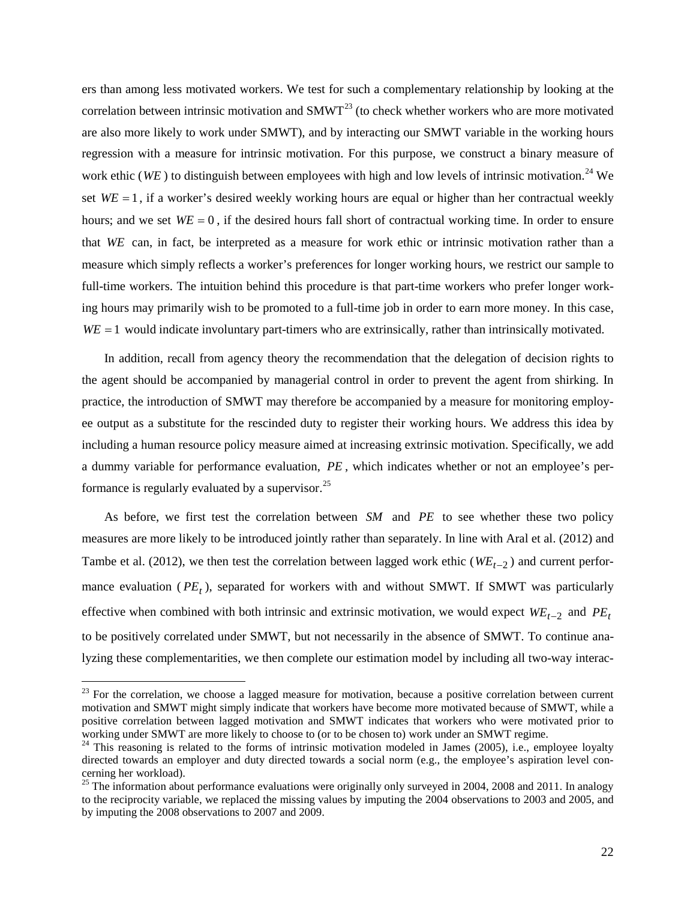ers than among less motivated workers. We test for such a complementary relationship by looking at the correlation between intrinsic motivation and SMWT[23] (to check whether workers who are more motivated are also more likely to work under SMWT), and by interacting our SMWT variable in the working hours regression with a measure for intrinsic motivation. For this purpose, we construct a binary measure of work ethic ($WE$) to distinguish between employees with high and low levels of intrinsic motivation.[24] We set $WE = 1$, if a worker's desired weekly working hours are equal or higher than her contractual weekly hours; and we set $WE = 0$, if the desired hours fall short of contractual working time. In order to ensure that $WE$ can, in fact, be interpreted as a measure for work ethic or intrinsic motivation rather than a measure which simply reflects a worker's preferences for longer working hours, we restrict our sample to full-time workers. The intuition behind this procedure is that part-time workers who prefer longer working hours may primarily wish to be promoted to a full-time job in order to earn more money. In this case, $WE = 1$ would indicate involuntary part-timers who are extrinsically, rather than intrinsically motivated.

In addition, recall from agency theory the recommendation that the delegation of decision rights to the agent should be accompanied by managerial control in order to prevent the agent from shirking. In practice, the introduction of SMWT may therefore be accompanied by a measure for monitoring employee output as a substitute for the rescinded duty to register their working hours. We address this idea by including a human resource policy measure aimed at increasing extrinsic motivation. Specifically, we add a dummy variable for performance evaluation, $PE$, which indicates whether or not an employee's performance is regularly evaluated by a supervisor.[25]

As before, we first test the correlation between $SM$ and $PE$ to see whether these two policy measures are more likely to be introduced jointly rather than separately. In line with Aral et al. (2012) and Tambe et al. (2012), we then test the correlation between lagged work ethic ($WE_{t-2}$) and current performance evaluation ($PE_t$), separated for workers with and without SMWT. If SMWT was particularly effective when combined with both intrinsic and extrinsic motivation, we would expect $WE_{t-2}$ and $PE_t$ to be positively correlated under SMWT, but not necessarily in the absence of SMWT. To continue analyzing these complementarities, we then complete our estimation model by including all two-way interac-

[23] For the correlation, we choose a lagged measure for motivation, because a positive correlation between current motivation and SMWT might simply indicate that workers have become more motivated because of SMWT, while a positive correlation between lagged motivation and SMWT indicates that workers who were motivated prior to working under SMWT are more likely to choose to (or to be chosen to) work under an SMWT regime.

[24] This reasoning is related to the forms of intrinsic motivation modeled in James (2005), i.e., employee loyalty directed towards an employer and duty directed towards a social norm (e.g., the employee's aspiration level concerning her workload).

[25] The information about performance evaluations were originally only surveyed in 2004, 2008 and 2011. In analogy to the reciprocity variable, we replaced the missing values by imputing the 2004 observations to 2003 and 2005, and by imputing the 2008 observations to 2007 and 2009.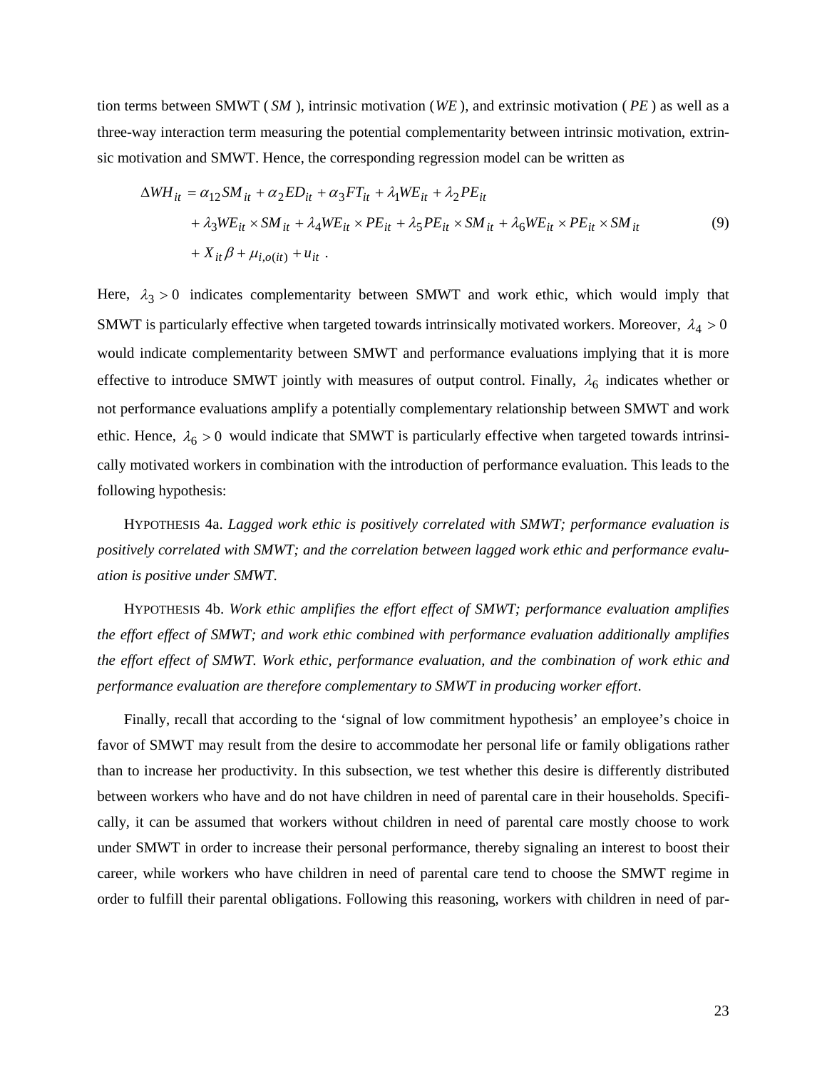tion terms between SMWT ( $SM$ ), intrinsic motivation ( $WE$ ), and extrinsic motivation ( $PE$ ) as well as a three-way interaction term measuring the potential complementarity between intrinsic motivation, extrinsic motivation and SMWT. Hence, the corresponding regression model can be written as

$$
\begin{aligned}
\Delta WH_{it} &= \alpha_{12} SM_{it} + \alpha_2 ED_{it} + \alpha_3 FT_{it} + \lambda_1 WE_{it} + \lambda_2 PE_{it} \\
&\quad + \lambda_3 WE_{it} \times SM_{it} + \lambda_4 WE_{it} \times PE_{it} + \lambda_5 PE_{it} \times SM_{it} + \lambda_6 WE_{it} \times PE_{it} \times SM_{it} \\
&\quad + X_{it}\beta + \mu_{i,o(it)} + u_{it} \ .
\end{aligned} \tag{9}
$$

Here, $\lambda_3 > 0$ indicates complementarity between SMWT and work ethic, which would imply that SMWT is particularly effective when targeted towards intrinsically motivated workers. Moreover, $\lambda_4 > 0$ would indicate complementarity between SMWT and performance evaluations implying that it is more effective to introduce SMWT jointly with measures of output control. Finally, $\lambda_6$ indicates whether or not performance evaluations amplify a potentially complementary relationship between SMWT and work ethic. Hence, $\lambda_6 > 0$ would indicate that SMWT is particularly effective when targeted towards intrinsically motivated workers in combination with the introduction of performance evaluation. This leads to the following hypothesis:

HYPOTHESIS 4a. *Lagged work ethic is positively correlated with SMWT; performance evaluation is positively correlated with SMWT; and the correlation between lagged work ethic and performance evaluation is positive under SMWT.*

HYPOTHESIS 4b. *Work ethic amplifies the effort effect of SMWT; performance evaluation amplifies the effort effect of SMWT; and work ethic combined with performance evaluation additionally amplifies the effort effect of SMWT. Work ethic, performance evaluation, and the combination of work ethic and performance evaluation are therefore complementary to SMWT in producing worker effort.*

Finally, recall that according to the 'signal of low commitment hypothesis' an employee's choice in favor of SMWT may result from the desire to accommodate her personal life or family obligations rather than to increase her productivity. In this subsection, we test whether this desire is differently distributed between workers who have and do not have children in need of parental care in their households. Specifically, it can be assumed that workers without children in need of parental care mostly choose to work under SMWT in order to increase their personal performance, thereby signaling an interest to boost their career, while workers who have children in need of parental care tend to choose the SMWT regime in order to fulfill their parental obligations. Following this reasoning, workers with children in need of par-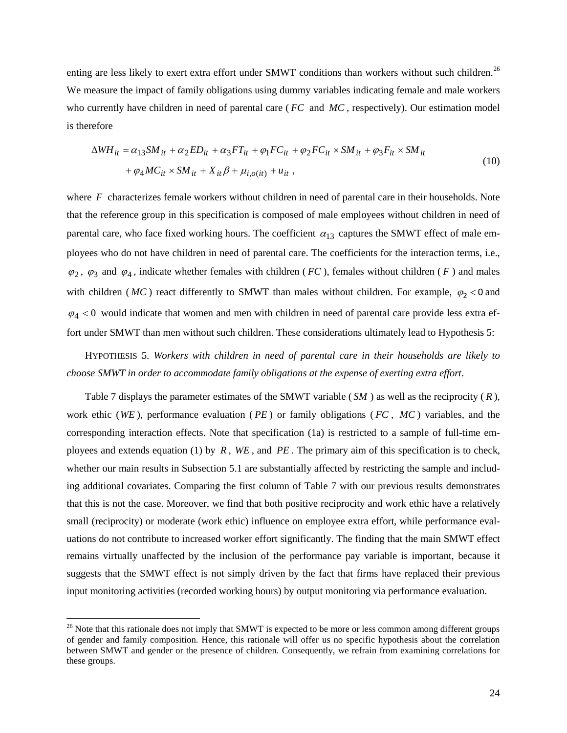enting are less likely to exert extra effort under SMWT conditions than workers without such children.[26] We measure the impact of family obligations using dummy variables indicating female and male workers who currently have children in need of parental care ($FC$ and $MC$, respectively). Our estimation model is therefore

$$\Delta WH_{it} = \alpha_{13} SM_{it} + \alpha_2 ED_{it} + \alpha_3 FT_{it} + \varphi_1 FC_{it} + \varphi_2 FC_{it} \times SM_{it} + \varphi_3 F_{it} \times SM_{it} + \varphi_4 MC_{it} \times SM_{it} + X_{it}\beta + \mu_{i,o(it)} + u_{it} \;, \tag{10}$$

where $F$ characterizes female workers without children in need of parental care in their households. Note that the reference group in this specification is composed of male employees without children in need of parental care, who face fixed working hours. The coefficient $\alpha_{13}$ captures the SMWT effect of male employees who do not have children in need of parental care. The coefficients for the interaction terms, i.e., $\varphi_2$, $\varphi_3$ and $\varphi_4$, indicate whether females with children ($FC$), females without children ($F$) and males with children ($MC$) react differently to SMWT than males without children. For example, $\varphi_2 < 0$ and $\varphi_4 < 0$ would indicate that women and men with children in need of parental care provide less extra effort under SMWT than men without such children. These considerations ultimately lead to Hypothesis 5:

HYPOTHESIS 5. *Workers with children in need of parental care in their households are likely to choose SMWT in order to accommodate family obligations at the expense of exerting extra effort*.

Table 7 displays the parameter estimates of the SMWT variable ($SM$) as well as the reciprocity ($R$), work ethic ($WE$), performance evaluation ($PE$) or family obligations ($FC$, $MC$) variables, and the corresponding interaction effects. Note that specification (1a) is restricted to a sample of full-time employees and extends equation (1) by $R$, $WE$, and $PE$. The primary aim of this specification is to check, whether our main results in Subsection 5.1 are substantially affected by restricting the sample and including additional covariates. Comparing the first column of Table 7 with our previous results demonstrates that this is not the case. Moreover, we find that both positive reciprocity and work ethic have a relatively small (reciprocity) or moderate (work ethic) influence on employee extra effort, while performance evaluations do not contribute to increased worker effort significantly. The finding that the main SMWT effect remains virtually unaffected by the inclusion of the performance pay variable is important, because it suggests that the SMWT effect is not simply driven by the fact that firms have replaced their previous input monitoring activities (recorded working hours) by output monitoring via performance evaluation.

[26] Note that this rationale does not imply that SMWT is expected to be more or less common among different groups of gender and family composition. Hence, this rationale will offer us no specific hypothesis about the correlation between SMWT and gender or the presence of children. Consequently, we refrain from examining correlations for these groups.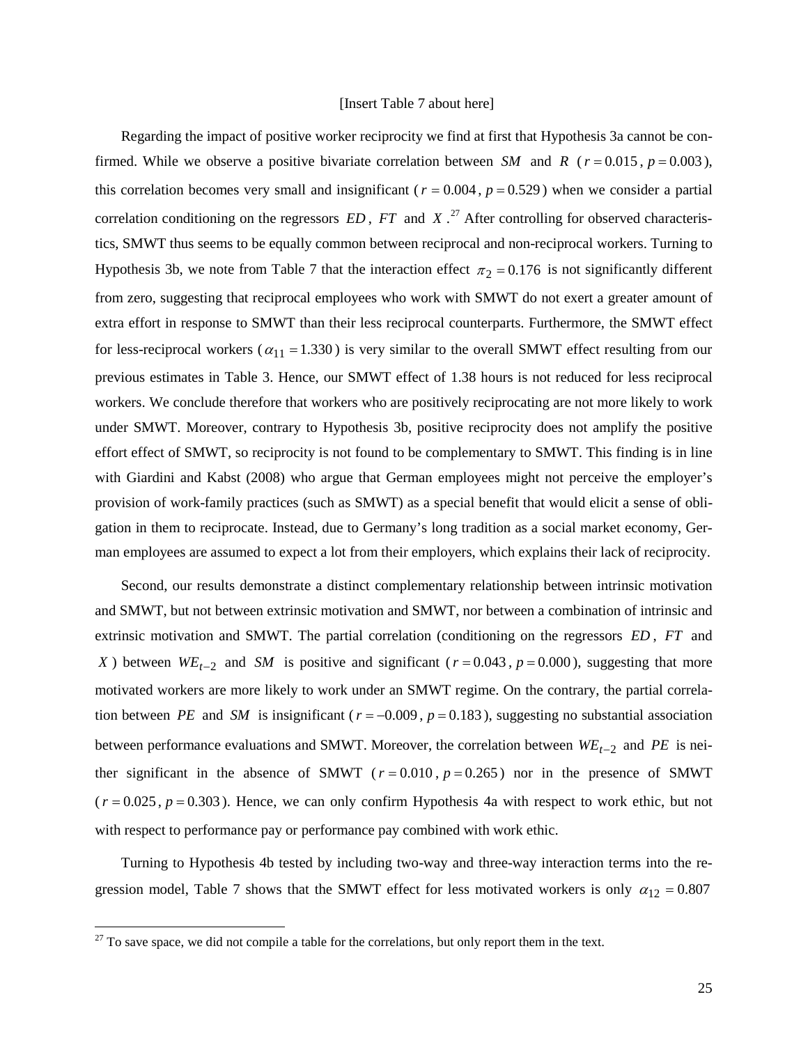[Insert Table 7 about here]

Regarding the impact of positive worker reciprocity we find at first that Hypothesis 3a cannot be confirmed. While we observe a positive bivariate correlation between $SM$ and $R$ ($r = 0.015$, $p = 0.003$), this correlation becomes very small and insignificant ($r = 0.004$, $p = 0.529$) when we consider a partial correlation conditioning on the regressors $ED$, $FT$ and $X$.[27] After controlling for observed characteristics, SMWT thus seems to be equally common between reciprocal and non-reciprocal workers. Turning to Hypothesis 3b, we note from Table 7 that the interaction effect $\pi_2 = 0.176$ is not significantly different from zero, suggesting that reciprocal employees who work with SMWT do not exert a greater amount of extra effort in response to SMWT than their less reciprocal counterparts. Furthermore, the SMWT effect for less-reciprocal workers ($\alpha_{11} = 1.330$) is very similar to the overall SMWT effect resulting from our previous estimates in Table 3. Hence, our SMWT effect of 1.38 hours is not reduced for less reciprocal workers. We conclude therefore that workers who are positively reciprocating are not more likely to work under SMWT. Moreover, contrary to Hypothesis 3b, positive reciprocity does not amplify the positive effort effect of SMWT, so reciprocity is not found to be complementary to SMWT. This finding is in line with Giardini and Kabst (2008) who argue that German employees might not perceive the employer's provision of work-family practices (such as SMWT) as a special benefit that would elicit a sense of obligation in them to reciprocate. Instead, due to Germany's long tradition as a social market economy, German employees are assumed to expect a lot from their employers, which explains their lack of reciprocity.

Second, our results demonstrate a distinct complementary relationship between intrinsic motivation and SMWT, but not between extrinsic motivation and SMWT, nor between a combination of intrinsic and extrinsic motivation and SMWT. The partial correlation (conditioning on the regressors $ED$, $FT$ and $X$) between $WE_{t-2}$ and $SM$ is positive and significant ($r = 0.043$, $p = 0.000$), suggesting that more motivated workers are more likely to work under an SMWT regime. On the contrary, the partial correlation between $PE$ and $SM$ is insignificant ($r = -0.009$, $p = 0.183$), suggesting no substantial association between performance evaluations and SMWT. Moreover, the correlation between $WE_{t-2}$ and $PE$ is neither significant in the absence of SMWT ($r = 0.010$, $p = 0.265$) nor in the presence of SMWT ($r = 0.025$, $p = 0.303$). Hence, we can only confirm Hypothesis 4a with respect to work ethic, but not with respect to performance pay or performance pay combined with work ethic.

Turning to Hypothesis 4b tested by including two-way and three-way interaction terms into the regression model, Table 7 shows that the SMWT effect for less motivated workers is only $\alpha_{12} = 0.807$

[27] To save space, we did not compile a table for the correlations, but only report them in the text.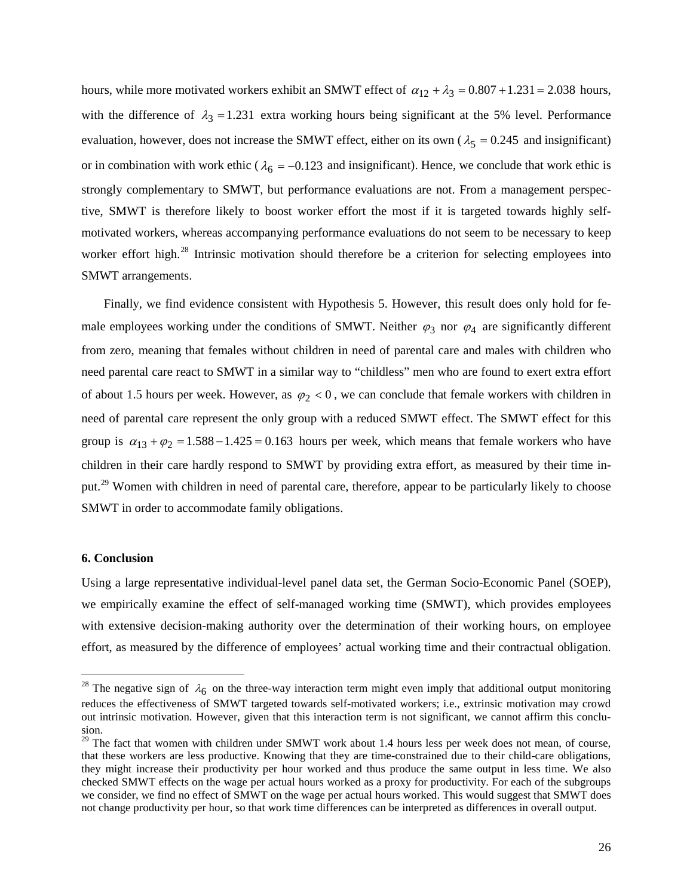hours, while more motivated workers exhibit an SMWT effect of $\alpha_{12} + \lambda_3 = 0.807 + 1.231 = 2.038$ hours, with the difference of $\lambda_3 = 1.231$ extra working hours being significant at the 5% level. Performance evaluation, however, does not increase the SMWT effect, either on its own ($\lambda_5 = 0.245$ and insignificant) or in combination with work ethic ($\lambda_6 = -0.123$ and insignificant). Hence, we conclude that work ethic is strongly complementary to SMWT, but performance evaluations are not. From a management perspective, SMWT is therefore likely to boost worker effort the most if it is targeted towards highly self-motivated workers, whereas accompanying performance evaluations do not seem to be necessary to keep worker effort high.[28] Intrinsic motivation should therefore be a criterion for selecting employees into SMWT arrangements.

Finally, we find evidence consistent with Hypothesis 5. However, this result does only hold for female employees working under the conditions of SMWT. Neither $\varphi_3$ nor $\varphi_4$ are significantly different from zero, meaning that females without children in need of parental care and males with children who need parental care react to SMWT in a similar way to "childless" men who are found to exert extra effort of about 1.5 hours per week. However, as $\varphi_2 < 0$, we can conclude that female workers with children in need of parental care represent the only group with a reduced SMWT effect. The SMWT effect for this group is $\alpha_{13} + \varphi_2 = 1.588 - 1.425 = 0.163$ hours per week, which means that female workers who have children in their care hardly respond to SMWT by providing extra effort, as measured by their time input.[29] Women with children in need of parental care, therefore, appear to be particularly likely to choose SMWT in order to accommodate family obligations.

## 6. Conclusion

Using a large representative individual-level panel data set, the German Socio-Economic Panel (SOEP), we empirically examine the effect of self-managed working time (SMWT), which provides employees with extensive decision-making authority over the determination of their working hours, on employee effort, as measured by the difference of employees' actual working time and their contractual obligation.

---

[28] The negative sign of $\lambda_6$ on the three-way interaction term might even imply that additional output monitoring reduces the effectiveness of SMWT targeted towards self-motivated workers; i.e., extrinsic motivation may crowd out intrinsic motivation. However, given that this interaction term is not significant, we cannot affirm this conclusion.

[29] The fact that women with children under SMWT work about 1.4 hours less per week does not mean, of course, that these workers are less productive. Knowing that they are time-constrained due to their child-care obligations, they might increase their productivity per hour worked and thus produce the same output in less time. We also checked SMWT effects on the wage per actual hours worked as a proxy for productivity. For each of the subgroups we consider, we find no effect of SMWT on the wage per actual hours worked. This would suggest that SMWT does not change productivity per hour, so that work time differences can be interpreted as differences in overall output.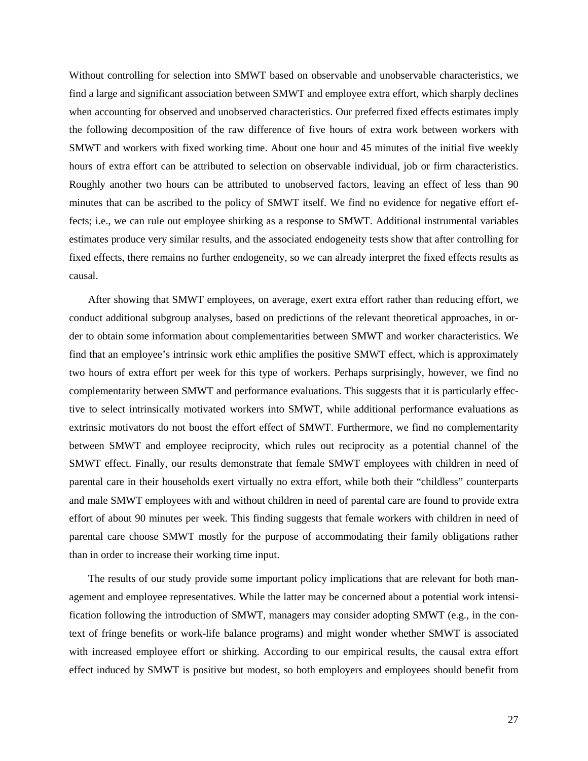Without controlling for selection into SMWT based on observable and unobservable characteristics, we find a large and significant association between SMWT and employee extra effort, which sharply declines when accounting for observed and unobserved characteristics. Our preferred fixed effects estimates imply the following decomposition of the raw difference of five hours of extra work between workers with SMWT and workers with fixed working time. About one hour and 45 minutes of the initial five weekly hours of extra effort can be attributed to selection on observable individual, job or firm characteristics. Roughly another two hours can be attributed to unobserved factors, leaving an effect of less than 90 minutes that can be ascribed to the policy of SMWT itself. We find no evidence for negative effort effects; i.e., we can rule out employee shirking as a response to SMWT. Additional instrumental variables estimates produce very similar results, and the associated endogeneity tests show that after controlling for fixed effects, there remains no further endogeneity, so we can already interpret the fixed effects results as causal.

After showing that SMWT employees, on average, exert extra effort rather than reducing effort, we conduct additional subgroup analyses, based on predictions of the relevant theoretical approaches, in order to obtain some information about complementarities between SMWT and worker characteristics. We find that an employee's intrinsic work ethic amplifies the positive SMWT effect, which is approximately two hours of extra effort per week for this type of workers. Perhaps surprisingly, however, we find no complementarity between SMWT and performance evaluations. This suggests that it is particularly effective to select intrinsically motivated workers into SMWT, while additional performance evaluations as extrinsic motivators do not boost the effort effect of SMWT. Furthermore, we find no complementarity between SMWT and employee reciprocity, which rules out reciprocity as a potential channel of the SMWT effect. Finally, our results demonstrate that female SMWT employees with children in need of parental care in their households exert virtually no extra effort, while both their "childless" counterparts and male SMWT employees with and without children in need of parental care are found to provide extra effort of about 90 minutes per week. This finding suggests that female workers with children in need of parental care choose SMWT mostly for the purpose of accommodating their family obligations rather than in order to increase their working time input.

The results of our study provide some important policy implications that are relevant for both management and employee representatives. While the latter may be concerned about a potential work intensification following the introduction of SMWT, managers may consider adopting SMWT (e.g., in the context of fringe benefits or work-life balance programs) and might wonder whether SMWT is associated with increased employee effort or shirking. According to our empirical results, the causal extra effort effect induced by SMWT is positive but modest, so both employers and employees should benefit from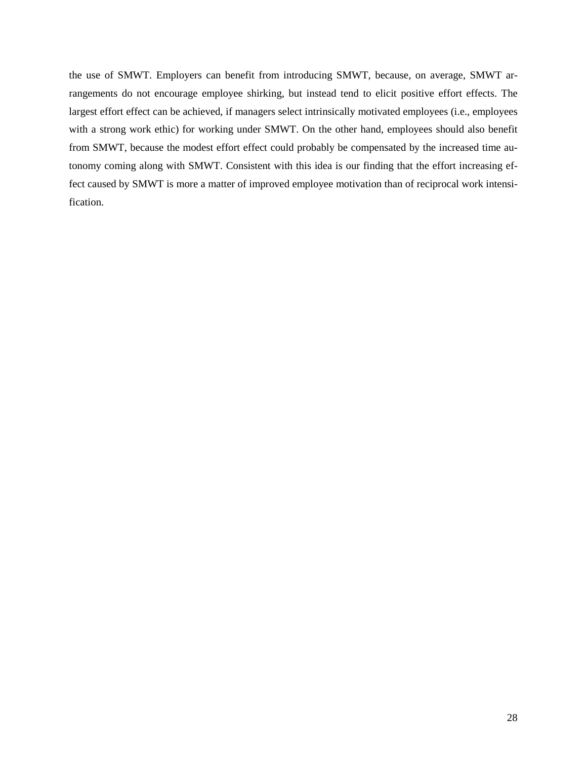the use of SMWT. Employers can benefit from introducing SMWT, because, on average, SMWT arrangements do not encourage employee shirking, but instead tend to elicit positive effort effects. The largest effort effect can be achieved, if managers select intrinsically motivated employees (i.e., employees with a strong work ethic) for working under SMWT. On the other hand, employees should also benefit from SMWT, because the modest effort effect could probably be compensated by the increased time autonomy coming along with SMWT. Consistent with this idea is our finding that the effort increasing effect caused by SMWT is more a matter of improved employee motivation than of reciprocal work intensification.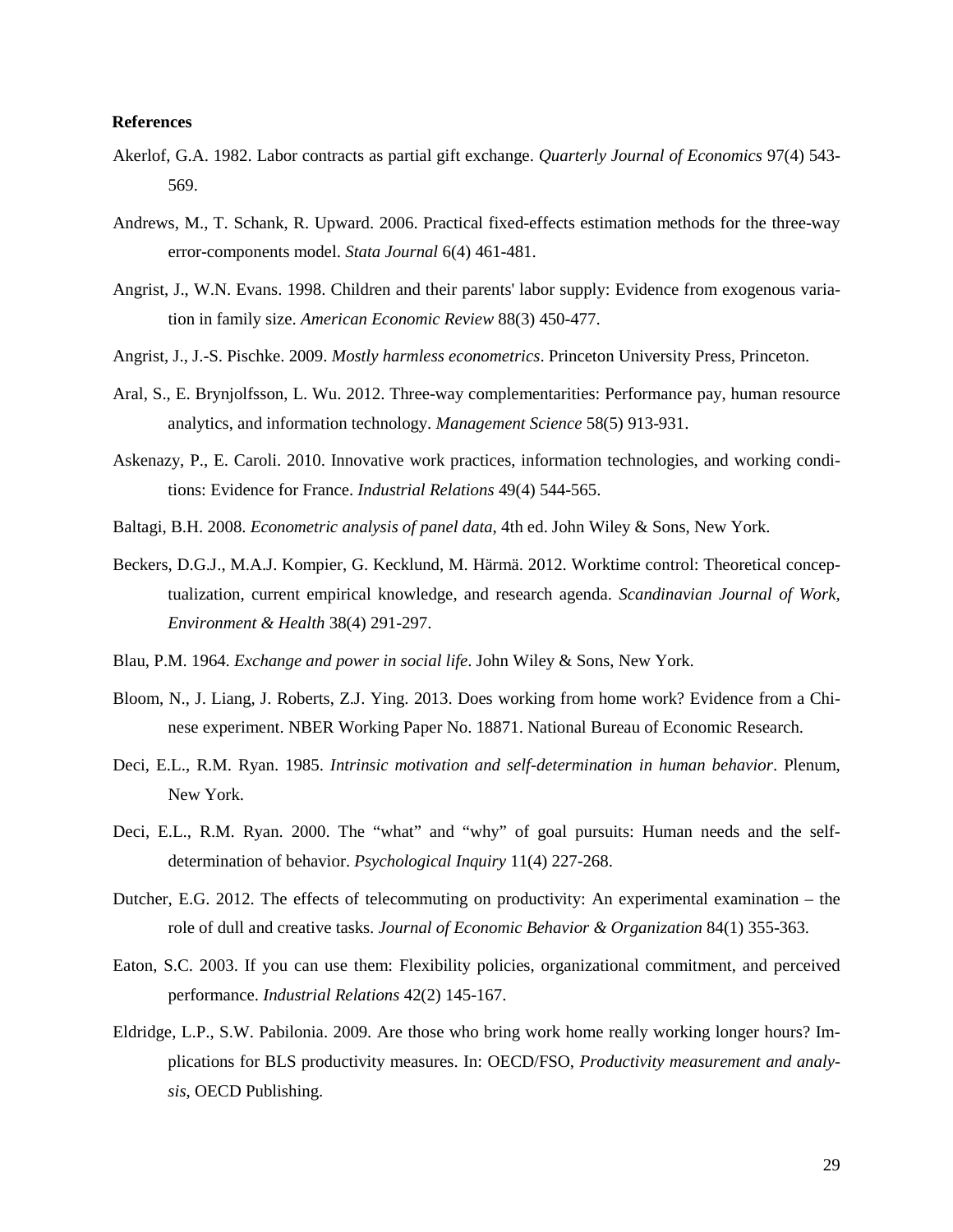**References**

Akerlof, G.A. 1982. Labor contracts as partial gift exchange. *Quarterly Journal of Economics* 97(4) 543-569.

Andrews, M., T. Schank, R. Upward. 2006. Practical fixed-effects estimation methods for the three-way error-components model. *Stata Journal* 6(4) 461-481.

Angrist, J., W.N. Evans. 1998. Children and their parents' labor supply: Evidence from exogenous variation in family size. *American Economic Review* 88(3) 450-477.

Angrist, J., J.-S. Pischke. 2009. *Mostly harmless econometrics*. Princeton University Press, Princeton.

Aral, S., E. Brynjolfsson, L. Wu. 2012. Three-way complementarities: Performance pay, human resource analytics, and information technology. *Management Science* 58(5) 913-931.

Askenazy, P., E. Caroli. 2010. Innovative work practices, information technologies, and working conditions: Evidence for France. *Industrial Relations* 49(4) 544-565.

Baltagi, B.H. 2008. *Econometric analysis of panel data*, 4th ed. John Wiley & Sons, New York.

Beckers, D.G.J., M.A.J. Kompier, G. Kecklund, M. Härmä. 2012. Worktime control: Theoretical conceptualization, current empirical knowledge, and research agenda. *Scandinavian Journal of Work, Environment & Health* 38(4) 291-297.

Blau, P.M. 1964. *Exchange and power in social life*. John Wiley & Sons, New York.

Bloom, N., J. Liang, J. Roberts, Z.J. Ying. 2013. Does working from home work? Evidence from a Chinese experiment. NBER Working Paper No. 18871. National Bureau of Economic Research.

Deci, E.L., R.M. Ryan. 1985. *Intrinsic motivation and self-determination in human behavior*. Plenum, New York.

Deci, E.L., R.M. Ryan. 2000. The "what" and "why" of goal pursuits: Human needs and the self-determination of behavior. *Psychological Inquiry* 11(4) 227-268.

Dutcher, E.G. 2012. The effects of telecommuting on productivity: An experimental examination – the role of dull and creative tasks. *Journal of Economic Behavior & Organization* 84(1) 355-363.

Eaton, S.C. 2003. If you can use them: Flexibility policies, organizational commitment, and perceived performance. *Industrial Relations* 42(2) 145-167.

Eldridge, L.P., S.W. Pabilonia. 2009. Are those who bring work home really working longer hours? Implications for BLS productivity measures. In: OECD/FSO, *Productivity measurement and analysis*, OECD Publishing.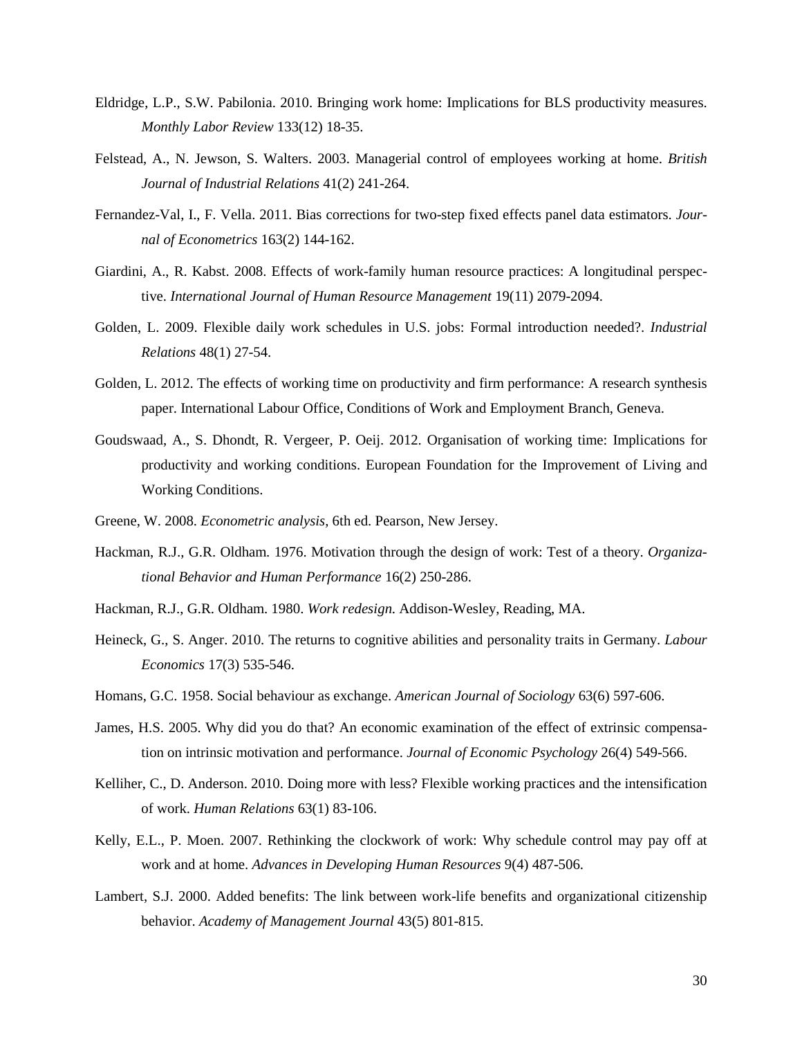Eldridge, L.P., S.W. Pabilonia. 2010. Bringing work home: Implications for BLS productivity measures. *Monthly Labor Review* 133(12) 18-35.

Felstead, A., N. Jewson, S. Walters. 2003. Managerial control of employees working at home. *British Journal of Industrial Relations* 41(2) 241-264.

Fernandez-Val, I., F. Vella. 2011. Bias corrections for two-step fixed effects panel data estimators. *Journal of Econometrics* 163(2) 144-162.

Giardini, A., R. Kabst. 2008. Effects of work-family human resource practices: A longitudinal perspective. *International Journal of Human Resource Management* 19(11) 2079-2094.

Golden, L. 2009. Flexible daily work schedules in U.S. jobs: Formal introduction needed?. *Industrial Relations* 48(1) 27-54.

Golden, L. 2012. The effects of working time on productivity and firm performance: A research synthesis paper. International Labour Office, Conditions of Work and Employment Branch, Geneva.

Goudswaad, A., S. Dhondt, R. Vergeer, P. Oeij. 2012. Organisation of working time: Implications for productivity and working conditions. European Foundation for the Improvement of Living and Working Conditions.

Greene, W. 2008. *Econometric analysis*, 6th ed. Pearson, New Jersey.

Hackman, R.J., G.R. Oldham. 1976. Motivation through the design of work: Test of a theory. *Organizational Behavior and Human Performance* 16(2) 250-286.

Hackman, R.J., G.R. Oldham. 1980. *Work redesign*. Addison-Wesley, Reading, MA.

Heineck, G., S. Anger. 2010. The returns to cognitive abilities and personality traits in Germany. *Labour Economics* 17(3) 535-546.

Homans, G.C. 1958. Social behaviour as exchange. *American Journal of Sociology* 63(6) 597-606.

James, H.S. 2005. Why did you do that? An economic examination of the effect of extrinsic compensation on intrinsic motivation and performance. *Journal of Economic Psychology* 26(4) 549-566.

Kelliher, C., D. Anderson. 2010. Doing more with less? Flexible working practices and the intensification of work. *Human Relations* 63(1) 83-106.

Kelly, E.L., P. Moen. 2007. Rethinking the clockwork of work: Why schedule control may pay off at work and at home. *Advances in Developing Human Resources* 9(4) 487-506.

Lambert, S.J. 2000. Added benefits: The link between work-life benefits and organizational citizenship behavior. *Academy of Management Journal* 43(5) 801-815.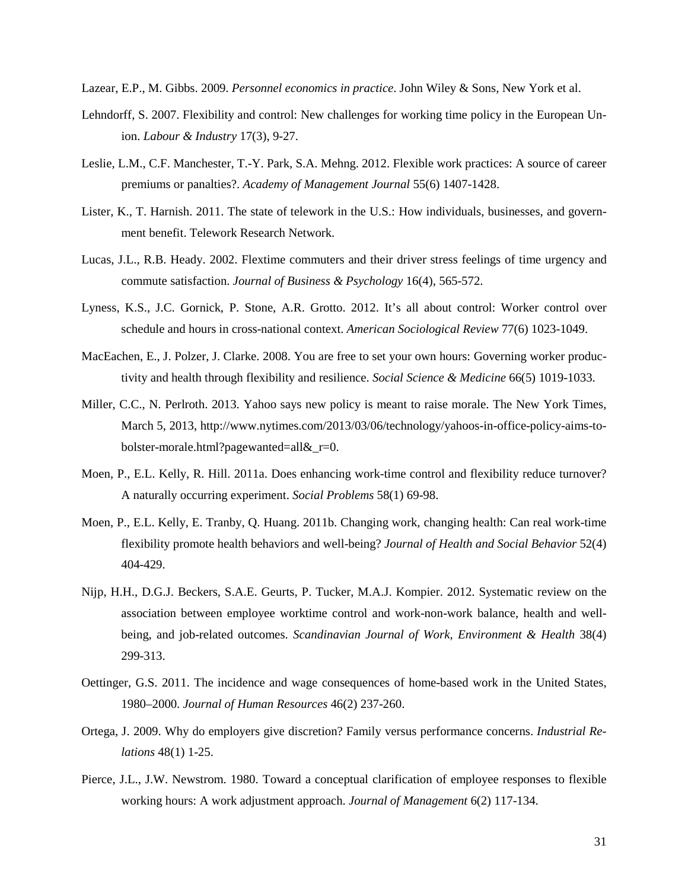Lazear, E.P., M. Gibbs. 2009. *Personnel economics in practice*. John Wiley & Sons, New York et al.

Lehndorff, S. 2007. Flexibility and control: New challenges for working time policy in the European Union. *Labour & Industry* 17(3), 9-27.

Leslie, L.M., C.F. Manchester, T.-Y. Park, S.A. Mehng. 2012. Flexible work practices: A source of career premiums or panalties?. *Academy of Management Journal* 55(6) 1407-1428.

Lister, K., T. Harnish. 2011. The state of telework in the U.S.: How individuals, businesses, and government benefit. Telework Research Network.

Lucas, J.L., R.B. Heady. 2002. Flextime commuters and their driver stress feelings of time urgency and commute satisfaction. *Journal of Business & Psychology* 16(4), 565-572.

Lyness, K.S., J.C. Gornick, P. Stone, A.R. Grotto. 2012. It's all about control: Worker control over schedule and hours in cross-national context. *American Sociological Review* 77(6) 1023-1049.

MacEachen, E., J. Polzer, J. Clarke. 2008. You are free to set your own hours: Governing worker productivity and health through flexibility and resilience. *Social Science & Medicine* 66(5) 1019-1033.

Miller, C.C., N. Perlroth. 2013. Yahoo says new policy is meant to raise morale. The New York Times, March 5, 2013, http://www.nytimes.com/2013/03/06/technology/yahoos-in-office-policy-aims-to-bolster-morale.html?pagewanted=all&_r=0.

Moen, P., E.L. Kelly, R. Hill. 2011a. Does enhancing work-time control and flexibility reduce turnover? A naturally occurring experiment. *Social Problems* 58(1) 69-98.

Moen, P., E.L. Kelly, E. Tranby, Q. Huang. 2011b. Changing work, changing health: Can real work-time flexibility promote health behaviors and well-being? *Journal of Health and Social Behavior* 52(4) 404-429.

Nijp, H.H., D.G.J. Beckers, S.A.E. Geurts, P. Tucker, M.A.J. Kompier. 2012. Systematic review on the association between employee worktime control and work-non-work balance, health and well-being, and job-related outcomes. *Scandinavian Journal of Work, Environment & Health* 38(4) 299-313.

Oettinger, G.S. 2011. The incidence and wage consequences of home-based work in the United States, 1980–2000. *Journal of Human Resources* 46(2) 237-260.

Ortega, J. 2009. Why do employers give discretion? Family versus performance concerns. *Industrial Relations* 48(1) 1-25.

Pierce, J.L., J.W. Newstrom. 1980. Toward a conceptual clarification of employee responses to flexible working hours: A work adjustment approach. *Journal of Management* 6(2) 117-134.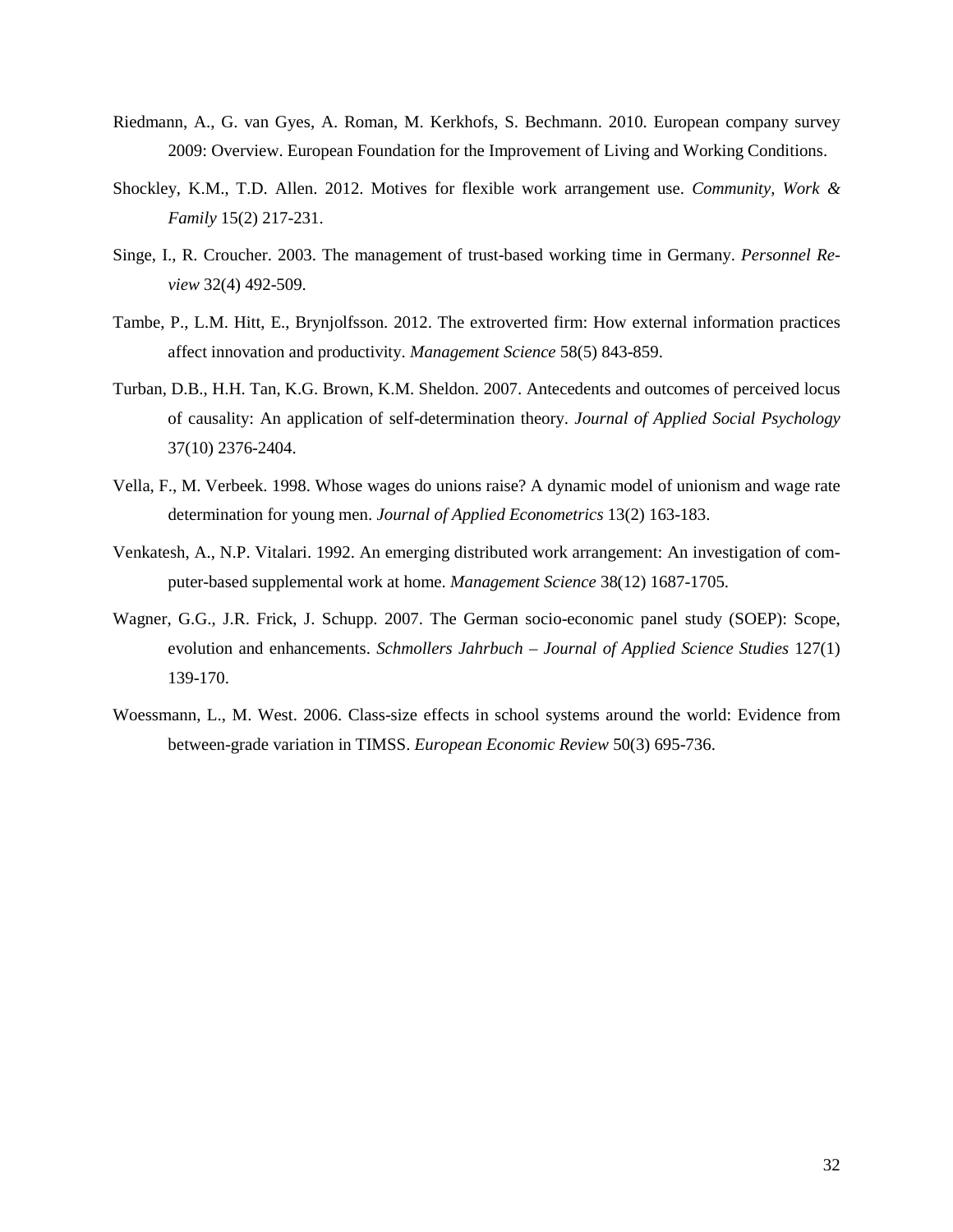Riedmann, A., G. van Gyes, A. Roman, M. Kerkhofs, S. Bechmann. 2010. European company survey 2009: Overview. European Foundation for the Improvement of Living and Working Conditions.

Shockley, K.M., T.D. Allen. 2012. Motives for flexible work arrangement use. *Community, Work & Family* 15(2) 217-231.

Singe, I., R. Croucher. 2003. The management of trust-based working time in Germany. *Personnel Review* 32(4) 492-509.

Tambe, P., L.M. Hitt, E., Brynjolfsson. 2012. The extroverted firm: How external information practices affect innovation and productivity. *Management Science* 58(5) 843-859.

Turban, D.B., H.H. Tan, K.G. Brown, K.M. Sheldon. 2007. Antecedents and outcomes of perceived locus of causality: An application of self-determination theory. *Journal of Applied Social Psychology* 37(10) 2376-2404.

Vella, F., M. Verbeek. 1998. Whose wages do unions raise? A dynamic model of unionism and wage rate determination for young men. *Journal of Applied Econometrics* 13(2) 163-183.

Venkatesh, A., N.P. Vitalari. 1992. An emerging distributed work arrangement: An investigation of computer-based supplemental work at home. *Management Science* 38(12) 1687-1705.

Wagner, G.G., J.R. Frick, J. Schupp. 2007. The German socio-economic panel study (SOEP): Scope, evolution and enhancements. *Schmollers Jahrbuch – Journal of Applied Science Studies* 127(1) 139-170.

Woessmann, L., M. West. 2006. Class-size effects in school systems around the world: Evidence from between-grade variation in TIMSS. *European Economic Review* 50(3) 695-736.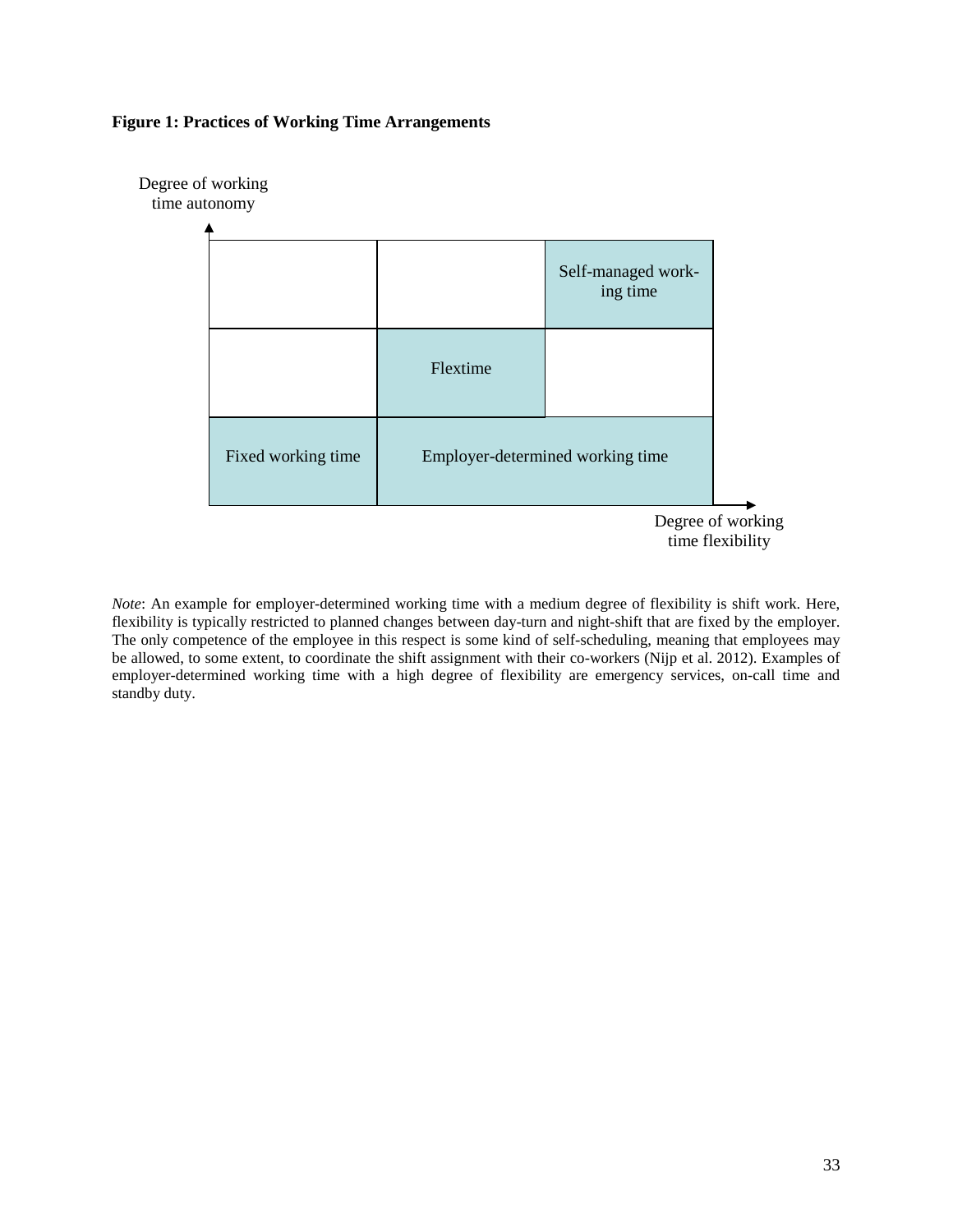**Figure 1: Practices of Working Time Arrangements**

Degree of working time autonomy

| | | |
|---|---|---|
| | | Self-managed working time |
| | Flextime | |
| Fixed working time | Employer-determined working time | |

Degree of working time flexibility

*Note*: An example for employer-determined working time with a medium degree of flexibility is shift work. Here, flexibility is typically restricted to planned changes between day-turn and night-shift that are fixed by the employer. The only competence of the employee in this respect is some kind of self-scheduling, meaning that employees may be allowed, to some extent, to coordinate the shift assignment with their co-workers (Nijp et al. 2012). Examples of employer-determined working time with a high degree of flexibility are emergency services, on-call time and standby duty.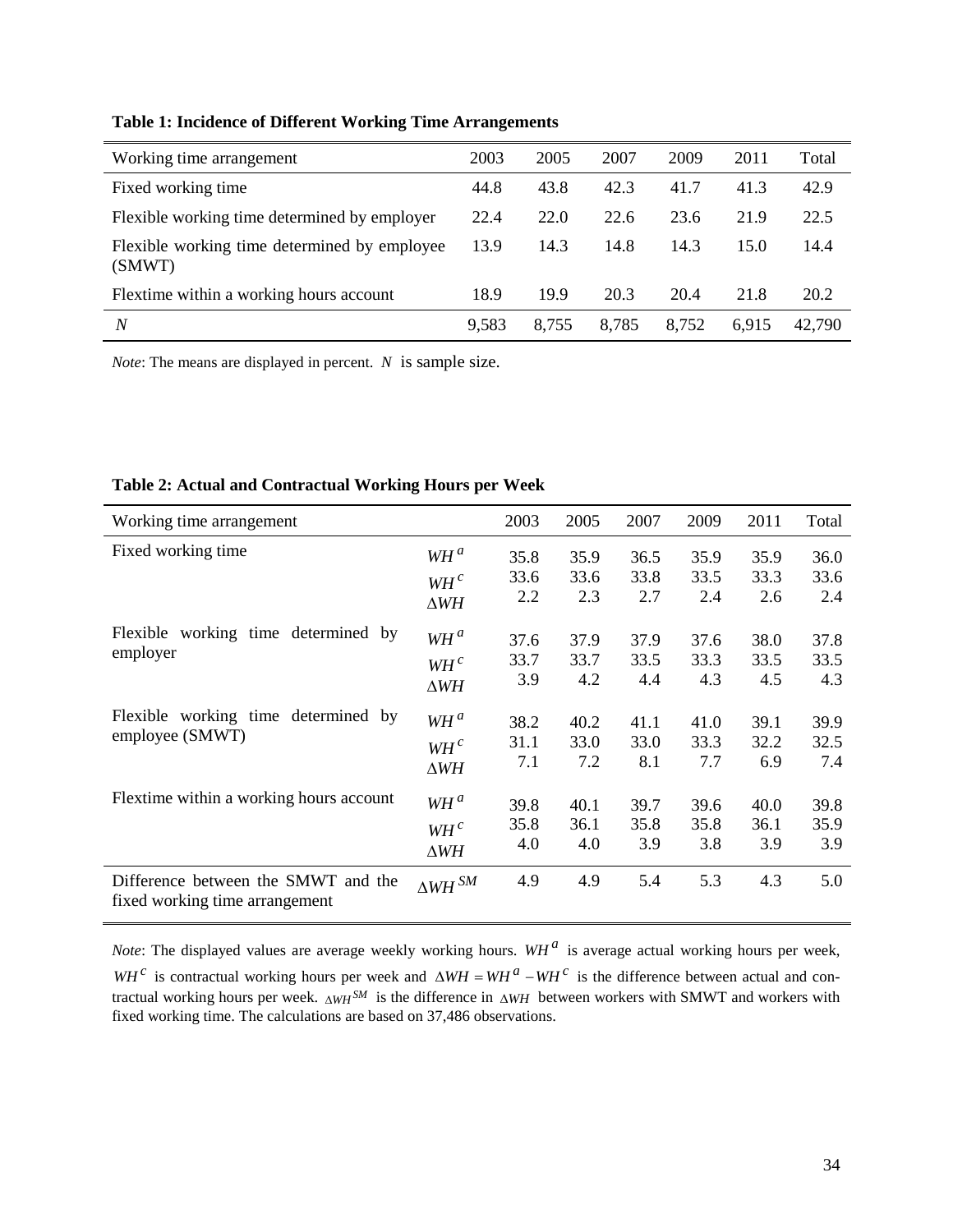**Table 1: Incidence of Different Working Time Arrangements**

| Working time arrangement | 2003 | 2005 | 2007 | 2009 | 2011 | Total |
|---|---|---|---|---|---|---|
| Fixed working time | 44.8 | 43.8 | 42.3 | 41.7 | 41.3 | 42.9 |
| Flexible working time determined by employer | 22.4 | 22.0 | 22.6 | 23.6 | 21.9 | 22.5 |
| Flexible working time determined by employee (SMWT) | 13.9 | 14.3 | 14.8 | 14.3 | 15.0 | 14.4 |
| Flextime within a working hours account | 18.9 | 19.9 | 20.3 | 20.4 | 21.8 | 20.2 |
| $N$ | 9,583 | 8,755 | 8,785 | 8,752 | 6,915 | 42,790 |

*Note*: The means are displayed in percent. $N$ is sample size.

**Table 2: Actual and Contractual Working Hours per Week**

| Working time arrangement | | 2003 | 2005 | 2007 | 2009 | 2011 | Total |
|---|---|---|---|---|---|---|---|
| Fixed working time | $WH^a$ | 35.8 | 35.9 | 36.5 | 35.9 | 35.9 | 36.0 |
| | $WH^c$ | 33.6 | 33.6 | 33.8 | 33.5 | 33.3 | 33.6 |
| | $\Delta WH$ | 2.2 | 2.3 | 2.7 | 2.4 | 2.6 | 2.4 |
| Flexible working time determined by employer | $WH^a$ | 37.6 | 37.9 | 37.9 | 37.6 | 38.0 | 37.8 |
| | $WH^c$ | 33.7 | 33.7 | 33.5 | 33.3 | 33.5 | 33.5 |
| | $\Delta WH$ | 3.9 | 4.2 | 4.4 | 4.3 | 4.5 | 4.3 |
| Flexible working time determined by employee (SMWT) | $WH^a$ | 38.2 | 40.2 | 41.1 | 41.0 | 39.1 | 39.9 |
| | $WH^c$ | 31.1 | 33.0 | 33.0 | 33.3 | 32.2 | 32.5 |
| | $\Delta WH$ | 7.1 | 7.2 | 8.1 | 7.7 | 6.9 | 7.4 |
| Flextime within a working hours account | $WH^a$ | 39.8 | 40.1 | 39.7 | 39.6 | 40.0 | 39.8 |
| | $WH^c$ | 35.8 | 36.1 | 35.8 | 35.8 | 36.1 | 35.9 |
| | $\Delta WH$ | 4.0 | 4.0 | 3.9 | 3.8 | 3.9 | 3.9 |
| Difference between the SMWT and the fixed working time arrangement | $\Delta WH^{SM}$ | 4.9 | 4.9 | 5.4 | 5.3 | 4.3 | 5.0 |

*Note*: The displayed values are average weekly working hours. $WH^a$ is average actual working hours per week, $WH^c$ is contractual working hours per week and $\Delta WH = WH^a - WH^c$ is the difference between actual and contractual working hours per week. $\Delta WH^{SM}$ is the difference in $\Delta WH$ between workers with SMWT and workers with fixed working time. The calculations are based on 37,486 observations.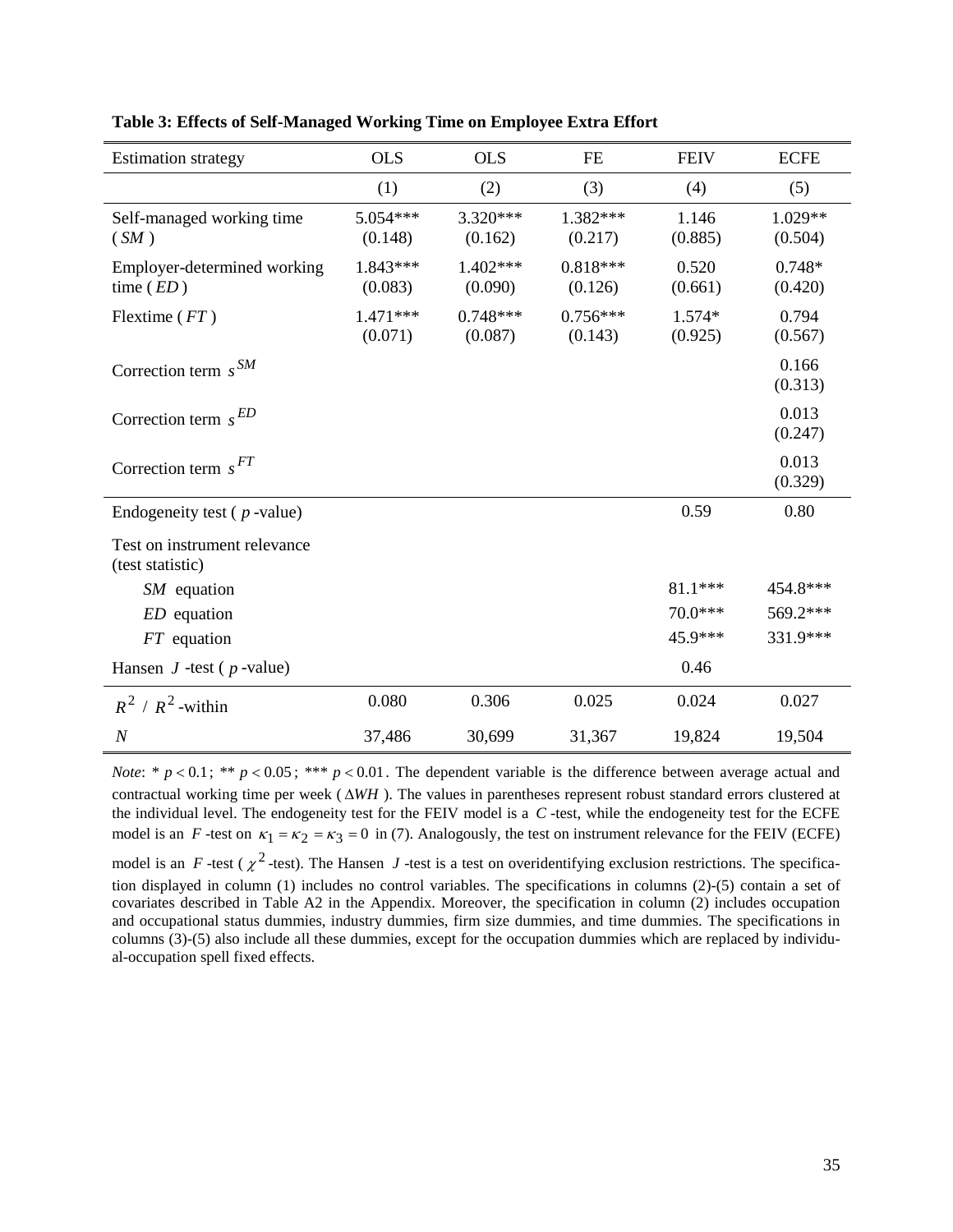**Table 3: Effects of Self-Managed Working Time on Employee Extra Effort**

| Estimation strategy | OLS | OLS | FE | FEIV | ECFE |
|---|---|---|---|---|---|
| | (1) | (2) | (3) | (4) | (5) |
| Self-managed working time ($SM$) | 5.054*** | 3.320*** | 1.382*** | 1.146 | 1.029** |
| | (0.148) | (0.162) | (0.217) | (0.885) | (0.504) |
| Employer-determined working time ($ED$) | 1.843*** | 1.402*** | 0.818*** | 0.520 | 0.748* |
| | (0.083) | (0.090) | (0.126) | (0.661) | (0.420) |
| Flextime ($FT$) | 1.471*** | 0.748*** | 0.756*** | 1.574* | 0.794 |
| | (0.071) | (0.087) | (0.143) | (0.925) | (0.567) |
| Correction term $s^{SM}$ | | | | | 0.166 |
| | | | | | (0.313) |
| Correction term $s^{ED}$ | | | | | 0.013 |
| | | | | | (0.247) |
| Correction term $s^{FT}$ | | | | | 0.013 |
| | | | | | (0.329) |
| Endogeneity test ($p$-value) | | | | 0.59 | 0.80 |
| Test on instrument relevance (test statistic) | | | | | |
| $SM$ equation | | | | 81.1*** | 454.8*** |
| $ED$ equation | | | | 70.0*** | 569.2*** |
| $FT$ equation | | | | 45.9*** | 331.9*** |
| Hansen $J$-test ($p$-value) | | | | 0.46 | |
| $R^2$ / $R^2$-within | 0.080 | 0.306 | 0.025 | 0.024 | 0.027 |
| $N$ | 37,486 | 30,699 | 31,367 | 19,824 | 19,504 |

*Note*: * $p < 0.1$; ** $p < 0.05$; *** $p < 0.01$. The dependent variable is the difference between average actual and contractual working time per week ($\Delta WH$). The values in parentheses represent robust standard errors clustered at the individual level. The endogeneity test for the FEIV model is a $C$-test, while the endogeneity test for the ECFE model is an $F$-test on $\kappa_1 = \kappa_2 = \kappa_3 = 0$ in (7). Analogously, the test on instrument relevance for the FEIV (ECFE) model is an $F$-test ($\chi^2$-test). The Hansen $J$-test is a test on overidentifying exclusion restrictions. The specification displayed in column (1) includes no control variables. The specifications in columns (2)-(5) contain a set of covariates described in Table A2 in the Appendix. Moreover, the specification in column (2) includes occupation and occupational status dummies, industry dummies, firm size dummies, and time dummies. The specifications in columns (3)-(5) also include all these dummies, except for the occupation dummies which are replaced by individual-occupation spell fixed effects.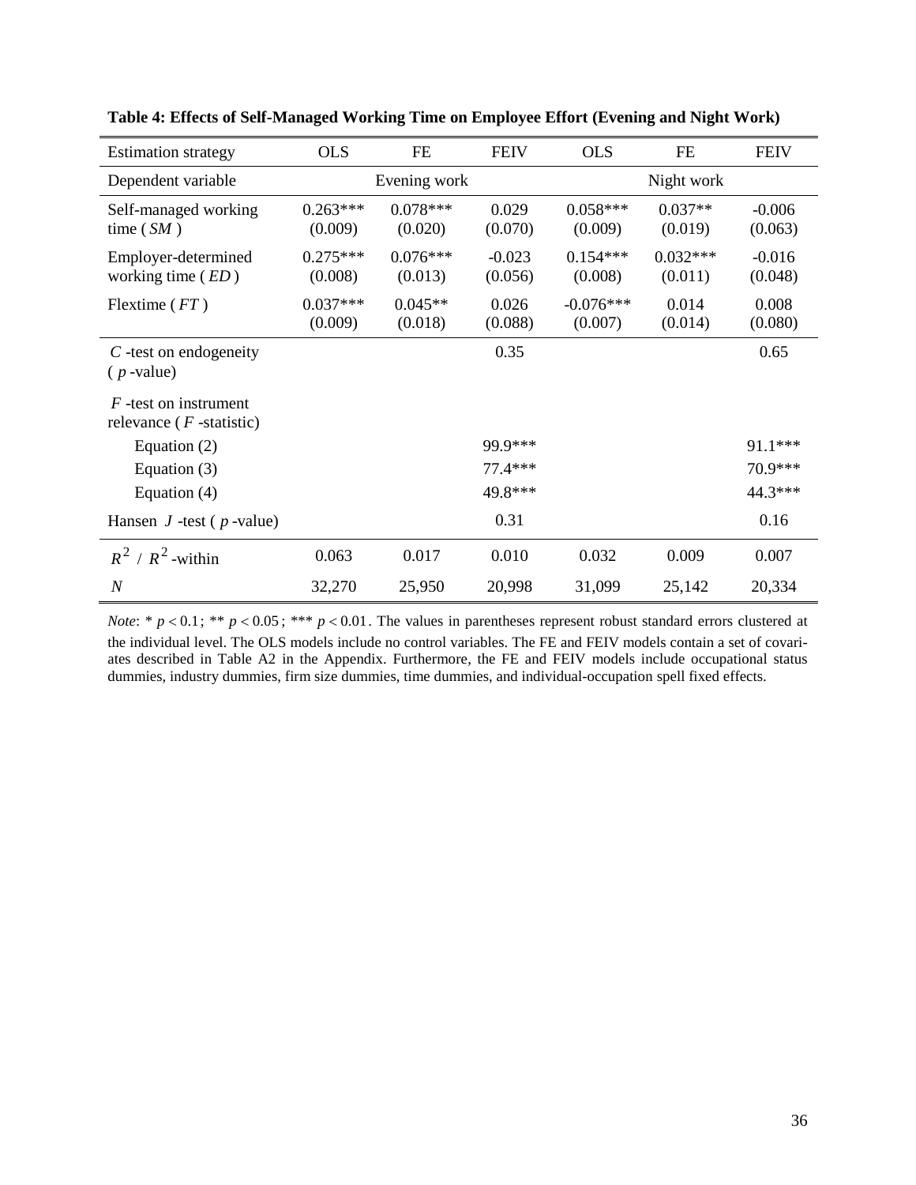**Table 4: Effects of Self-Managed Working Time on Employee Effort (Evening and Night Work)**

| Estimation strategy | OLS | FE | FEIV | OLS | FE | FEIV |
|---|---|---|---|---|---|---|
| Dependent variable | Evening work | | | Night work | | |
| Self-managed working time ( $SM$ ) | 0.263***<br>(0.009) | 0.078***<br>(0.020) | 0.029<br>(0.070) | 0.058***<br>(0.009) | 0.037**<br>(0.019) | -0.006<br>(0.063) |
| Employer-determined working time ( $ED$ ) | 0.275***<br>(0.008) | 0.076***<br>(0.013) | -0.023<br>(0.056) | 0.154***<br>(0.008) | 0.032***<br>(0.011) | -0.016<br>(0.048) |
| Flextime ( $FT$ ) | 0.037***<br>(0.009) | 0.045**<br>(0.018) | 0.026<br>(0.088) | -0.076***<br>(0.007) | 0.014<br>(0.014) | 0.008<br>(0.080) |
| $C$ -test on endogeneity ( $p$ -value) | | | 0.35 | | | 0.65 |
| $F$ -test on instrument relevance ( $F$ -statistic) | | | | | | |
| Equation (2) | | | 99.9*** | | | 91.1*** |
| Equation (3) | | | 77.4*** | | | 70.9*** |
| Equation (4) | | | 49.8*** | | | 44.3*** |
| Hansen $J$ -test ( $p$ -value) | | | 0.31 | | | 0.16 |
| $R^2$ / $R^2$ -within | 0.063 | 0.017 | 0.010 | 0.032 | 0.009 | 0.007 |
| $N$ | 32,270 | 25,950 | 20,998 | 31,099 | 25,142 | 20,334 |

*Note*: * $p < 0.1$; ** $p < 0.05$; *** $p < 0.01$. The values in parentheses represent robust standard errors clustered at the individual level. The OLS models include no control variables. The FE and FEIV models contain a set of covariates described in Table A2 in the Appendix. Furthermore, the FE and FEIV models include occupational status dummies, industry dummies, firm size dummies, time dummies, and individual-occupation spell fixed effects.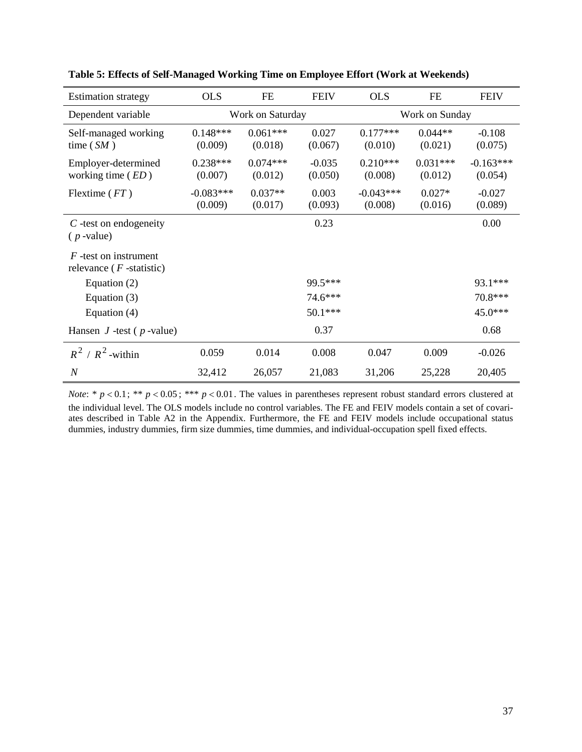**Table 5: Effects of Self-Managed Working Time on Employee Effort (Work at Weekends)**

| Estimation strategy | OLS | FE | FEIV | OLS | FE | FEIV |
|---|---|---|---|---|---|---|
| Dependent variable | Work on Saturday | | | Work on Sunday | | |
| Self-managed working time ( $SM$ ) | 0.148*** (0.009) | 0.061*** (0.018) | 0.027 (0.067) | 0.177*** (0.010) | 0.044** (0.021) | -0.108 (0.075) |
| Employer-determined working time ( $ED$ ) | 0.238*** (0.007) | 0.074*** (0.012) | -0.035 (0.050) | 0.210*** (0.008) | 0.031*** (0.012) | -0.163*** (0.054) |
| Flextime ( $FT$ ) | -0.083*** (0.009) | 0.037** (0.017) | 0.003 (0.093) | -0.043*** (0.008) | 0.027* (0.016) | -0.027 (0.089) |
| $C$ -test on endogeneity ( $p$ -value) | | | 0.23 | | | 0.00 |
| $F$ -test on instrument relevance ( $F$ -statistic) | | | | | | |
| Equation (2) | | | 99.5*** | | | 93.1*** |
| Equation (3) | | | 74.6*** | | | 70.8*** |
| Equation (4) | | | 50.1*** | | | 45.0*** |
| Hansen $J$ -test ( $p$ -value) | | | 0.37 | | | 0.68 |
| $R^2$ / $R^2$-within | 0.059 | 0.014 | 0.008 | 0.047 | 0.009 | -0.026 |
| $N$ | 32,412 | 26,057 | 21,083 | 31,206 | 25,228 | 20,405 |

*Note*: * $p < 0.1$; ** $p < 0.05$; *** $p < 0.01$. The values in parentheses represent robust standard errors clustered at the individual level. The OLS models include no control variables. The FE and FEIV models contain a set of covariates described in Table A2 in the Appendix. Furthermore, the FE and FEIV models include occupational status dummies, industry dummies, firm size dummies, time dummies, and individual-occupation spell fixed effects.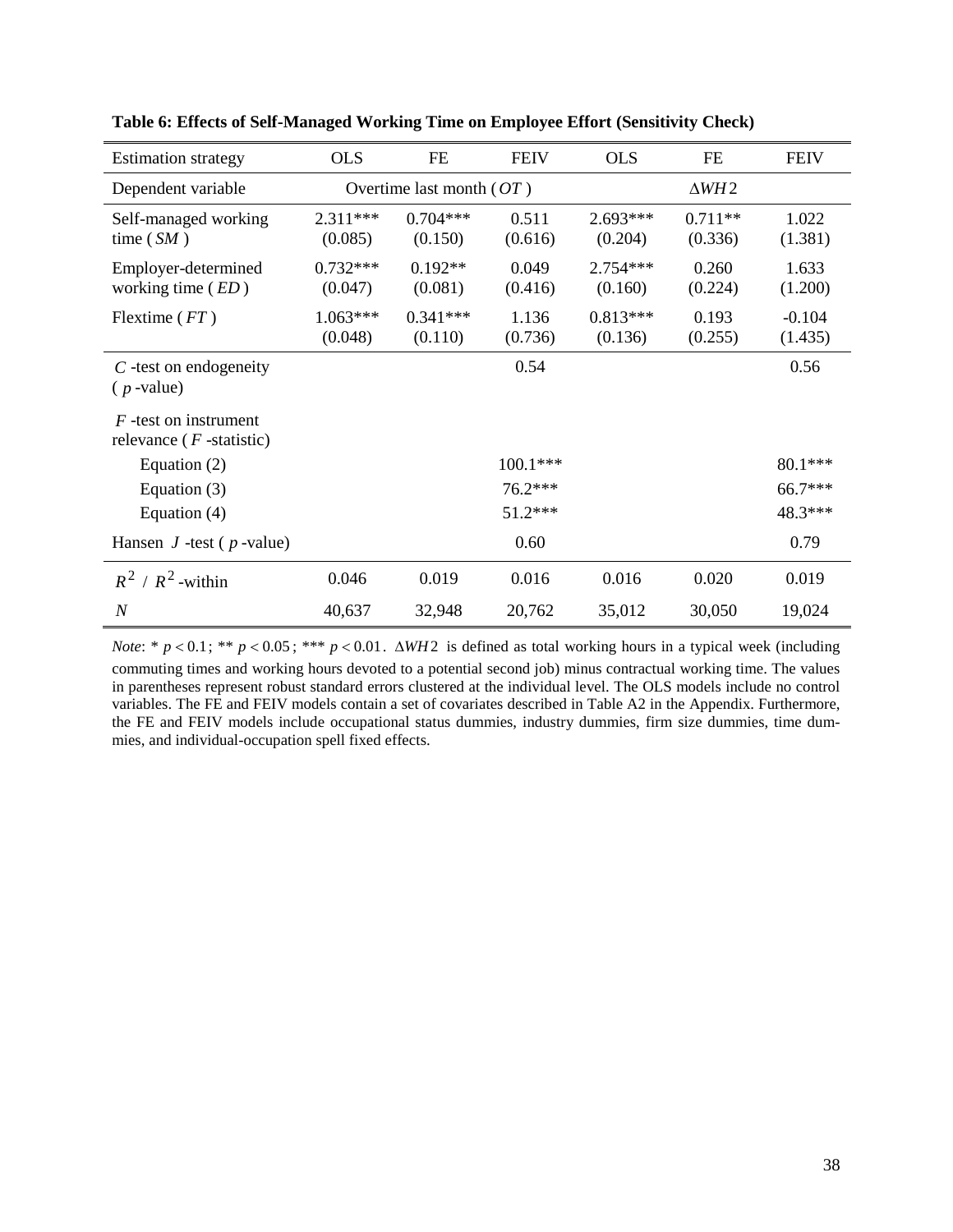**Table 6: Effects of Self-Managed Working Time on Employee Effort (Sensitivity Check)**

| Estimation strategy | OLS | FE | FEIV | OLS | FE | FEIV |
|---|---|---|---|---|---|---|
| Dependent variable | Overtime last month ($OT$) | | | $\Delta WH2$ | | |
| Self-managed working time ($SM$) | 2.311*** (0.085) | 0.704*** (0.150) | 0.511 (0.616) | 2.693*** (0.204) | 0.711** (0.336) | 1.022 (1.381) |
| Employer-determined working time ($ED$) | 0.732*** (0.047) | 0.192** (0.081) | 0.049 (0.416) | 2.754*** (0.160) | 0.260 (0.224) | 1.633 (1.200) |
| Flextime ($FT$) | 1.063*** (0.048) | 0.341*** (0.110) | 1.136 (0.736) | 0.813*** (0.136) | 0.193 (0.255) | -0.104 (1.435) |
| $C$-test on endogeneity ($p$-value) | | | 0.54 | | | 0.56 |
| $F$-test on instrument relevance ($F$-statistic) | | | | | | |
| Equation (2) | | | 100.1*** | | | 80.1*** |
| Equation (3) | | | 76.2*** | | | 66.7*** |
| Equation (4) | | | 51.2*** | | | 48.3*** |
| Hansen $J$-test ($p$-value) | | | 0.60 | | | 0.79 |
| $R^2$ / $R^2$-within | 0.046 | 0.019 | 0.016 | 0.016 | 0.020 | 0.019 |
| $N$ | 40,637 | 32,948 | 20,762 | 35,012 | 30,050 | 19,024 |

*Note*: * $p < 0.1$; ** $p < 0.05$; *** $p < 0.01$. $\Delta WH2$ is defined as total working hours in a typical week (including commuting times and working hours devoted to a potential second job) minus contractual working time. The values in parentheses represent robust standard errors clustered at the individual level. The OLS models include no control variables. The FE and FEIV models contain a set of covariates described in Table A2 in the Appendix. Furthermore, the FE and FEIV models include occupational status dummies, industry dummies, firm size dummies, time dummies, and individual-occupation spell fixed effects.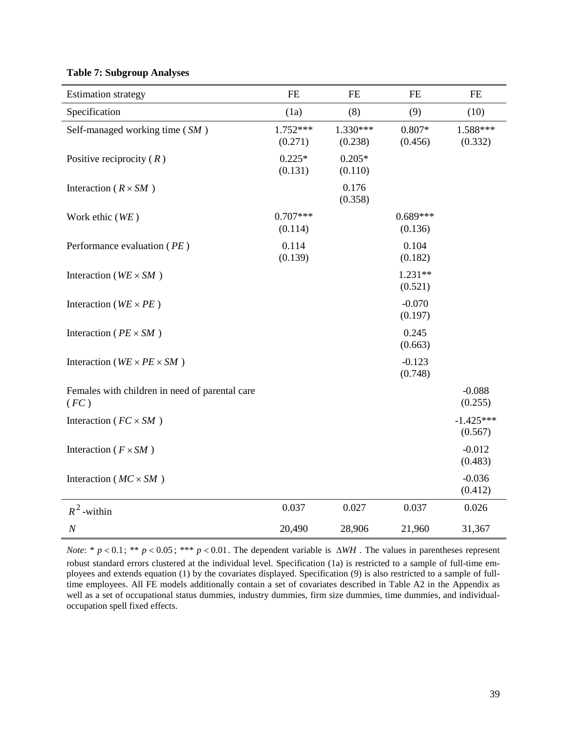**Table 7: Subgroup Analyses**

| Estimation strategy | FE | FE | FE | FE |
|---|---|---|---|---|
| Specification | (1a) | (8) | (9) | (10) |
| Self-managed working time ( $SM$ ) | 1.752*** (0.271) | 1.330*** (0.238) | 0.807* (0.456) | 1.588*** (0.332) |
| Positive reciprocity ( $R$ ) | 0.225* (0.131) | 0.205* (0.110) | | |
| Interaction ( $R \times SM$ ) | | 0.176 (0.358) | | |
| Work ethic ( $WE$ ) | 0.707*** (0.114) | | 0.689*** (0.136) | |
| Performance evaluation ( $PE$ ) | 0.114 (0.139) | | 0.104 (0.182) | |
| Interaction ( $WE \times SM$ ) | | | 1.231** (0.521) | |
| Interaction ( $WE \times PE$ ) | | | -0.070 (0.197) | |
| Interaction ( $PE \times SM$ ) | | | 0.245 (0.663) | |
| Interaction ( $WE \times PE \times SM$ ) | | | -0.123 (0.748) | |
| Females with children in need of parental care ( $FC$ ) | | | | -0.088 (0.255) |
| Interaction ( $FC \times SM$ ) | | | | -1.425*** (0.567) |
| Interaction ( $F \times SM$ ) | | | | -0.012 (0.483) |
| Interaction ( $MC \times SM$ ) | | | | -0.036 (0.412) |
| $R^2$ -within | 0.037 | 0.027 | 0.037 | 0.026 |
| $N$ | 20,490 | 28,906 | 21,960 | 31,367 |

*Note*: * $p < 0.1$; ** $p < 0.05$; *** $p < 0.01$. The dependent variable is $\Delta WH$ . The values in parentheses represent robust standard errors clustered at the individual level. Specification (1a) is restricted to a sample of full-time employees and extends equation (1) by the covariates displayed. Specification (9) is also restricted to a sample of full-time employees. All FE models additionally contain a set of covariates described in Table A2 in the Appendix as well as a set of occupational status dummies, industry dummies, firm size dummies, time dummies, and individual-occupation spell fixed effects.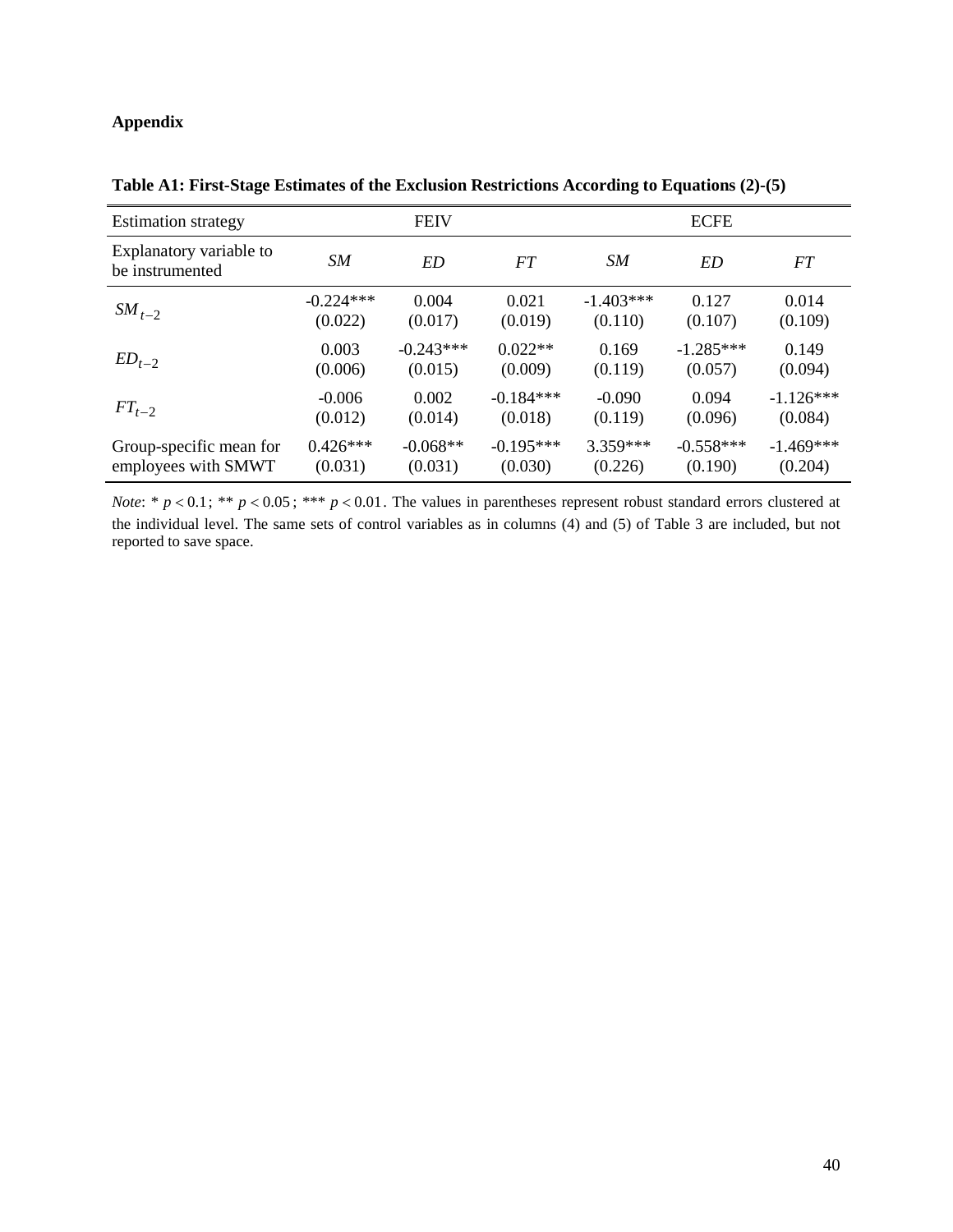**Appendix**

**Table A1: First-Stage Estimates of the Exclusion Restrictions According to Equations (2)-(5)**

| Estimation strategy | FEIV | | | ECFE | | |
|---|---|---|---|---|---|---|
| Explanatory variable to be instrumented | *SM* | *ED* | *FT* | *SM* | *ED* | *FT* |
| $SM_{t-2}$ | -0.224*** | 0.004 | 0.021 | -1.403*** | 0.127 | 0.014 |
| | (0.022) | (0.017) | (0.019) | (0.110) | (0.107) | (0.109) |
| $ED_{t-2}$ | 0.003 | -0.243*** | 0.022** | 0.169 | -1.285*** | 0.149 |
| | (0.006) | (0.015) | (0.009) | (0.119) | (0.057) | (0.094) |
| $FT_{t-2}$ | -0.006 | 0.002 | -0.184*** | -0.090 | 0.094 | -1.126*** |
| | (0.012) | (0.014) | (0.018) | (0.119) | (0.096) | (0.084) |
| Group-specific mean for employees with SMWT | 0.426*** | -0.068** | -0.195*** | 3.359*** | -0.558*** | -1.469*** |
| | (0.031) | (0.031) | (0.030) | (0.226) | (0.190) | (0.204) |

*Note*: * $p < 0.1$; ** $p < 0.05$; *** $p < 0.01$. The values in parentheses represent robust standard errors clustered at the individual level. The same sets of control variables as in columns (4) and (5) of Table 3 are included, but not reported to save space.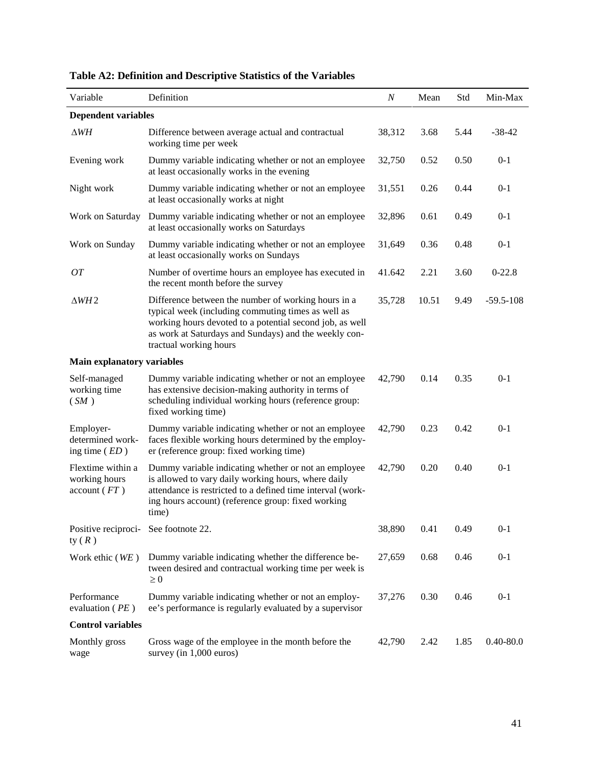**Table A2: Definition and Descriptive Statistics of the Variables**

| Variable | Definition | $N$ | Mean | Std | Min-Max |
|---|---|---|---|---|---|
| **Dependent variables** | | | | | |
| $\Delta WH$ | Difference between average actual and contractual working time per week | 38,312 | 3.68 | 5.44 | -38-42 |
| Evening work | Dummy variable indicating whether or not an employee at least occasionally works in the evening | 32,750 | 0.52 | 0.50 | 0-1 |
| Night work | Dummy variable indicating whether or not an employee at least occasionally works at night | 31,551 | 0.26 | 0.44 | 0-1 |
| Work on Saturday | Dummy variable indicating whether or not an employee at least occasionally works on Saturdays | 32,896 | 0.61 | 0.49 | 0-1 |
| Work on Sunday | Dummy variable indicating whether or not an employee at least occasionally works on Sundays | 31,649 | 0.36 | 0.48 | 0-1 |
| $OT$ | Number of overtime hours an employee has executed in the recent month before the survey | 41.642 | 2.21 | 3.60 | 0-22.8 |
| $\Delta WH2$ | Difference between the number of working hours in a typical week (including commuting times as well as working hours devoted to a potential second job, as well as work at Saturdays and Sundays) and the weekly contractual working hours | 35,728 | 10.51 | 9.49 | -59.5-108 |
| **Main explanatory variables** | | | | | |
| Self-managed working time ($SM$) | Dummy variable indicating whether or not an employee has extensive decision-making authority in terms of scheduling individual working hours (reference group: fixed working time) | 42,790 | 0.14 | 0.35 | 0-1 |
| Employer-determined working time ($ED$) | Dummy variable indicating whether or not an employee faces flexible working hours determined by the employer (reference group: fixed working time) | 42,790 | 0.23 | 0.42 | 0-1 |
| Flextime within a working hours account ($FT$) | Dummy variable indicating whether or not an employee is allowed to vary daily working hours, where daily attendance is restricted to a defined time interval (working hours account) (reference group: fixed working time) | 42,790 | 0.20 | 0.40 | 0-1 |
| Positive reciprocity ($R$) | See footnote 22. | 38,890 | 0.41 | 0.49 | 0-1 |
| Work ethic ($WE$) | Dummy variable indicating whether the difference between desired and contractual working time per week is $\geq 0$ | 27,659 | 0.68 | 0.46 | 0-1 |
| Performance evaluation ($PE$) | Dummy variable indicating whether or not an employee's performance is regularly evaluated by a supervisor | 37,276 | 0.30 | 0.46 | 0-1 |
| **Control variables** | | | | | |
| Monthly gross wage | Gross wage of the employee in the month before the survey (in 1,000 euros) | 42,790 | 2.42 | 1.85 | 0.40-80.0 |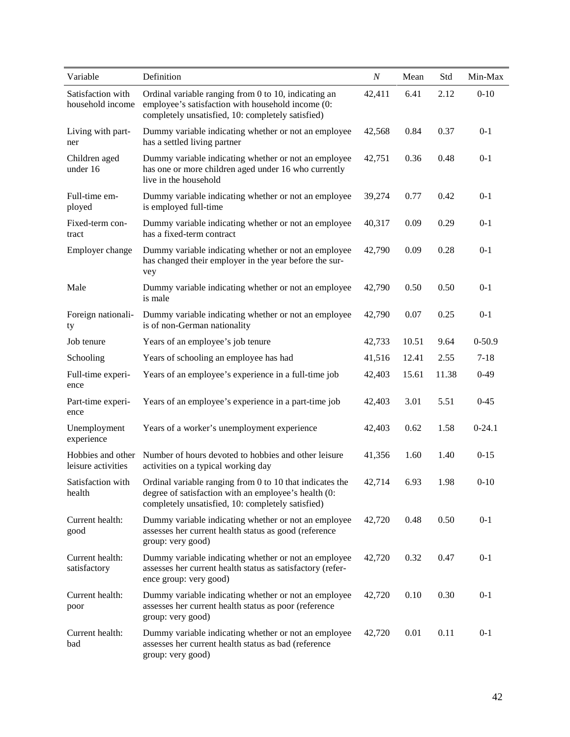| Variable | Definition | $N$ | Mean | Std | Min-Max |
|---|---|---|---|---|---|
| Satisfaction with household income | Ordinal variable ranging from 0 to 10, indicating an employee's satisfaction with household income (0: completely unsatisfied, 10: completely satisfied) | 42,411 | 6.41 | 2.12 | 0-10 |
| Living with partner | Dummy variable indicating whether or not an employee has a settled living partner | 42,568 | 0.84 | 0.37 | 0-1 |
| Children aged under 16 | Dummy variable indicating whether or not an employee has one or more children aged under 16 who currently live in the household | 42,751 | 0.36 | 0.48 | 0-1 |
| Full-time employed | Dummy variable indicating whether or not an employee is employed full-time | 39,274 | 0.77 | 0.42 | 0-1 |
| Fixed-term contract | Dummy variable indicating whether or not an employee has a fixed-term contract | 40,317 | 0.09 | 0.29 | 0-1 |
| Employer change | Dummy variable indicating whether or not an employee has changed their employer in the year before the survey | 42,790 | 0.09 | 0.28 | 0-1 |
| Male | Dummy variable indicating whether or not an employee is male | 42,790 | 0.50 | 0.50 | 0-1 |
| Foreign nationality | Dummy variable indicating whether or not an employee is of non-German nationality | 42,790 | 0.07 | 0.25 | 0-1 |
| Job tenure | Years of an employee's job tenure | 42,733 | 10.51 | 9.64 | 0-50.9 |
| Schooling | Years of schooling an employee has had | 41,516 | 12.41 | 2.55 | 7-18 |
| Full-time experience | Years of an employee's experience in a full-time job | 42,403 | 15.61 | 11.38 | 0-49 |
| Part-time experience | Years of an employee's experience in a part-time job | 42,403 | 3.01 | 5.51 | 0-45 |
| Unemployment experience | Years of a worker's unemployment experience | 42,403 | 0.62 | 1.58 | 0-24.1 |
| Hobbies and other leisure activities | Number of hours devoted to hobbies and other leisure activities on a typical working day | 41,356 | 1.60 | 1.40 | 0-15 |
| Satisfaction with health | Ordinal variable ranging from 0 to 10 that indicates the degree of satisfaction with an employee's health (0: completely unsatisfied, 10: completely satisfied) | 42,714 | 6.93 | 1.98 | 0-10 |
| Current health: good | Dummy variable indicating whether or not an employee assesses her current health status as good (reference group: very good) | 42,720 | 0.48 | 0.50 | 0-1 |
| Current health: satisfactory | Dummy variable indicating whether or not an employee assesses her current health status as satisfactory (reference group: very good) | 42,720 | 0.32 | 0.47 | 0-1 |
| Current health: poor | Dummy variable indicating whether or not an employee assesses her current health status as poor (reference group: very good) | 42,720 | 0.10 | 0.30 | 0-1 |
| Current health: bad | Dummy variable indicating whether or not an employee assesses her current health status as bad (reference group: very good) | 42,720 | 0.01 | 0.11 | 0-1 |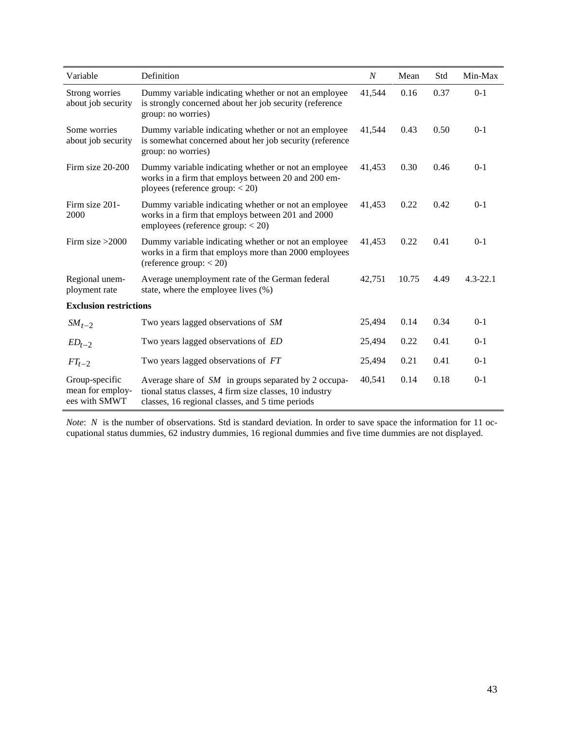| Variable | Definition | $N$ | Mean | Std | Min-Max |
|---|---|---|---|---|---|
| Strong worries about job security | Dummy variable indicating whether or not an employee is strongly concerned about her job security (reference group: no worries) | 41,544 | 0.16 | 0.37 | 0-1 |
| Some worries about job security | Dummy variable indicating whether or not an employee is somewhat concerned about her job security (reference group: no worries) | 41,544 | 0.43 | 0.50 | 0-1 |
| Firm size 20-200 | Dummy variable indicating whether or not an employee works in a firm that employs between 20 and 200 employees (reference group: < 20) | 41,453 | 0.30 | 0.46 | 0-1 |
| Firm size 201-2000 | Dummy variable indicating whether or not an employee works in a firm that employs between 201 and 2000 employees (reference group: < 20) | 41,453 | 0.22 | 0.42 | 0-1 |
| Firm size >2000 | Dummy variable indicating whether or not an employee works in a firm that employs more than 2000 employees (reference group: < 20) | 41,453 | 0.22 | 0.41 | 0-1 |
| Regional unemployment rate | Average unemployment rate of the German federal state, where the employee lives (%) | 42,751 | 10.75 | 4.49 | 4.3-22.1 |
| **Exclusion restrictions** | | | | | |
| $SM_{t-2}$ | Two years lagged observations of $SM$ | 25,494 | 0.14 | 0.34 | 0-1 |
| $ED_{t-2}$ | Two years lagged observations of $ED$ | 25,494 | 0.22 | 0.41 | 0-1 |
| $FT_{t-2}$ | Two years lagged observations of $FT$ | 25,494 | 0.21 | 0.41 | 0-1 |
| Group-specific mean for employees with SMWT | Average share of $SM$ in groups separated by 2 occupational status classes, 4 firm size classes, 10 industry classes, 16 regional classes, and 5 time periods | 40,541 | 0.14 | 0.18 | 0-1 |

*Note*: $N$ is the number of observations. Std is standard deviation. In order to save space the information for 11 occupational status dummies, 62 industry dummies, 16 regional dummies and five time dummies are not displayed.